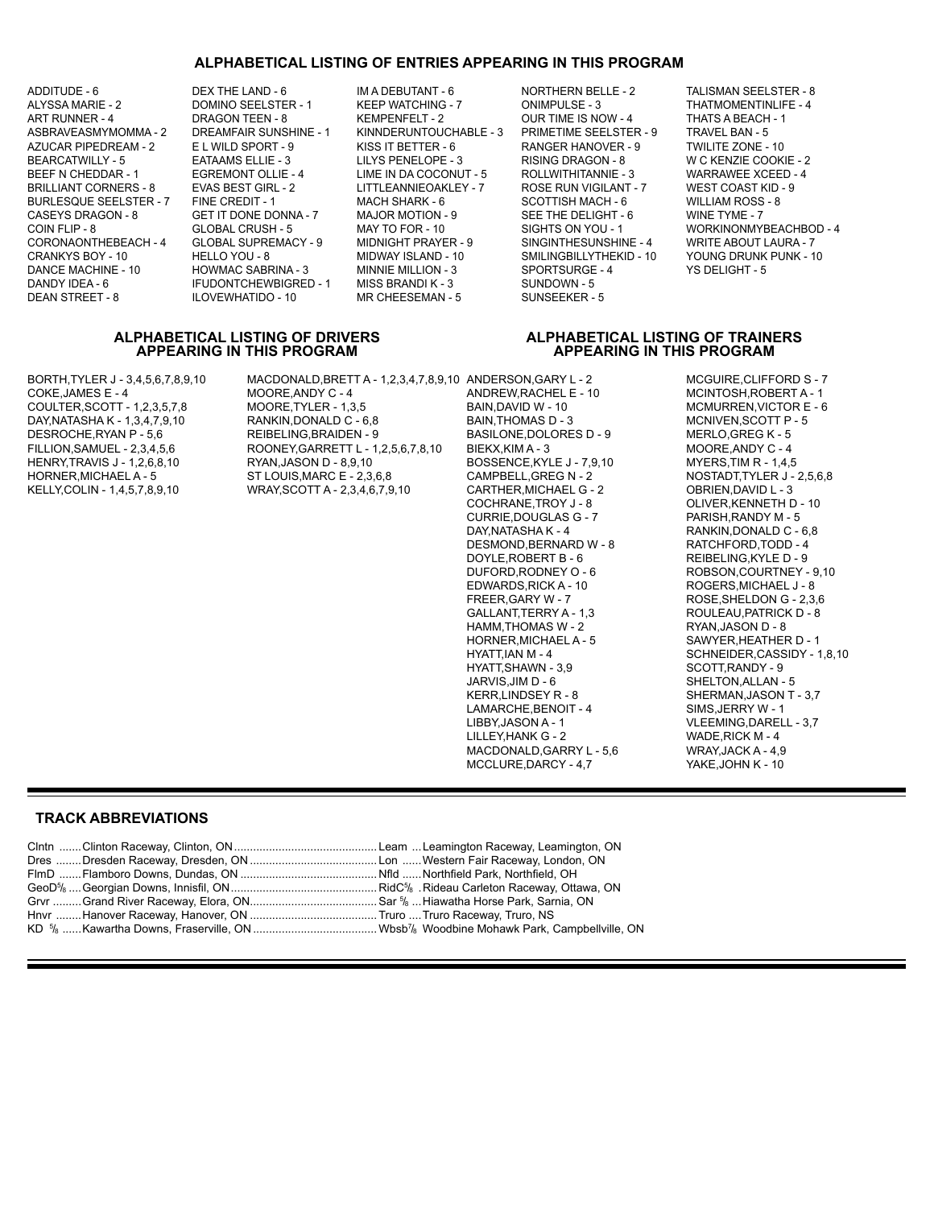## ALPHABETICAL LISTING OF ENTRIES APPEARING IN THIS PROGRAM

ADDITUDE - 6
ALYSSA MARIE - 2
ART RUNNER - 4
ASBRAVEASMYMOMMA - 2
AZUCAR PIPEDREAM - 2
BEARCATWILLY - 5
BEEF N CHEDDAR - 1
BRILLIANT CORNERS - 8
BURLESQUE SEELSTER - 7
CASEYS DRAGON - 8
COIN FLIP - 8
CORONAONTHEBEACH - 4
CRANKYS BOY - 10
DANCE MACHINE - 10
DANDY IDEA - 6
DEAN STREET - 8
DEX THE LAND - 6
DOMINO SEELSTER - 1
DRAGON TEEN - 8
DREAMFAIR SUNSHINE - 1
E L WILD SPORT - 9
EATAAMS ELLIE - 3
EGREMONT OLLIE - 4
EVAS BEST GIRL - 2
FINE CREDIT - 1
GET IT DONE DONNA - 7
GLOBAL CRUSH - 5
GLOBAL SUPREMACY - 9
HELLO YOU - 8
HOWMAC SABRINA - 3
IFUDONTCHEWBIGRED - 1
ILOVEWHATIDO - 10
IM A DEBUTANT - 6
KEEP WATCHING - 7
KEMPENFELT - 2
KINNDERUNTOUCHABLE - 3
KISS IT BETTER - 6
LILYS PENELOPE - 3
LIME IN DA COCONUT - 5
LITTLEANNIEOAKLEY - 7
MACH SHARK - 6
MAJOR MOTION - 9
MAY TO FOR - 10
MIDNIGHT PRAYER - 9
MIDWAY ISLAND - 10
MINNIE MILLION - 3
MISS BRANDI K - 3
MR CHEESEMAN - 5
NORTHERN BELLE - 2
ONIMPULSE - 3
OUR TIME IS NOW - 4
PRIMETIME SEELSTER - 9
RANGER HANOVER - 9
RISING DRAGON - 8
ROLLWITHITANNIE - 3
ROSE RUN VIGILANT - 7
SCOTTISH MACH - 6
SEE THE DELIGHT - 6
SIGHTS ON YOU - 1
SINGINTHESUNSHINE - 4
SMILINGBILLYTHEKID - 10
SPORTSURGE - 4
SUNDOWN - 5
SUNSEEKER - 5
TALISMAN SEELSTER - 8
THATMOMENTINLIFE - 4
THATS A BEACH - 1
TRAVEL BAN - 5
TWILITE ZONE - 10
W C KENZIE COOKIE - 2
WARRAWEE XCEED - 4
WEST COAST KID - 9
WILLIAM ROSS - 8
WINE TYME - 7
WORKINONMYBEACHBOD - 4
WRITE ABOUT LAURA - 7
YOUNG DRUNK PUNK - 10
YS DELIGHT - 5

## ALPHABETICAL LISTING OF DRIVERS APPEARING IN THIS PROGRAM

BORTH,TYLER J - 3,4,5,6,7,8,9,10
COKE,JAMES E - 4
COULTER,SCOTT - 1,2,3,5,7,8
DAY,NATASHA K - 1,3,4,7,9,10
DESROCHE,RYAN P - 5,6
FILLION,SAMUEL - 2,3,4,5,6
HENRY,TRAVIS J - 1,2,6,8,10
HORNER,MICHAEL A - 5
KELLY,COLIN - 1,4,5,7,8,9,10
MACDONALD,BRETT A - 1,2,3,4,7,8,9,10
MOORE,ANDY C - 4
MOORE,TYLER - 1,3,5
RANKIN,DONALD C - 6,8
REIBELING,BRAIDEN - 9
ROONEY,GARRETT L - 1,2,5,6,7,8,10
RYAN,JASON D - 8,9,10
ST LOUIS,MARC E - 2,3,6,8
WRAY,SCOTT A - 2,3,4,6,7,9,10

## ALPHABETICAL LISTING OF TRAINERS APPEARING IN THIS PROGRAM

ANDERSON,GARY L - 2
ANDREW,RACHEL E - 10
BAIN,DAVID W - 10
BAIN,THOMAS D - 3
BASILONE,DOLORES D - 9
BIEKX,KIM A - 3
BOSSENCE,KYLE J - 7,9,10
CAMPBELL,GREG N - 2
CARTHER,MICHAEL G - 2
COCHRANE,TROY J - 8
CURRIE,DOUGLAS G - 7
DAY,NATASHA K - 4
DESMOND,BERNARD W - 8
DOYLE,ROBERT B - 6
DUFORD,RODNEY O - 6
EDWARDS,RICK A - 10
FREER,GARY W - 7
GALLANT,TERRY A - 1,3
HAMM,THOMAS W - 2
HORNER,MICHAEL A - 5
HYATT,IAN M - 4
HYATT,SHAWN - 3,9
JARVIS,JIM D - 6
KERR,LINDSEY R - 8
LAMARCHE,BENOIT - 4
LIBBY,JASON A - 1
LILLEY,HANK G - 2
MACDONALD,GARRY L - 5,6
MCCLURE,DARCY - 4,7
MCGUIRE,CLIFFORD S - 7
MCINTOSH,ROBERT A - 1
MCMURREN,VICTOR E - 6
MCNIVEN,SCOTT P - 5
MERLO,GREG K - 5
MOORE,ANDY C - 4
MYERS,TIM R - 1,4,5
NOSTADT,TYLER J - 2,5,6,8
OBRIEN,DAVID L - 3
OLIVER,KENNETH D - 10
PARISH,RANDY M - 5
RANKIN,DONALD C - 6,8
RATCHFORD,TODD - 4
REIBELING,KYLE D - 9
ROBSON,COURTNEY - 9,10
ROGERS,MICHAEL J - 8
ROSE,SHELDON G - 2,3,6
ROULEAU,PATRICK D - 8
RYAN,JASON D - 8
SAWYER,HEATHER D - 1
SCHNEIDER,CASSIDY - 1,8,10
SCOTT,RANDY - 9
SHELTON,ALLAN - 5
SHERMAN,JASON T - 3,7
SIMS,JERRY W - 1
VLEEMING,DARELL - 3,7
WADE,RICK M - 4
WRAY,JACK A - 4,9
YAKE,JOHN K - 10

## TRACK ABBREVIATIONS

| | | | |
|---|---|---|---|
| Clntn | Clinton Raceway, Clinton, ON | Leam | Leamington Raceway, Leamington, ON |
| Dres | Dresden Raceway, Dresden, ON | Lon | Western Fair Raceway, London, ON |
| FlmD | Flamboro Downs, Dundas, ON | Nfld | Northfield Park, Northfield, OH |
| GeoD⅝ | Georgian Downs, Innisfil, ON | RidC⅝ | Rideau Carleton Raceway, Ottawa, ON |
| Grvr | Grand River Raceway, Elora, ON | Sar ⅝ | Hiawatha Horse Park, Sarnia, ON |
| Hnvr | Hanover Raceway, Hanover, ON | Truro | Truro Raceway, Truro, NS |
| KD ⅝ | Kawartha Downs, Fraserville, ON | Wbsb⅞ | Woodbine Mohawk Park, Campbellville, ON |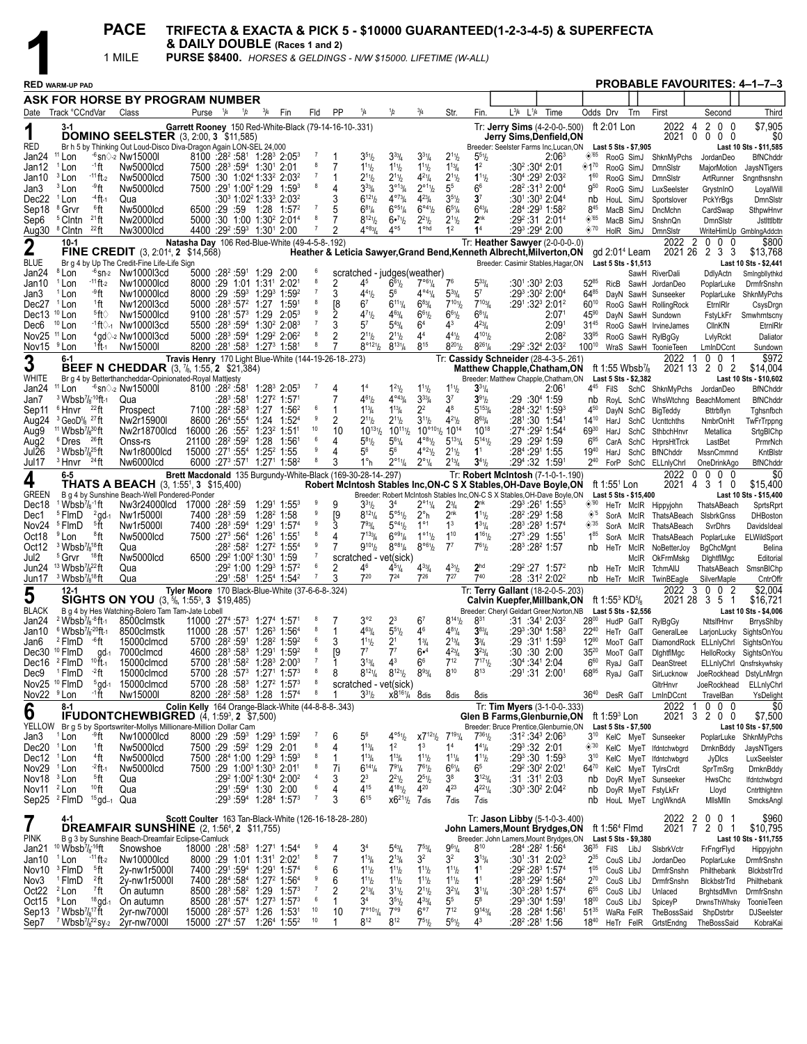# 1

**PACE** — **TRIFECTA & EXACTA & PICK 5 - $10000 GUARANTEED(1-2-3-4-5) & SUPERFECTA & DAILY DOUBLE (Races 1 and 2)**

1 MILE — **PURSE $8400.** *HORSES & GELDINGS - N/W $15000. LIFETIME (W-ALL)*

**RED WARM-UP PAD** — **PROBABLE FAVOURITES: 4–1–7–3**

**ASK FOR HORSE BY PROGRAM NUMBER**

---

## 1 — RED — 3-1
**DOMINO SEELSTER** (3, 2:00, 3 $11,585)
Garrett Rooney 150 Red-White-Black (79-14-16-10-.331)
Br h 5 by Thinking Out Loud-Disco Diva-Dragon Again LON-SEL 24,000
Tr: Jerry Sims (4-2-0-0-.500) — Jerry Sims,Denfield,ON
Breeder: Seelster Farms Inc,Lucan,ON
ft 2:01 Lon — 2022: 4 2 0 0 $7,905 — 2021: 0 0 0 0 $0
Last 5 Sts - $7,905 — Last 10 Sts - $11,585

| Date | Track | Cond | Class | Purse | 1/4 | 1/2 | 3/4 | Fin | Fld | PP | 1/4 | 1/2 | 3/4 | Str. | Fin. | L3/4 L1/4 Time | Odds | Drv | Trn | First | Second | Third |
|---|---|---|---|---|---|---|---|---|---|---|---|---|---|---|---|---|---|---|---|---|---|---|
| Jan24 [11] | Lon | -6sn◇-2 | Nw15000l | 8100 | :28² | :58¹ | 1:28³ | 2:05³ | 7 | 1 | 3⁵½ | 3³¾ | 3³¼ | 2¹½ | 5⁵½ | 2:06³ | ◈65 | RooG | SimJ | ShknMyPchs | JordanDeo | BfNChddr |
| Jan12 [1] | Lon | -1ft | Nw5000lcd | 7500 | :28³ | :59⁴ | 1:30¹ | 2:01 | 8 | 7 | 1¹½ | 1¹½ | 1¹½ | 1¹¾ | 1² | :30² :30⁴ 2:01 | ◈170 | RooG | SimJ | DmnSlstr | MajorMotion | JaysNTigers |
| Jan10 [3] | Lon | -11ft-2 | Nw5000lcd | 7500 | :30 | 1:02⁴ | 1:33² | 2:03² | 7 | 1 | 2¹½ | 2¹½ | 4²¼ | 2¹½ | 1¹½ | :30⁴ :29³ 2:03² | 1⁶⁰ | RooG | SimJ | DmnSlstr | ArtRunner | Sngnthsnshn |
| Jan3 [3] | Lon | -9ft | Nw5000lcd | 7500 | :29¹ | 1:00² | 1:29 | 1:59³ | 8 | 4 | 3³¾ | 3°¹³¼ | 2°¹½ | 5⁵ | 6⁶ | :28² :31³ 2:00⁴ | 9⁶⁰ | RooG | SimJ | LuxSeelster | GrystnInO | LoyalWill |
| Dec22 [1] | Lon | -4ft-1 | Qua | | :30³ | 1:02² | 1:33³ | 2:03² | | 3 | 6¹²½ | 4°⁷¾ | 4²¾ | 3⁵½ | 3⁷ | :30¹ :30³ 2:04⁴ | nb | HouL | SimJ | Sportslover | PckYrBgs | DmnSlstr |
| Sep18 [8] | Grvr | 6ft | Nw5000lcd | 6500 | :29 | :59 | 1:28 | 1:57² | 7 | 5 | 6⁸¼ | 6°⁵¼ | 6°⁴½ | 6⁵¼ | 6⁴¾ | :28⁴ :29³ 1:58² | 8⁴⁵ | MacB | SimJ | DncMchn | CardSwap | SthpwHnvr |
| Sep6 [5] | Clntn | 21ft | Nw2000lcd | 5000 | :30 | 1:00 | 1:30² | 2:01⁴ | 8 | 7 | 8¹²½ | 6•⁷½ | 2²½ | 2¹½ | 2nk | :29² :31 2:01⁴ | ◈65 | MacB | SimJ | SnshnQn | DmnSlstr | Jstlttlbttr |
| Aug30 [8] | Clntn | 22ft | Nw3000lcd | 4400 | :29² | :59³ | 1:30¹ | 2:00 | 7 | 2 | 4°⁸³¼ | 4°⁵ | 1°hd | 1² | 1⁴ | :29³ :29⁴ 2:00 | ◈70 | HolR | SimJ | DmnSlstr | WriteHimUp | GmblngAddctn |

---

## 2 — BLUE — 10-1
**FINE CREDIT** (3, 2:01⁴, 2 $14,568)
Natasha Day 106 Red-Blue-White (49-4-5-8-.192)
Br g 4 by Up The Credit-Fine Life-Life Sign
Tr: Heather Sawyer (2-0-0-0-.0) — Heather & Leticia Sawyer,Grand Bend,Kenneth Albrecht,Milverton,ON
Breeder: Casimir Stables,Hagar,ON
gd 2:01⁴ Leam — 2022: 2 0 0 0 $800 — 2021: 26 2 3 3 $13,768
Last 5 Sts - $1,513 — Last 10 Sts - $2,441

| Date | Track | Cond | Class | Purse | 1/4 | 1/2 | 3/4 | Fin | Fld | PP | 1/4 | 1/2 | 3/4 | Str. | Fin. | L3/4 L1/4 Time | Odds | Drv | Trn | First | Second | Third |
|---|---|---|---|---|---|---|---|---|---|---|---|---|---|---|---|---|---|---|---|---|---|---|
| Jan24 [8] | Lon | -6sn◇-2 | Nw1000l3cd | 5000 | :28² | :59¹ | 1:29 | 2:00 | 6 | | scratched - judges(weather) | | | | | | | | SawH | RiverDali | DdlyActn | Smlngbllythkd |
| Jan10 [1] | Lon | -11ft-2 | Nw10000lcd | 8000 | :29 | 1:01 | 1:31¹ | 2:02¹ | 8 | 2 | 4⁵ | 6⁶½ | 7°⁶¼ | 7⁶ | 5³¾ | :30¹ :30³ 2:03 | 52⁸⁵ | RicB | SawH | JordanDeo | PoplarLuke | DrmfrSnshn |
| Jan3 [1] | Lon | -9ft | Nw10000lcd | 8000 | :29 | :59³ | 1:29³ | 1:59² | 7 | 3 | 4⁴½ | 5⁶ | 4°⁴¼ | 5³¾ | 5⁷ | :29³ :30² 2:00⁴ | 64⁸⁵ | DayN | SawH | Sunseeker | PoplarLuke | ShknMyPchs |
| Dec27 [1] | Lon | 1ft | Nw1200l3cd | 5000 | :28³ | :57² | 1:27 | 1:59¹ | 8 | [8 | 6⁷ | 6¹¹¼ | 6⁸¾ | 7¹⁰½ | 7¹⁰¾ | :29¹ :32³ 2:01² | 60¹⁰ | RooG | SawH | RollingRock | EtrnlRlr | CsysDrgn |
| Dec13 [10] | Lon | 5ft◇ | Nw15000lcd | 9100 | :28¹ | :57³ | 1:29 | 2:05³ | 9 | 2 | 4⁷½ | 4⁶¾ | 6⁶½ | 6⁶½ | 6⁸¼ | 2:07¹ | 45⁸⁰ | DayN | SawH | Sundown | FstyLkFr | Smwhrntscny |
| Dec6 [10] | Lon | -1ft◇-1 | Nw1000l3cd | 5500 | :28³ | :59⁴ | 1:30² | 2:08³ | 7 | 3 | 5⁷ | 5⁴¾ | 6⁴ | 4³ | 4²¾ | 2:09¹ | 31⁴⁵ | RooG | SawH | IrvineJames | CllnKfN | EtrnlRlr |
| Nov25 [11] | Lon | 4gd◇-2 | Nw1000l3cd | 5000 | :28³ | :59⁴ | 1:29² | 2:06² | 8 | 2 | 2¹½ | 2¹½ | 4⁴ | 4⁴½ | 4¹⁰½ | 2:08² | 33⁹⁵ | RooG | SawH | RylBgGy | LvlyRckt | Daliator |
| Nov15 [9] | Lon | 1ft-1 | Nw15000l | 8200 | :28¹ | :58³ | 1:27³ | 1:58¹ | 8 | 7 | 8°¹²½ | 8¹³¼ | 8¹⁵ | 8²⁰½ | 8²⁶¼ | :29² :32⁴ 2:03² | 100¹⁰ | WraS | SawH | ToonieTeen | LmlnDCcnt | Sundown |

---

## 3 — WHITE — 6-1
**BEEF N CHEDDAR** (3, ⁷/₈, 1:55, 2 $21,384)
Travis Henry 170 Light Blue-White (144-19-26-18-.273)
Br g 4 by Betterthancheddar-Opinionated-Royal Mattjesty
Tr: Cassidy Schneider (28-4-3-5-.261) — Matthew Chapple,Chatham,ON
Breeder: Matthew Chapple,Chatham,ON
ft 1:55 Wbsb⁷/₈ — 2022: 1 0 0 1 $972 — 2021: 13 2 0 2 $14,004
Last 5 Sts - $2,382 — Last 10 Sts - $10,602

| Date | Track | Cond | Class | Purse | 1/4 | 1/2 | 3/4 | Fin | Fld | PP | 1/4 | 1/2 | 3/4 | Str. | Fin. | L3/4 L1/4 Time | Odds | Drv | Trn | First | Second | Third |
|---|---|---|---|---|---|---|---|---|---|---|---|---|---|---|---|---|---|---|---|---|---|---|
| Jan24 [11] | Lon | -6sn◇-2 | Nw15000l | 8100 | :28² | :58¹ | 1:28³ | 2:05³ | 7 | 4 | 1⁴ | 1²½ | 1¹½ | 1¹½ | 3³¼ | 2:06¹ | 4⁴⁵ | FilS | SchC | ShknMyPchs | JordanDeo | BfNChddr |
| Jan7 | ³ Wbsb⁷/₈ | 10ft-1 | Qua | | :28³ | :58¹ | 1:27² | 1:57¹ | | 7 | 4⁶½ | 4°⁴³¼ | 3³¾ | 3⁷ | 3⁹½ | :29 :30⁴ 1:59 | nb | RoyL | SchC | WhsWtchng | BeachMoment | BfNChddr |
| Sep11 [6] | Hnvr | 22ft | Prospect | 7100 | :28² | :58³ | 1:27 | 1:56² | 6 | 1 | 1¹¾ | 1¹¾ | 2² | 4⁸ | 5¹⁵¾ | :28⁴ :32¹ 1:59³ | 4⁵⁰ | DayN | SchC | BigTeddy | Bttrbflyn | Tghsnfbch |
| Aug24 [3] | GeoD⁵/₈ | 27ft | Nw2r15900l | 8600 | :26⁴ | :55⁴ | 1:24 | 1:52⁴ | 9 | 2 | 2¹½ | 2¹½ | 3¹½ | 4²½ | 8⁶¾ | :28¹ :30 1:54¹ | 14¹⁰ | HarJ | SchC | Ucnttchths | NmbrOnHt | TwFrTrppng |
| Aug9 [11] | Wbsb⁷/₈ | 30ft | Nw2r18700lcd | 16000 | :26 | :55² | 1:23² | 1:51¹ | 10 | 10 | 10¹³½ | 10¹¹½ | 10°¹⁰½ | 10¹⁴ | 10¹⁸ | :27⁴ :29² 1:54⁴ | 69³⁰ | HarJ | SchC | SthbchHnvr | Metallica | SrtgBlChp |
| Aug2 [6] | Dres | 26ft | Onss-rs | 21100 | :28² | :59² | 1:28 | 1:56¹ | 6 | 4 | 5⁸½ | 5⁶¼ | 4°⁸½ | 5¹³¼ | 5¹⁴½ | :29 :29² 1:59 | 6⁸⁵ | CarA | SchC | HrprsHtTrck | LastBet | PrmrNch |
| Jul26 [3] | Wbsb⁷/₈ | 25ft | Nw1r8000lcd | 15000 | :27¹ | :55⁴ | 1:25² | 1:55 | 9 | 4 | 5⁶ | 5⁶ | 4°²½ | 2¹½ | 1¹ | :28⁴ :29¹ 1:55 | 19⁴⁰ | HarJ | SchC | BfNChddr | MssnCmmnd | KntBlstr |
| Jul17 [3] | Hnvr | 24ft | Nw6000lcd | 6000 | :27³ | :57¹ | 1:27¹ | 1:58² | 8 | 3 | 1°h | 2°¹¼ | 2°¼ | 2¹¾ | 3⁴½ | :29⁴ :32 1:59¹ | 2⁴⁰ | ForP | SchC | ELLnlyChrl | OneDrinkAgo | BfNChddr |

---

## 4 — GREEN — 6-5
**THATS A BEACH** (3, 1:55¹, 3 $15,400)
Brett Macdonald 135 Burgundy-White-Black (169-30-28-14-.297)
B g 4 by Sunshine Beach-Well Pondered-Ponder
Tr: Robert McIntosh (7-1-0-1-.190) — Robert McIntosh Stables Inc,ON-C S X Stables,OH-Dave Boyle,ON
Breeder: Robert McIntosh Stables Inc,ON-C S X Stables,OH-Dave Boyle,ON
ft 1:55¹ Lon — 2022: 0 0 0 0 $0 — 2021: 4 3 1 0 $15,400
Last 5 Sts - $15,400 — Last 10 Sts - $15,400

| Date | Track | Cond | Class | Purse | 1/4 | 1/2 | 3/4 | Fin | Fld | PP | 1/4 | 1/2 | 3/4 | Str. | Fin. | L3/4 L1/4 Time | Odds | Drv | Trn | First | Second | Third |
|---|---|---|---|---|---|---|---|---|---|---|---|---|---|---|---|---|---|---|---|---|---|---|
| Dec18 | ¹ Wbsb⁷/₈ | -1ft | Nw3r24000lcd | 17000 | :28² | :59 | 1:29¹ | 1:55³ | 9 | 9 | 3³½ | 3⁴ | 2°¹¼ | 2¾ | 2nk | :29³ :26¹ 1:55³ | ◈90 | HeTr | McIR | Hippyjohn | ThatsABeach | SprtsRprt |
| Dec1 [5] | FlmD | 2gd-1 | Nw1r5000l | 7400 | :28³ | :59 | 1:28² | 1:58 | 9 | [9 | 8¹²¼ | 5°⁶½ | 2°h | 2nk | 1¹½ | :28² :29³ 1:58 | ◈5 | SorA | McIR | ThatsABeach | SlsbrkGnss | DHBoston |
| Nov24 [5] | FlmD | 5ft | Nw1r5000l | 7400 | :28³ | :59⁴ | 1:29¹ | 1:57⁴ | 9 | 3 | 7⁹¾ | 5°⁴½ | 1°¹ | 1³ | 1³¼ | :28³ :28³ 1:57⁴ | ◈35 | SorA | McIR | ThatsABeach | SvrDhrs | Davidsldeal |
| Oct18 [9] | Lon | 8ft | Nw5000lcd | 7500 | :27³ | :56⁴ | 1:26¹ | 1:55¹ | 8 | 4 | 7¹³¾ | 6°⁹¼ | 1°¹½ | 1¹⁰ | 1¹⁶½ | :27³ :29 1:55¹ | 1⁸⁵ | SorA | McIR | ThatsABeach | PoplarLuke | ELWildSport |
| Oct12 | ³ Wbsb⁷/₈ | 18ft | Qua | | :28² | :58² | 1:27² | 1:55⁴ | 9 | 7 | 9¹⁰½ | 8°⁸¼ | 8°⁶½ | 7⁷ | 7⁶½ | :28³ :28¹ 1:57 | nb | HeTr | McIR | NoBetterJoy | BgChcMgnt | Belina |
| Jul2 [5] | Grvr | 18ft | Nw5000lcd | 6500 | :29² | 1:00² | 1:30¹ | 1:59 | 7 | | scratched - vet(sick) | | | | | | | | McIR | OkFrmMskg | DlghtflMgc | Editorial |
| Jun24 | ¹³ Wbsb⁷/₈ | 22ft | Qua | | :29² | 1:00 | 1:29³ | 1:57² | 6 | 2 | 4⁶ | 4⁵¼ | 4³¾ | 4³½ | 2hd | :29² :27 1:57² | nb | HeTr | McIR | TchmAllJ | ThatsABeach | SmsnBlChp |
| Jun17 | ³ Wbsb⁷/₈ | 18ft | Qua | | :29¹ | :58¹ | 1:25⁴ | 1:54² | 7 | 3 | 7²⁰ | 7²⁴ | 7²⁶ | 7²⁷ | 7⁴⁰ | :28 :31² 2:02² | nb | HeTr | McIR | TwinBEagle | SilverMaple | CntrOffr |

---

## 5 — BLACK — 12-1
**SIGHTS ON YOU** (3, ⁵/₈, 1:55³, 3 $19,485)
Tyler Moore 170 Black-Blue-White (37-6-6-8-.324)
B g 4 by Hes Watching-Bolero Tam-Tam Jate Lobell
Tr: Terry Gallant (18-2-0-5-.203) — Calvin Kuepfer,Millbank,ON
Breeder: Cheryl Geldart Greer,Norton,NB
ft 1:55³ KD⁵/₈ — 2022: 3 0 0 2 $2,004 — 2021: 28 3 5 1 $16,721
Last 5 Sts - $2,556 — Last 10 Sts - $4,006

| Date | Track | Cond | Class | Purse | 1/4 | 1/2 | 3/4 | Fin | Fld | PP | 1/4 | 1/2 | 3/4 | Str. | Fin. | L3/4 L1/4 Time | Odds | Drv | Trn | First | Second | Third |
|---|---|---|---|---|---|---|---|---|---|---|---|---|---|---|---|---|---|---|---|---|---|---|
| Jan24 | ² Wbsb⁷/₈ | -8ft-1 | 8500clmstk | 11000 | :27⁴ | :57³ | 1:27⁴ | 1:57¹ | 8 | 7 | 3°² | 2³ | 6⁷ | 8¹⁴½ | 8³¹ | :31 :34¹ 2:03² | 28⁰⁰ | HudP | GalT | RylBgGy | NttslfHnvr | BrrysShlby |
| Jan10 | ⁶ Wbsb⁷/₈ | -20ft-1 | 8500clmstk | 11000 | :28 | :57¹ | 1:26³ | 1:56⁴ | 8 | 1 | 4⁶¾ | 5⁵½ | 4⁶ | 4⁸¼ | 3⁸¾ | :29³ :30⁴ 1:58³ | 22⁴⁰ | HeTr | GalT | GeneralLee | LarjonLucky | SightsOnYou |
| Jan6 [2] | FlmD | -6ft | 15000clmcd | 5700 | :28² | :59¹ | 1:28² | 1:59² | 6 | 3 | 1¹½ | 2¹ | 1¾ | 2¹¾ | 3¾ | :29 :31¹ 1:59³ | 12⁸⁰ | MooT | GalT | DiamondRock | ELLnlyChrl | SightsOnYou |
| Dec30 [10] | FlmD | gd-1 | 7000clmcd | 4600 | :28³ | :58³ | 1:29¹ | 1:59² | 8 | [9 | 7⁷ | 7⁷ | 6•⁴ | 4²¾ | 3²¾ | :30 :30 2:00 | 35²⁰ | MooT | GalT | DlghtflMgc | HelloRocky | SightsOnYou |
| Dec16 [2] | FlmD | 10ft-1 | 15000clmcd | 5700 | :28¹ | :58² | 1:28³ | 2:00³ | 7 | 1 | 3¹¾ | 4³ | 6⁶ | 7¹² | 7¹⁷½ | :30⁴ :34¹ 2:04 | 6⁶⁰ | RyaJ | GalT | DeanStreet | ELLnlyChrl | Qnsfrskywhsky |
| Dec9 [1] | FlmD | -2ft | 15000clmcd | 5700 | :28 | :57³ | 1:27¹ | 1:57³ | 8 | 8 | 8¹²¼ | 8¹²½ | 8⁹¾ | 8¹⁰ | 8¹³ | :29¹ :31 2:00¹ | 68⁸⁵ | RyaJ | GalT | SirLucknow | JoeRockhead | DstyLnMrgn |
| Nov25 [10] | FlmD | 5gd-1 | 15000clmcd | 5700 | :28 | :58³ | 1:27² | 1:57³ | 8 | | scratched - vet(sick) | | | | | | | | GalT | GltrHnvr | JoeRockhead | ELLnlyChrl |
| Nov22 [9] | Lon | -1ft | Nw15000l | 8200 | :28² | :58³ | 1:28 | 1:57⁴ | 8 | 1 | 3³½ | x8¹⁶¼ | 8dis | 8dis | 8dis | | 36⁴⁰ | DesR | GalT | LmlnDCcnt | TravelBan | YsDelight |

---

## 6 — YELLOW — 8-1
**IFUDONTCHEWBIGRED** (4, 1:59³, 2 $7,500)
Colin Kelly 164 Orange-Black-White (44-8-8-8-.343)
Br g 5 by Sportswriter-Mollys Millionare-Million Dollar Cam
Tr: Tim Myers (3-1-0-0-.333) — Glen B Farms,Glenburnie,ON
Breeder: Bruce Prentice,Glenburnie,ON
ft 1:59³ Lon — 2022: 1 0 0 0 $0 — 2021: 3 2 0 0 $7,500
Last 5 Sts - $7,500 — Last 10 Sts - $7,500

| Date | Track | Cond | Class | Purse | 1/4 | 1/2 | 3/4 | Fin | Fld | PP | 1/4 | 1/2 | 3/4 | Str. | Fin. | L3/4 L1/4 Time | Odds | Drv | Trn | First | Second | Third |
|---|---|---|---|---|---|---|---|---|---|---|---|---|---|---|---|---|---|---|---|---|---|---|
| Jan3 [1] | Lon | -9ft | Nw10000lcd | 8000 | :29 | :59³ | 1:29³ | 1:59² | 7 | 6 | 5⁶ | 4°⁵½ | x7°¹²½ | 7¹⁹¼ | 7³⁶½ | :31² :34³ 2:06³ | 3¹⁰ | KelC | MyeT | Sunseeker | PoplarLuke | ShknMyPchs |
| Dec20 [1] | Lon | 1ft | Nw5000lcd | 7500 | :29 | :59² | 1:29 | 2:01 | 8 | 4 | 1¹¾ | 1² | 1³ | 1⁴ | 1⁴¼ | :29³ :32 2:01 | ◈30 | KelC | MyeT | Ifdntchwbgrd | DrnknBddy | JaysNTigers |
| Dec12 [1] | Lon | 4ft | Nw5000lcd | 7500 | :28⁴ | 1:00 | 1:29³ | 1:59³ | 8 | 1 | 1¹¾ | 1¹¾ | 1¹½ | 1¹¼ | 1¹½ | :29³ :30 1:59³ | 3¹⁰ | KelC | MyeT | Ifdntchwbgrd | JyDlcs | LuxSeelster |
| Nov29 [1] | Lon | -2ft-1 | Nw5000lcd | 7500 | :29 | 1:00³ | 1:30³ | 2:01¹ | 8 | 7i | 6¹¹¼ | 7⁹¾ | 7⁶½ | 6⁶¼ | 6⁵ | :29² :30² 2:02¹ | 64⁷⁰ | KelC | MyeT | TylrsCrdt | SprTmSrg | DrnknBddy |
| Nov18 [3] | Lon | 5ft | Qua | | :29² | 1:00² | 1:30⁴ | 2:00² | 4 | 3 | 2³ | 2²½ | 2⁵½ | 3⁸ | 3¹²¾ | :31 :31¹ 2:03 | nb | DoyR | MyeT | Sunseeker | HwsChc | Ifdntchwbgrd |
| Nov11 [2] | Lon | 10ft | Qua | | :29¹ | :59⁴ | 1:30 | 2:00 | 6 | 4 | 4¹⁵ | 4¹⁸½ | 4²⁰ | 4²³ | 4²²¼ | :30³ :30² 2:04² | nb | DoyR | MyeT | FstyLkFr | Lloyd | Cntrlthlghtnn |
| Sep25 [2] | FlmD | 15gd-1 | Qua | | :29³ | :59⁴ | 1:28⁴ | 1:57³ | 7 | 3 | 6¹⁵ | x6²¹½ | 7dis | 7dis | 7dis | | nb | HouL | MyeT | LngWkndA | MllsMlln | SmcksAngl |

---

## 7 — PINK — 4-1
**DREAMFAIR SUNSHINE** (2, 1:56⁴, 2 $11,755)
Scott Coulter 163 Tan-Black-White (126-16-18-28-.280)
B g 3 by Sunshine Beach-Dreamfair Eclipse-Camluck
Tr: Jason Libby (5-1-0-3-.400) — John Lamers,Mount Brydges,ON
Breeder: John Lamers,Mount Brydges,ON
ft 1:56⁴ Flmd — 2022: 2 0 0 1 $960 — 2021: 7 2 0 1 $10,795
Last 5 Sts - $9,380 — Last 10 Sts - $11,755

| Date | Track | Cond | Class | Purse | 1/4 | 1/2 | 3/4 | Fin | Fld | PP | 1/4 | 1/2 | 3/4 | Str. | Fin. | L3/4 L1/4 Time | Odds | Drv | Trn | First | Second | Third |
|---|---|---|---|---|---|---|---|---|---|---|---|---|---|---|---|---|---|---|---|---|---|---|
| Jan21 | ¹⁰ Wbsb⁷/₈ | -16ft | Snowshoe | 18000 | :28¹ | :58³ | 1:27¹ | 1:54⁴ | 9 | 4 | 3⁴ | 5⁴¾ | 7⁵¾ | 9⁶¼ | 8¹⁰ | :28⁴ :28² 1:56⁴ | 36³⁵ | FilS | LibJ | SlsbrkVctr | FrFngrFlyd | Hippyjohn |
| Jan10 [1] | Lon | -11ft-2 | Nw10000lcd | 8000 | :29 | 1:01 | 1:31¹ | 2:02¹ | 8 | 7 | 1¹¾ | 2¹¾ | 3² | 3² | 3¹¾ | :30¹ :31 2:02³ | 2³⁵ | CouS | LibJ | JordanDeo | PoplarLuke | DrmfrSnshn |
| Nov10 [3] | FlmD | 5ft | 2y-nw1r5000l | 7400 | :29¹ | :59⁴ | 1:29¹ | 1:57⁴ | 6 | 6 | 1¹½ | 1¹½ | 1¹½ | 1¹½ | 1¹ | :29² :28³ 1:57⁴ | 1⁰⁵ | CouS | LibJ | DrmfrSnshn | Philthebank | BlckbstrTrd |
| Nov3 [1] | FlmD | 2ft | 2y-nw1r5000l | 7400 | :28⁴ | :58⁴ | 1:27² | 1:56⁴ | 9 | 6 | 1¹½ | 1¹½ | 1¹½ | 1¹ | 1¹ | :28³ :29² 1:56⁴ | 2⁸⁵ | CouS | LibJ | DrmfrSnshn | BlckbstrTrd | Philthebank |
| Oct22 [2] | Lon | 7ft | On autumn | 8500 | :28³ | :58² | 1:29 | 1:57³ | 7 | 2 | 2¹¾ | 3¹½ | 2¹½ | 3²¼ | 3¹¼ | :30³ :28³ 1:57⁴ | 6⁵⁵ | CouS | LibJ | Unlaced | BrghtsdMlvn | DrmfrSnshn |
| Oct15 [9] | Lon | 18gd-1 | On autumn | 8500 | :28¹ | :57⁴ | 1:27³ | 1:57³ | 6 | 1 | 3⁴ | 3⁵½ | 4³¾ | 5⁵ | 5⁸ | :29³ :30⁴ 1:59¹ | 18⁰⁰ | CouS | LibJ | SpiceyP | DrwnsThWhsky | ToonieTeen |
| Sep13 | ⁷ Wbsb⁷/₈ | 17ft | 2yr-nw7000l | 15000 | :28² | :57³ | 1:26 | 1:53¹ | 10 | 10 | 7°¹⁰¼ | 7⁹ | 6°⁷ | 7¹² | 9¹⁴¾ | :28 :28⁴ 1:56¹ | 51³⁵ | WaRa | FelR | TheBossSaid | ShpDstrbr | DJSeelster |
| Sep7 | ⁷ Wbsb⁷/₈ | 22sy-2 | 2yr-nw7000l | 15000 | :27⁴ | :57 | 1:26⁴ | 1:55² | 10 | 1 | 8¹² | 8¹² | 7⁵½ | 5⁶½ | 4³ | :28² :28¹ 1:56 | 18⁴⁰ | HeTr | FelR | GrtstEndng | TheBossSaid | KobraKai |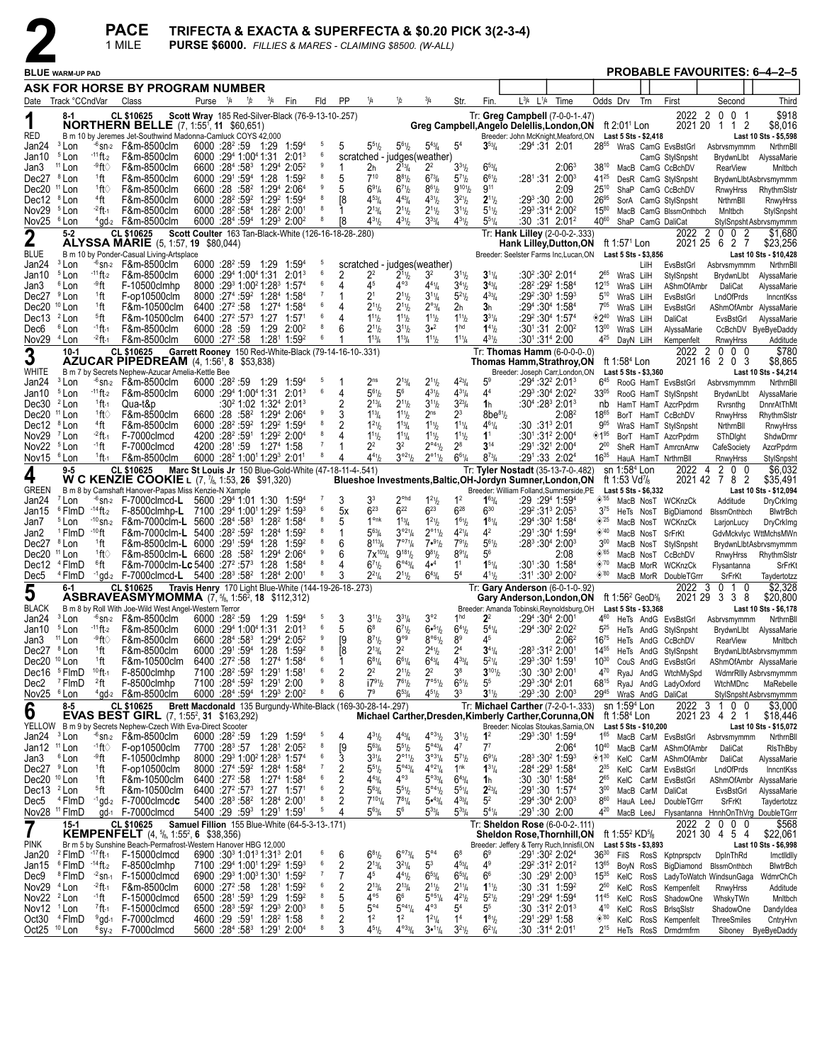# 2

**PACE** — TRIFECTA & EXACTA & SUPERFECTA & $0.20 PICK 3(2-3-4)
1 MILE — PURSE $6000. FILLIES & MARES - CLAIMING $8500. (W-ALL)

BLUE WARM-UP PAD — PROBABLE FAVOURITES: 6–4–2–5

ASK FOR HORSE BY PROGRAM NUMBER

---

## 1 — RED — 8-1
**NORTHERN BELLE** (7, 1:55[1], 11 $60,651) — CL $10625 — Scott Wray 185 Red-Silver-Black (76-9-13-10-.257)
B m 10 by Jeremes Jet-Southwind Madonna-Camluck OYS 42,000
Tr: Greg Campbell (7-0-0-1-.47) — Greg Campbell,Angelo Delellis,London,ON — ft 2:01[1] Lon
Breeder: John McKnight,Meaford,ON — Last 5 Sts - $2,418
2022: 2 0 0 1 $918 — 2021: 20 1 1 2 $8,016 — Last 10 Sts - $5,598

| Date | Track | Cond | Class | Purse | 1/4 | 1/2 | 3/4 | Fin | Fld | PP | 1/4 | 1/2 | 3/4 | Str | Fin | L3/4 L1/4 Time | Odds | Drv | Trn | First | Second | Third |
|---|---|---|---|---|---|---|---|---|---|---|---|---|---|---|---|---|---|---|---|---|---|---|
| Jan24 | 3 Lon | -6 sn-2 | F&m-8500clm | 6000 | :28[2] | :59 | 1:29 | 1:59[4] | 5 | 5 | 5[5½] | 5[6½] | 5[4¾] | 5[4] | 3[5¾] | :29[4] :31 2:01 | 28[55] | WraS | CamG | EvsBstGrl | Asbrvsmymmm | NrthrnBll |
| Jan10 | 5 Lon | -11 ft-2 | F&m-8500clm | 6000 | :29[4] | 1:00[4] | 1:31 | 2:01[3] | 6 | scratched - judges(weather) | | | | | | | | | CamG | StylSnpsht | BrydwnLlbt | AlyssaMarie |
| Jan3 | 11 Lon | -9 ft◊ | F&m-8500clm | 6600 | :28[4] | :58[3] | 1:29[4] | 2:05[2] | 9 | 1 | 2h | 2[1¾] | 2[2] | 3[3½] | 6[5¾] | 2:06[3] | 38[10] | MacB | CamG | CcBchDV | RearView | Mnltbch |
| Dec27 | 8 Lon | 1 ft | F&m-8500clm | 6000 | :29[1] | :59[4] | 1:28 | 1:59[2] | 8 | 5 | 7[10] | 8[8½] | 6[7¾] | 5[7½] | 6[6½] | :28[1] :31 2:00[3] | 41[25] | DesR | CamG | StylSnpsht | BrydwnLlbtAsbrvsmymmm | |
| Dec20 | 11 Lon | 1 ft◊ | F&m-8500clm | 6600 | :28 | :58[2] | 1:29[4] | 2:06[4] | 9 | 5 | 6[9¼] | 6[7½] | 8[6½] | 9[10½] | 9[11] | 2:09 | 25[10] | ShaP | CamG | CcBchDV | RnwyHrss | RhythmSlstr |
| Dec12 | 8 Lon | 4 ft | F&m-8500clm | 6000 | :28[2] | :59[2] | 1:29[2] | 1:59[4] | 8 | [8 | 4[5¾] | 4[4¾] | 4[3½] | 3[2½] | 2[1½] | :29[3] :30 2:00 | 26[95] | SorA | CamG | StylSnpsht | NrthrnBll | RnwyHrss |
| Nov29 | 5 Lon | -2 ft-1 | F&m-8500clm | 6000 | :28[2] | :58[4] | 1:28[2] | 2:00[1] | 8 | 1 | 2[1¾] | 2[1½] | 2[1½] | 3[1½] | 5[1½] | :29[3] :31[4] 2:00[2] | 15[80] | MacB | CamG | BlssmOnthbch | Mnltbch | StylSnpsht |
| Nov25 | 6 Lon | 4 gd-2 | F&m-8500clm | 6000 | :28[4] | :59[4] | 1:29[3] | 2:00[2] | 8 | [8 | 4[3½] | 4[3½] | 3[3¾] | 4[3½] | 5[5¼] | :30 :31 2:01[2] | 40[60] | ShaP | CamG | DaliCat | StylSnpshtAsbrvsmymmm | |

## 2 — BLUE — 5-2
**ALYSSA MARIE** (5, 1:57, 19 $80,044) — CL $10625 — Scott Coulter 163 Tan-Black-White (126-16-18-28-.280)
B m 10 by Ponder-Casual Living-Artsplace
Tr: Hank Lilley (2-0-0-2-.333) — Hank Lilley,Dutton,ON — ft 1:57[1] Lon
Breeder: Seelster Farms Inc,Lucan,ON — Last 5 Sts - $3,856
2022: 2 0 0 2 $1,680 — 2021: 25 6 2 7 $23,256 — Last 10 Sts - $10,428

| Date | Track | Cond | Class | Purse | 1/4 | 1/2 | 3/4 | Fin | Fld | PP | 1/4 | 1/2 | 3/4 | Str | Fin | L3/4 L1/4 Time | Odds | Drv | Trn | First | Second | Third |
|---|---|---|---|---|---|---|---|---|---|---|---|---|---|---|---|---|---|---|---|---|---|---|
| Jan24 | 3 Lon | -6 sn-2 | F&m-8500clm | 6000 | :28[2] | :59 | 1:29 | 1:59[4] | 5 | scratched - judges(weather) | | | | | | | | | LilH | EvsBstGrl | Asbrvsmymmm | NrthrnBll |
| Jan10 | 5 Lon | -11 ft-2 | F&m-8500clm | 6000 | :29[4] | 1:00[4] | 1:31 | 2:01[3] | 6 | 2 | 2[2] | 2[1½] | 3[2] | 3[1½] | 3[1¼] | :30[2] :30[2] 2:01[4] | 2[65] | WraS | LilH | StylSnpsht | BrydwnLlbt | AlyssaMarie |
| Jan3 | 6 Lon | -9 ft | F-10500clmhp | 8000 | :29[3] | 1:00[2] | 1:28[3] | 1:57[4] | 6 | 4 | 4[5] | 4[•3] | 4[4¼] | 3[4½] | 3[4¾] | :28[2] :29[2] 1:58[4] | 12[15] | WraS | LilH | AShmOfAmbr | DaliCat | AlyssaMarie |
| Dec27 | 9 Lon | 1 ft | F-op10500clm | 8000 | :27[4] | :59[2] | 1:28[4] | 1:58[4] | 7 | 1 | 2[1] | 2[1½] | 3[1¼] | 5[2½] | 4[3¾] | :29[2] :30[3] 1:59[3] | 5[10] | WraS | LilH | EvsBstGrl | LndOfPrds | InnentKss |
| Dec20 | 10 Lon | 1 ft | F&m-10500clm | 6400 | :27[2] | :58 | 1:27[4] | 1:58[4] | 6 | 4 | 2[1½] | 2[1½] | 2[•3¼] | 2h | 3h | :29[4] :30[4] 1:58[4] | 7[05] | WraS | LilH | EvsBstGrl | AShmOfAmbr | AlyssaMarie |
| Dec13 | 2 Lon | 5 ft | F&m-10500clm | 6400 | :27[2] | :57[3] | 1:27 | 1:57[1] | 6 | 4 | 1[1½] | 1[1½] | 1[1½] | 1[1½] | 3[3¼] | :29[2] :30[4] 1:57[4] | ◊2[40] | WraS | LilH | DaliCat | EvsBstGrl | AlyssaMarie |
| Dec6 | 6 Lon | -1 ft-1 | F&m-8500clm | 6000 | :28 | :59 | 1:29 | 2:00[2] | 8 | 6 | 2[1½] | 3[1½] | 3•[2] | 1[hd] | 1[4½] | :30[1] :31 2:00[2] | 13[00] | WraS | LilH | AlyssaMarie | CcBchDV | ByeByeDaddy |
| Nov29 | 4 Lon | -2 ft-1 | F&m-8500clm | 6000 | :27[2] | :58 | 1:28[1] | 1:59[2] | 6 | 1 | 1[1¾] | 1[1¾] | 1[1½] | 1[1¼] | 4[3½] | :30[1] :31[4] 2:00 | 4[25] | DayN | LilH | Kempenfelt | RnwyHrss | Additude |

## 3 — WHITE — 10-1
**AZUCAR PIPEDREAM** (4, 1:56[1], 8 $53,838) — CL $10625 — Garrett Rooney 150 Red-White-Black (79-14-16-10-.331)
B m 7 by Secrets Nephew-Azucar Amelia-Kettle Bee
Tr: Thomas Hamm (6-0-0-0-.0) — Thomas Hamm,Strathroy,ON — ft 1:58[4] Lon
Breeder: Joseph Carr,London,ON — Last 5 Sts - $3,360
2022: 2 0 0 0 $780 — 2021: 16 2 0 3 $8,865 — Last 10 Sts - $4,214

| Date | Track | Cond | Class | Purse | 1/4 | 1/2 | 3/4 | Fin | Fld | PP | 1/4 | 1/2 | 3/4 | Str | Fin | L3/4 L1/4 Time | Odds | Drv | Trn | First | Second | Third |
|---|---|---|---|---|---|---|---|---|---|---|---|---|---|---|---|---|---|---|---|---|---|---|
| Jan24 | 3 Lon | -6 sn-2 | F&m-8500clm | 6000 | :28[2] | :59 | 1:29 | 1:59[4] | 5 | 1 | 2[ns] | 2[1¾] | 2[1½] | 4[2¾] | 5[9] | :29[4] :32[2] 2:01[3] | 6[45] | RooG | HamT | EvsBstGrl | Asbrvsmymmm | NrthrnBll |
| Jan10 | 5 Lon | -11 ft-2 | F&m-8500clm | 6000 | :29[4] | 1:00[4] | 1:31 | 2:01[3] | 6 | 4 | 5[6½] | 5[6] | 4[3½] | 4[3¼] | 4[4] | :29[3] :30[4] 2:02[2] | 33[05] | RooG | HamT | StylSnpsht | BrydwnLlbt | AlyssaMarie |
| Dec30 | 2 Lon | 1 ft-1 | Qua-t&p | | :30[2] | 1:02 | 1:32[4] | 2:01[3] | | 2 | 2[1¾] | 2[1½] | 3[1½] | 3[2¾] | 1h | :30[4] :28[3] 2:01[3] | nb | HamT | HamT | AzcrPpdrm | Rvrsnthg | DnnrAtThMt |
| Dec20 | 11 Lon | 1 ft◊ | F&m-8500clm | 6600 | :28 | :58[2] | 1:29[4] | 2:06[4] | 9 | 3 | 1[1¾] | 1[1½] | 2[ns] | 2[3] | 8be[8½] | 2:08[2] | 18[65] | BorT | HamT | CcBchDV | RnwyHrss | RhythmSlstr |
| Dec12 | 8 Lon | 4 ft | F&m-8500clm | 6000 | :28[2] | :59[2] | 1:29[2] | 1:59[4] | 8 | 2 | 1[2½] | 1[1¾] | 1[1½] | 1[1¼] | 4[6¼] | :30 :31[3] 2:01 | 9[05] | WraS | HamT | StylSnpsht | NrthrnBll | RnwyHrss |
| Nov29 | 7 Lon | -2 ft-1 | F-7000clmcd | 4200 | :28[2] | :59[1] | 1:29[2] | 2:00[4] | 8 | 4 | 1[1½] | 1[1¼] | 1[1½] | 1[1½] | 1[1] | :30[1] :31[2] 2:00[4] | ◊1[95] | BorT | HamT | AzcrPpdrm | SThDlght | ShdwDrmr |
| Nov22 | 5 Lon | -1 ft | F-7000clmcd | 4200 | :28[1] | :59 | 1:27[4] | 1:58 | 7 | 1 | 2[2] | 3[2] | 2[•4½] | 2[8] | 3[14] | :29[1] :32[1] 2:00[4] | 2[00] | SheR | HamT | AmrcnArrw | CafeSociety | AzcrPpdrm |
| Nov15 | 6 Lon | 1 ft-1 | F&m-8500clm | 6000 | :28[2] | 1:00[1] | 1:29[3] | 2:01[1] | 8 | 4 | 4[4½] | 3[•2½] | 2[•1½] | 6[5¼] | 8[7¾] | :29[1] :33 2:02[4] | 16[35] | HauA | HamT | NrthrnBll | RnwyHrss | StylSnpsht |

## 4 — GREEN — 9-5
**W C KENZIE COOKIE** L (7, 7/8, 1:53, 26 $91,320) — CL $10625 — Marc St Louis Jr 150 Blue-Gold-White (47-18-11-4-.541)
B m 8 by Camshaft Hanover-Papas Miss Kenzie-N Xample
Tr: Tyler Nostadt (35-13-7-0-.482) — Blueshoe Investments,Baltic,OH-Jordyn Sumner,London,ON — sn 1:58[4] Lon — ft 1:53 Vd7/8
Breeder: William Folland,Summerside,PE — Last 5 Sts - $6,332
2022: 4 2 0 0 $6,032 — 2021: 42 7 8 2 $35,491 — Last 10 Sts - $12,094

| Date | Track | Cond | Class | Purse | 1/4 | 1/2 | 3/4 | Fin | Fld | PP | 1/4 | 1/2 | 3/4 | Str | Fin | L3/4 L1/4 Time | Odds | Drv | Trn | First | Second | Third |
|---|---|---|---|---|---|---|---|---|---|---|---|---|---|---|---|---|---|---|---|---|---|---|
| Jan24 | 7 Lon | -6 sn-2 | F-7000clmcd-L | 5600 | :29[4] | 1:01 | 1:30 | 1:59[4] | 7 | 3 | 3[3] | 2[•hd] | 1[2½] | 1[2] | 1[6¾] | :29 :29[4] 1:59[4] | ◊[55] | MacB | NosT | WCKnzCk | Additude | DryCrklmg |
| Jan15 | 6 FlmD | -14 ft-2 | F-8500clmhp-L | 7100 | :29[4] | 1:00[1] | 1:29[2] | 1:59[3] | 6 | 5x | 6[23] | 6[22] | 6[23] | 6[28] | 6[30] | :29[2] :31[3] 2:05[3] | 3[75] | HeTs | NosT | BigDiamond | BlssmOnthbch | BlwtrBch |
| Jan7 | 5 Lon | -10 sn-2 | F&m-7000clm-L | 5600 | :28[4] | :58[3] | 1:28[2] | 1:58[4] | 8 | 5 | 1[•nk] | 1[1¾] | 1[2½] | 1[6½] | 1[8¼] | :29[4] :30[2] 1:58[4] | ◊[25] | MacB | NosT | WCKnzCk | LarjonLucy | DryCrklmg |
| Jan2 | 1 FlmD | -10 ft | F&m-7000clm-L | 5400 | :28[2] | :59[2] | 1:28[4] | 1:59[2] | 8 | 1 | 5[6¾] | 3[•2¼] | 2[•1½] | 4[2¼] | 4[2] | :29[1] :30[4] 1:59[4] | ◊[40] | MacB | NosT | SrFrKt | GdvMckvlyc WttMchsMWn | |
| Dec27 | 8 Lon | 1 ft | F&m-8500clm-L | 6000 | :29[1] | :59[4] | 1:28 | 1:59[2] | 8 | 6 | 8[11¾] | 7[•7¼] | 7•[9½] | 7[9½] | 5[6½] | :28[3] :30[4] 2:00[3] | 3[00] | MacB | NosT | StylSnpsht | BrydwnLlbtAsbrvsmymmm | |
| Dec20 | 11 Lon | 1 ft◊ | F&m-8500clm-L | 6600 | :28 | :58[2] | 1:29[4] | 2:06[4] | 9 | 6 | 7x[10¾] | 9[18½] | 9[8½] | 8[9¼] | 5[6] | 2:08 | ◊[65] | MacB | NosT | CcBchDV | RnwyHrss | RhythmSlstr |
| Dec12 | 4 FlmD | 6 ft | F&m-7000clm-Lc | 5400 | :27[2] | :57[3] | 1:28 | 1:58[4] | 8 | 4 | 6[7½] | 6[•4¾] | 4•[4] | 1[1] | 1[5¼] | :30[1] :30 1:58[4] | ◊[70] | MacB | MorR | WCKnzCk | Flysantanna | SrFrKt |
| Dec5 | 4 FlmD | -1 gd-2 | F-7000clmcd-L | 5400 | :28[3] | :58[2] | 1:28[4] | 2:00[1] | 8 | 3 | 2[2¼] | 2[1½] | 6[4¾] | 5[4] | 4[1½] | :31[1] :30[3] 2:00[2] | ◊[80] | MacB | MorR | DoubleTGrrr | SrFrKt | Taydertotzz |

## 5 — BLACK — 6-1
**ASBRAVEASMYMOMMA** (7, 5/8, 1:56[2], 18 $112,312) — CL $10625 — Travis Henry 170 Light Blue-White (144-19-26-18-.273)
B m 8 by Roll With Joe-Wild West Angel-Western Terror
Tr: Gary Anderson (6-0-1-0-.92) — Gary Anderson,London,ON — ft 1:56[2] GeoD5/8
Breeder: Amanda Tobinski,Reynoldsburg,OH — Last 5 Sts - $3,368
2022: 3 0 1 0 $2,328 — 2021: 29 3 3 8 $20,800 — Last 10 Sts - $6,178

| Date | Track | Cond | Class | Purse | 1/4 | 1/2 | 3/4 | Fin | Fld | PP | 1/4 | 1/2 | 3/4 | Str | Fin | L3/4 L1/4 Time | Odds | Drv | Trn | First | Second | Third |
|---|---|---|---|---|---|---|---|---|---|---|---|---|---|---|---|---|---|---|---|---|---|---|
| Jan24 | 3 Lon | -6 sn-2 | F&m-8500clm | 6000 | :28[2] | :59 | 1:29 | 1:59[4] | 5 | 3 | 3[1½] | 3[3¼] | 3[•2] | 1[hd] | 2[2] | :29[4] :30[4] 2:00[1] | 4[60] | HeTs | AndG | EvsBstGrl | Asbrvsmymmm | NrthrnBll |
| Jan10 | 5 Lon | -11 ft-2 | F&m-8500clm | 6000 | :29[4] | 1:00[4] | 1:31 | 2:01[3] | 6 | 5 | 6[8] | 6[7½] | 6•[5½] | 6[4½] | 5[4¼] | :29[4] :30[2] 2:02[2] | 5[25] | HeTs | AndG | StylSnpsht | BrydwnLlbt | AlyssaMarie |
| Jan3 | 11 Lon | -9 ft◊ | F&m-8500clm | 6600 | :28[4] | :58[3] | 1:29[4] | 2:05[2] | 9 | [9 | 8[7½] | 9[9] | 8[•6½] | 8[9] | 4[5] | 2:06[2] | 16[75] | HeTs | AndG | CcBchDV | RearView | Mnltbch |
| Dec27 | 8 Lon | 1 ft | F&m-8500clm | 6000 | :29[1] | :59[4] | 1:28 | 1:59[2] | 8 | [8 | 2[1¾] | 2[2] | 2[4½] | 2[4] | 3[4¼] | :28[3] :31[2] 2:00[1] | 14[55] | HeTs | AndG | StylSnpsht | BrydwnLlbtAsbrvsmymmm | |
| Dec20 | 10 Lon | 1 ft | F&m-10500clm | 6400 | :27[2] | :58 | 1:27[4] | 1:58[4] | 6 | 1 | 6[8¼] | 6[6¼] | 6[4¾] | 4[3¾] | 5[2¼] | :29[3] :30[3] 1:59[1] | 10[30] | CouS | AndG | EvsBstGrl | AShmOfAmbr | AlyssaMarie |
| Dec16 | 5 FlmD | 10 ft-1 | F-8500clmhp | 7100 | :28[2] | :59[2] | 1:29[1] | 1:58[1] | 6 | 2 | 2[2] | 2[1½] | 2[2] | 3[8] | 3[10½] | :30 :30[3] 2:00[1] | 4[70] | RyaJ | AndG | WtchMySpd | WdmrRllly Asbrvsmymmm | |
| Dec2 | 7 FlmD | 2 ft | F-8500clmhp | 7100 | :28[3] | :59[2] | 1:29[1] | 2:00 | 9 | 8 | i7[9½] | 7[6½] | 7[•5½] | 6[5½] | 5[5] | :29[3] :30[4] 2:01 | 68[15] | RyaJ | AndG | LadyOxford | WtchMDnc | MaRebelle |
| Nov25 | 6 Lon | 4 gd-2 | F&m-8500clm | 6000 | :28[4] | :59[4] | 1:29[3] | 2:00[2] | 8 | 6 | 7[9] | 6[5¾] | 4[5½] | 3[3] | 3[1½] | :29[3] :30 2:00[3] | 29[45] | WraS | AndG | DaliCat | StylSnpshtAsbrvsmymmm | |

## 6 — YELLOW — 8-5
**EVAS BEST GIRL** (7, 1:55[2], 31 $163,292) — CL $10625 — Brett Macdonald 135 Burgundy-White-Black (169-30-28-14-.297)
B m 9 by Secrets Nephew-Czech With Eva-Direct Scooter
Tr: Michael Carther (7-2-0-1-.333) — Michael Carther,Dresden,Kimberly Carther,Corunna,ON — sn 1:59[4] Lon — ft 1:58[4] Lon
Breeder: Nicolas Stoukas,Sarnia,ON — Last 5 Sts - $10,200
2022: 3 1 0 0 $3,000 — 2021: 23 4 2 1 $18,446 — Last 10 Sts - $15,072

| Date | Track | Cond | Class | Purse | 1/4 | 1/2 | 3/4 | Fin | Fld | PP | 1/4 | 1/2 | 3/4 | Str | Fin | L3/4 L1/4 Time | Odds | Drv | Trn | First | Second | Third |
|---|---|---|---|---|---|---|---|---|---|---|---|---|---|---|---|---|---|---|---|---|---|---|
| Jan24 | 3 Lon | -6 sn-2 | F&m-8500clm | 6000 | :28[2] | :59 | 1:29 | 1:59[4] | 5 | 4 | 4[3½] | 4[4¾] | 4[•3½] | 3[1½] | 1[2] | :29[3] :30[1] 1:59[4] | 1[65] | MacB | CarM | EvsBstGrl | Asbrvsmymmm | NrthrnBll |
| Jan12 | 11 Lon | -1 ft◊ | F-op10500clm | 7700 | :28[3] | :57 | 1:28[1] | 2:05[2] | 8 | [9 | 5[6¾] | 5[5½] | 5[•4¾] | 4[7] | 7[7] | 2:06[4] | 10[40] | MacB | CarM | AShmOfAmbr | DaliCat | RlsThBby |
| Jan3 | 6 Lon | -9 ft | F-10500clmhp | 8000 | :29[3] | 1:00[2] | 1:28[3] | 1:57[4] | 6 | 3 | 3[3¼] | 2[•1½] | 3[•3¼] | 5[7½] | 6[9¼] | :28[3] :30[2] 1:59[3] | ◊1[30] | KelC | CarM | AShmOfAmbr | DaliCat | AlyssaMarie |
| Dec27 | 9 Lon | 1 ft | F-op10500clm | 8000 | :27[4] | :59[2] | 1:28[4] | 1:58[4] | 7 | 2 | 5[5½] | 5[•4¾] | 4[•2¼] | 1[nk] | 1[3¼] | :28[4] :29[3] 1:58[4] | 2[35] | KelC | CarM | EvsBstGrl | LndOfPrds | InnentKss |
| Dec20 | 10 Lon | 1 ft | F&m-10500clm | 6400 | :27[2] | :58 | 1:27[4] | 1:58[4] | 6 | 2 | 4[4¾] | 4[•3] | 5[•3¾] | 6[4¾] | 1h | :30 :30[1] 1:58[4] | 2[65] | KelC | CarM | EvsBstGrl | AShmOfAmbr | AlyssaMarie |
| Dec13 | 2 Lon | 5 ft | F&m-10500clm | 6400 | :27[2] | :57[3] | 1:27 | 1:57[1] | 6 | 2 | 5[6¾] | 5[5½] | 5[•4½] | 5[5¼] | 2[2¾] | :29[1] :30 1:57[4] | 3[00] | MacB | CarM | DaliCat | EvsBstGrl | AlyssaMarie |
| Dec5 | 4 FlmD | -1 gd-2 | F-7000clmcd**c** | 5400 | :28[3] | :58[2] | 1:28[4] | 2:00[1] | 8 | 2 | 7[10¼] | 7[8¼] | 5•[4¾] | 4[3¾] | 5[2] | :29[4] :30[4] 2:00[3] | 8[60] | HauA | LeeJ | DoubleTGrrr | SrFrKt | Taydertotzz |
| Nov28 | 11 FlmD | | gd-1 | F-7000clmcd | 5400 | :29 | :59[3] | 1:29[1] | 1:59[1] | 5 | 4 | 5[6¾] | 5[6] | 5[3¾] | 5[3¾] | 5[4¼] | :29[1] :30 2:00 | 4[20] | MacB | LeeJ | Flysantanna HnnhOnThVrg DoubleTGrrr | |

## 7 — PINK — 15-1
**KEMPENFELT** (4, 5/8, 1:55[2], 6 $38,356) — CL $10625 — Samuel Fillion 155 Blue-White (64-5-3-13-.171)
Br m 5 by Sunshine Beach-Permafrost-Western Hanover HBG 12,000
Tr: Sheldon Rose (6-0-0-2-.111) — Sheldon Rose,Thornhill,ON — ft 1:55[2] KD5/8
Breeder: Jeffery & Terry Ruch,Innisfil,ON — Last 5 Sts - $3,893
2022: 2 0 0 0 $568 — 2021: 30 4 5 4 $22,061 — Last 10 Sts - $6,998

| Date | Track | Cond | Class | Purse | 1/4 | 1/2 | 3/4 | Fin | Fld | PP | 1/4 | 1/2 | 3/4 | Str | Fin | L3/4 L1/4 Time | Odds | Drv | Trn | First | Second | Third |
|---|---|---|---|---|---|---|---|---|---|---|---|---|---|---|---|---|---|---|---|---|---|---|
| Jan20 | 2 FlmD | -17 ft-1 | F-15000clmcd | 6900 | :30[3] | 1:01[3] | 1:31[3] | 2:01 | 6 | 6 | 6[8½] | 6[•7¾] | 5[•4] | 6[8] | 6[9] | :29[1] :30[2] 2:02[4] | 36[80] | FilS | RosS | Kptnprspctv | DplnThRd | Imctlldlly |
| Jan15 | 6 FlmD | -14 ft-2 | F-8500clmhp | 7100 | :29[4] | 1:00[1] | 1:29[2] | 1:59[3] | 6 | 2 | 2[1¾] | 3[2¼] | 5[3] | 4[3¾] | 4[9] | :29[2] :31[2] 2:01[2] | 13[65] | BoyN | RosS | BigDiamond | BlssmOnthbch | BlwtrBch |
| Dec9 | 8 FlmD | -2 sn-1 | F-15000clmcd | 6900 | :29[3] | 1:00[3] | 1:30[1] | 1:59[2] | 7 | 7 | 4[5] | 4[4½] | 6[5¾] | 6[5¾] | 6[6] | :30 :29[1] 2:00[3] | 15[35] | KelC | RosS | LadyToWatch | WindsunGaga | WdmrChCh |
| Nov29 | 4 Lon | -2 ft-1 | F&m-8500clm | 6000 | :27[2] | :58 | 1:28[1] | 1:59[2] | 6 | 6 | 2[1¾] | 2[1¾] | 2[1½] | 2[1¼] | 1[1½] | :30 :31 1:59[2] | 2[60] | KelC | RosS | Kempenfelt | RnwyHrss | Additude |
| Nov22 | 2 Lon | -1 ft | F-15000clmcd | 6500 | :28[1] | :59[3] | 1:29 | 1:59[2] | 8 | 5 | 4[•5] | 6[6] | 5[•5¼] | 4[2½] | 5[2½] | :29[1] :29[4] 1:59[4] | 11[45] | KelC | RosS | ShadowOne | WhskyTWn | Mnltbch |
| Nov12 | 1 Lon | 7 ft-1 | F-15000clmcd | 6500 | :28[3] | :59[2] | 1:29[3] | 2:00[3] | 8 | 5 | 5[•4] | 5[•4¼] | 4[•3] | 5[4] | 5[5] | :30 :31[2] 2:01[3] | 4[10] | KelC | RosS | BrlsqSlstr | ShadowOne | Dandyldea |
| Oct30 | 4 FlmD | 9 gd-1 | F-7000clmcd | 4600 | :29 | :59[1] | 1:28[2] | 1:58 | 8 | 2 | 1[2] | 1[2] | 1[2¼] | 1[4] | 1[8½] | :29[1] :29[3] 1:58 | ◊[80] | KelC | RosS | Kempenfelt | ThreeSmiles | CntryHvn |
| Oct25 | 10 Lon | 6 sy-2 | F-7000clmcd | 5600 | :28[4] | :58[3] | 1:29[1] | 2:00[4] | 8 | 3 | 4[5½] | 4[•3¾] | 3•[1¼] | 3[2½] | 6[2¼] | :30 :31[4] 2:01[1] | 2[15] | HeTs | RosS | Drmdrmffrm | Siboney | ByeByeDaddy |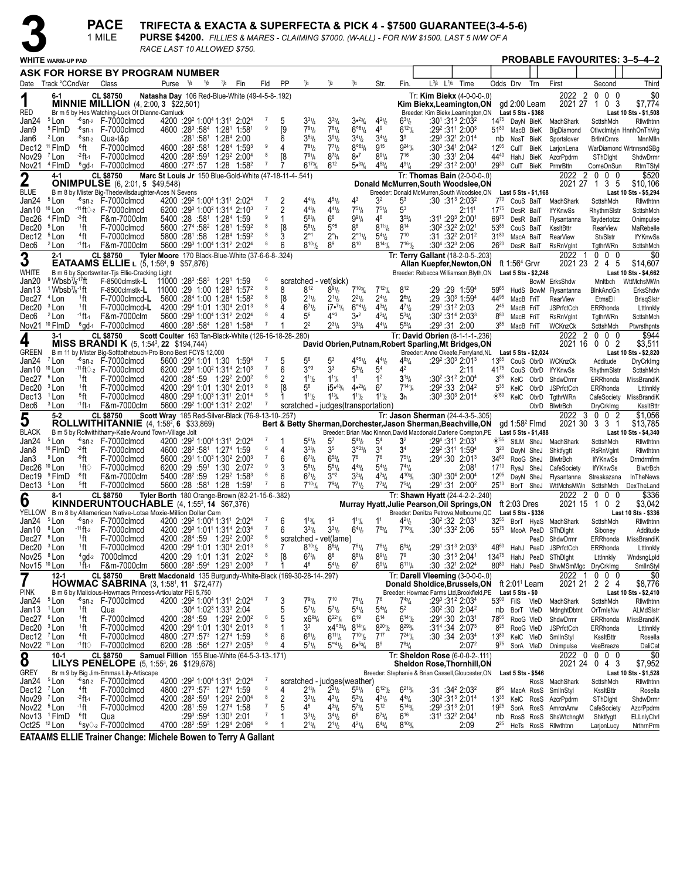# 3 PACE 1 MILE

**TRIFECTA & EXACTA & SUPERFECTA & PICK 4 - $7500 GUARANTEE(3-4-5-6)**

**PURSE $4200.** *FILLIES & MARES - CLAIMING $7000. (W-ALL) - FOR N/W $1500. LAST 5 N/W OF A RACE LAST 10 ALLOWED $750.*

**WHITE** WARM-UP PAD

**PROBABLE FAVOURITES: 3–5–4–2**

**ASK FOR HORSE BY PROGRAM NUMBER**

| Date | Track °CCndVar | Class | Purse | 1/4 | 1/2 | 3/4 | Fin | Fld | PP | 1/4 | 1/2 | 3/4 | Str. | Fin. | L3/4 L1/4 Time | Odds | Drv | Trn | First | Second | Third |
|---|---|---|---|---|---|---|---|---|---|---|---|---|---|---|---|---|---|---|---|---|---|

## 1 — RED — 6-1 — CL $8750
**MINNIE MILLION** (4, 2:00, 3 $22,501)
Natasha Day 106 Red-Blue-White (49-4-5-8-.192)
Br m 5 by Hes Watching-Luck Of Dianne-Camluck
Tr: Kim Biekx (4-0-0-0-.0) — Kim Biekx,Leamington,ON — gd 2:00 Leam
Breeder: Kim Biekx,Leamington,ON — Last 5 Sts - $368
2022: 2 0 0 0 $0 — 2021: 27 1 0 3 $7,774 — Last 10 Sts - $1,508

| Date | Track | Class | Purse | 1/4 | 1/2 | 3/4 | Fin | Fld | PP | 1/4 | 1/2 | 3/4 | Str. | Fin. | L3/4 L1/4 Time | Odds | Drv | Trn | First | Second | Third |
|---|---|---|---|---|---|---|---|---|---|---|---|---|---|---|---|---|---|---|---|---|---|
| Jan24 | 5 Lon -6sn-2 | F-7000clmcd | 4200 | :29² | 1:00⁴ | 1:31¹ | 2:02⁴ | 7 | 5 | 3³1/4 | 3³3/4 | 3•²3/4 | 4²1/2 | 6³1/2 | :30¹ :31³ 2:03² | 14⁷⁵ | DayN | BieK | MachShark | ScttshMch | Rllwthtnn |
| Jan9 | 5 FlmD -6sn-1 | F-7000clmcd | 4600 | :28³ | :58⁴ | 1:28¹ | 1:58¹ | 9 | [9 | 7⁹1/2 | 7⁶1/4 | 6•⁶1/4 | 4⁹ | 6¹²1/4 | :29² :31¹ 2:00³ | 51⁸⁰ | MacB | BieK | BigDiamond | Otlwclmtyjn | HnnhOnThVrg |
| Jan6 | 2 Lon -8sn-2 | Qua-t&p | | :28¹ | :58¹ | 1:28⁴ | 2:00 | | 6 | 3⁵3/4 | 3⁹1/2 | 3⁴1/2 | 3⁴1/2 | 3⁹ | :29³ :32¹ 2:01⁴ | nb | NosT | BieK | Sportslover | BrllntCrnrs | MnnMlln |
| Dec12 | 11 FlmD 6ft | F-7000clmcd | 4600 | :28² | :58¹ | 1:28⁴ | 1:59³ | 9 | 4 | 7⁸1/2 | 7⁷1/2 | 8•⁶3/4 | 9¹⁵ | 9²⁴1/4 | :30³ :34¹ 2:04² | 12⁰⁵ | CulT | BieK | LarjonLena | WarDiamond | WrtnnsndSBg |
| Nov29 | 7 Lon -2ft-1 | F-7000clmcd | 4200 | :28² | :59¹ | 1:29² | 2:00⁴ | 8 | [8 | 7⁹1/4 | 8⁷3/4 | 8•⁷ | 8⁹1/4 | 7¹⁶ | :30 :33¹ 2:04 | 44⁴⁰ | HahJ | BieK | AzcrPpdrm | SThDlght | ShdwDrmr |
| Nov21 | 4 FlmD 6gd-1 | F-7000clmcd | 4600 | :27² | :57 | 1:28 | 1:58² | 7 | 7 | 6¹⁷3/4 | 6¹² | 5•³3/4 | 4³3/4 | 4⁹1/4 | :29² :31² 2:00¹ | 29³⁰ | CulT | BieK | PrmrBttn | ComeOnSun | RtrnTStyl |

## 2 — BLUE — 4-1 — CL $8750
**ONIMPULSE** (6, 2:01, 5 $49,548)
Marc St Louis Jr 150 Blue-Gold-White (47-18-11-4-.541)
B m 8 by Mister Big-Thedevilsdaughter-Aces N Sevens
Tr: Thomas Bain (2-0-0-0-.0) — Donald McMurren,South Woodslee,ON
Breeder: Donald McMurren,South Woodslee,ON — Last 5 Sts - $1,168
2022: 2 0 0 0 $520 — 2021: 27 1 3 5 $10,106 — Last 10 Sts - $5,294

| Date | Track | Class | Purse | 1/4 | 1/2 | 3/4 | Fin | Fld | PP | 1/4 | 1/2 | 3/4 | Str. | Fin. | L3/4 L1/4 Time | Odds | Drv | Trn | First | Second | Third |
|---|---|---|---|---|---|---|---|---|---|---|---|---|---|---|---|---|---|---|---|---|---|
| Jan24 | 5 Lon -6sn-2 | F-7000clmcd | 4200 | :29² | 1:00⁴ | 1:31¹ | 2:02⁴ | 7 | 2 | 4⁴3/4 | 4⁵1/2 | 4³ | 3² | 5³ | :30 :31³ 2:03² | 7⁷⁰ | CouS | BaiT | MachShark | ScttshMch | Rllwthtnn |
| Jan10 | 10 Lon -11ft◇-2 | F-7000clmcd | 6200 | :29³ | 1:00² | 1:31⁴ | 2:10³ | 7 | 2 | 4⁴3/4 | 4⁴1/2 | 7⁵1/4 | 7⁵1/4 | 5³ | 2:11¹ | 17⁷⁵ | DesR | BaiT | IfYKnwSs | RhythmSlstr | ScttshMch |
| Dec26 | 4 FlmD -3ft | F&m-7000clm | 5400 | :28 | :58¹ | 1:28⁴ | 1:59 | 9 | 1 | 5⁶3/4 | 6⁶ | 9⁹1/4 | 4⁶ | 3⁵3/4 | :31¹ :29³ 2:00¹ | 69⁷⁵ | DesR | BaiT | Flysantanna | Taydertotzz | Onimpulse |
| Dec20 | 5 Lon 1ft | F-7000clmcd | 5600 | :27⁴ | :58² | 1:28¹ | 1:59² | 8 | [8 | 5⁶1/4 | 5•⁵ | 8⁸ | 8¹¹3/4 | 8¹⁴ | :30² :32² 2:02¹ | 53⁸⁵ | CouS | BaiT | KssltBttr | RearView | MaRebelle |
| Dec12 | 5 Lon 4ft | F-7000clmcd | 5800 | :28¹ | :58 | 1:28⁴ | 1:59² | 8 | 3 | 2•¹ | 2°h | 2•¹1/4 | 5⁴1/2 | 7¹⁰ | :31 :32² 2:01² | 31⁸⁰ | MacA | BaiT | RearView | StvSlstr | IfYKnwSs |
| Dec6 | 2 Lon -1ft-1 | F&m-7000clm | 5600 | :29³ | 1:00⁴ | 1:31² | 2:02⁴ | 8 | 6 | 8¹⁰1/2 | 8⁹ | 8¹⁰ | 8¹⁴1/4 | 7¹⁶1/2 | :30⁴ :32³ 2:06 | 26²⁰ | DesR | BaiT | RsRnVglnt | TgthrWRn | ScttshMch |

## 3 — WHITE — 2-1 — CL $8750
**EATAAMS ELLIE L** (5, 1:56⁴, 9 $57,876)
Tyler Moore 170 Black-Blue-White (37-6-6-8-.324)
B m 6 by Sportswriter-Tjs Ellie-Cracking Light
Tr: Terry Gallant (18-2-0-5-.203) — Allan Kuepfer,Newton,ON — ft 1:56⁴ Grvr
Breeder: Rebecca Williamson,Blyth,ON — Last 5 Sts - $2,246
2022: 1 0 0 0 $0 — 2021: 23 2 4 5 $14,607 — Last 10 Sts - $4,662

| Date | Track | Class | Purse | 1/4 | 1/2 | 3/4 | Fin | Fld | PP | 1/4 | 1/2 | 3/4 | Str. | Fin. | L3/4 L1/4 Time | Odds | Drv | Trn | First | Second | Third |
|---|---|---|---|---|---|---|---|---|---|---|---|---|---|---|---|---|---|---|---|---|---|
| Jan20 | 9 Wbsb7/8 7ft | F-8500clmstk-L | 11000 | :28³ | :58³ | 1:29¹ | 1:59 | 6 | | scratched - vet(sick) | | | | | | | | BowM | ErksShdw | Mnltbch | WttMchsMWn |
| Jan13 | 1 Wbsb7/8 -1ft | F-8500clmstk-L | 11000 | :29 | 1:00 | 1:28³ | 1:57² | 8 | 8 | 8¹² | 8⁹1/2 | 7¹⁰3/4 | 7¹²1/4 | 8¹² | :29 :29 1:59⁴ | 59⁶⁵ | HudS | BowM | Flysantanna | BlnkAndGn | ErksShdw |
| Dec27 | 4 Lon 1ft | F-7000clmcd-L | 5600 | :28⁴ | 1:00 | 1:28⁴ | 1:58² | 8 | [8 | 2¹1/2 | 2¹1/2 | 2²1/2 | 2⁴1/2 | 2⁶3/4 | :29 :30³ 1:59⁴ | 44⁹⁵ | MacB | FriT | RearView | EtmsEll | BrlsqSlstr |
| Dec20 | 3 Lon 1ft | F-7000clmcd-L | 4200 | :29⁴ | 1:01 | 1:30⁴ | 2:01³ | 8 | 4 | 6⁷1/2 | i7•⁷1/4 | 6•⁴1/2 | 4³3/4 | 4⁷1/2 | :29¹ :31² 2:03 | 2⁴⁵ | MacB | FriT | JSPrfctCch | ERRhonda | Lttlnnkly |
| Dec6 | 2 Lon -1ft-1 | F&m-7000clm | 5600 | :29³ | 1:00⁴ | 1:31² | 2:02⁴ | 8 | 3 | 5⁶ | 4•³ | 3•² | 4²3/4 | 5³3/4 | :30² :31⁴ 2:03³ | 8⁸⁰ | MacB | FriT | RsRnVglnt | TgthrWRn | ScttshMch |
| Nov21 | 10 FlmD 6gd-1 | F-7000clmcd | 4600 | :28³ | :58⁴ | 1:28¹ | 1:58⁴ | 7 | 1 | 2² | 2³1/4 | 3³3/4 | 4⁴1/4 | 5⁵3/4 | :29³ :31 2:00 | 3⁸⁵ | MacB | FriT | WCKnzCk | ScttshMch | Ptwrsthpnts |

## 4 — GREEN — 3-1 — CL $8750
**MISS BRANDI K** (5, 1:54³, 22 $194,744)
Scott Coulter 163 Tan-Black-White (126-16-18-28-.280)
B m 11 by Mister Big-Softtothetouch-Pro Bono Best FCYS 12,000
Tr: David Obrien (8-1-1-1-.236) — David Obrien,Putnam,Robert Sparling,Mt Bridges,ON
Breeder: Anne Okeefe,Ferryland,NL — Last 5 Sts - $2,024
2022: 2 0 0 0 $944 — 2021: 16 0 0 2 $3,511 — Last 10 Sts - $2,820

| Date | Track | Class | Purse | 1/4 | 1/2 | 3/4 | Fin | Fld | PP | 1/4 | 1/2 | 3/4 | Str. | Fin. | L3/4 L1/4 Time | Odds | Drv | Trn | First | Second | Third |
|---|---|---|---|---|---|---|---|---|---|---|---|---|---|---|---|---|---|---|---|---|---|
| Jan24 | 7 Lon -6sn-2 | F-7000clmcd | 5600 | :29⁴ | 1:01 | 1:30 | 1:59⁴ | 7 | 5 | 5⁶ | 5³ | 4•⁵1/4 | 4⁴1/2 | 4⁸3/4 | :29² :30³ 2:01³ | 13⁸⁵ | CouS | ObrD | WCKnzCk | Additude | DryCrklmg |
| Jan10 | 10 Lon -11ft◇-2 | F-7000clmcd | 6200 | :29³ | 1:00² | 1:31⁴ | 2:10³ | 7 | 6 | 3°³ | 3³ | 5³3/4 | 5⁴ | 4² | 2:11 | 41⁷⁵ | CouS | ObrD | IfYKnwSs | RhythmSlstr | ScttshMch |
| Dec27 | 6 Lon 1ft | F-7000clmcd | 4200 | :28⁴ | :59 | 1:29² | 2:00² | 6 | 2 | 1¹1/2 | 1¹1/4 | 1¹ | 1² | 3¹3/4 | :30² :31² 2:00⁴ | 3⁸⁵ | KelC | ObrD | ShdwDrmr | ERRhonda | MissBrandiK |
| Dec20 | 3 Lon 1ft | F-7000clmcd | 4200 | :29⁴ | 1:01 | 1:30⁴ | 2:01³ | 8 | [8 | 5⁶ | i5•⁴3/4 | 4•²3/4 | 6⁷ | 7¹⁴1/4 | :29² :33 2:04² | 5³⁵ | KelC | ObrD | JSPrfctCch | ERRhonda | Lttlnnkly |
| Dec13 | 1 Lon 5ft | F-7000clmcd | 4800 | :29³ | 1:00³ | 1:31² | 2:01⁴ | 5 | 1 | 1¹1/2 | 1¹3/4 | 1¹1/2 | 1¹1/2 | 3h | :30³ :30³ 2:01⁴ | ◈⁶⁰ | KelC | ObrD | TgthrWRn | CafeSociety | MissBrandiK |
| Dec6 | 3 Lon -1ft-1 | F&m-7000clm | 5600 | :29² | 1:00⁴ | 1:31² | 2:02¹ | 7 | | scratched - judges(transportation) | | | | | | | | ObrD | BlwtrBch | DryCrklmg | KssltBttr |

## 5 — BLACK — 5-2 — CL $8750
**ROLLWITHITANNIE** (4, 1:58², 6 $33,869)
Scott Wray 185 Red-Silver-Black (76-9-13-10-.257)
B m 5 by Rollwithitharry-Katie Around Town-Village Jolt
Tr: Jason Sherman (24-4-3-5-.305) — Bert & Betty Sherman,Dorchester,Jason Sherman,Beachville,ON — gd 1:58² Flmd
Breeder: Brian Mac Kinnon,David Macdonald,Darlene Compton,PE — Last 5 Sts - $1,488
2022: 3 0 0 2 $1,056 — 2021: 30 3 3 1 $13,785 — Last 10 Sts - $4,340

| Date | Track | Class | Purse | 1/4 | 1/2 | 3/4 | Fin | Fld | PP | 1/4 | 1/2 | 3/4 | Str. | Fin. | L3/4 L1/4 Time | Odds | Drv | Trn | First | Second | Third |
|---|---|---|---|---|---|---|---|---|---|---|---|---|---|---|---|---|---|---|---|---|---|
| Jan24 | 5 Lon -6sn-2 | F-7000clmcd | 4200 | :29² | 1:00⁴ | 1:31¹ | 2:02⁴ | 7 | 1 | 5⁶1/4 | 5⁷ | 5⁴1/2 | 5⁴ | 3² | :29⁴ :31¹ 2:03¹ | ◈⁵⁵ | StLM | SheJ | MachShark | ScttshMch | Rllwthtnn |
| Jan8 | 10 FlmD -2ft | F-7000clmcd | 4600 | :28³ | :58¹ | 1:27⁴ | 1:59 | 6 | 4 | 3³3/4 | 3⁵ | 3•³3/4 | 3⁴ | 3⁴ | :29² :31¹ 1:59⁴ | 3²⁰ | DayN | SheJ | Shktfygtt | RsRnVglnt | Rllwthtnn |
| Jan3 | 9 Lon -9ft | F-7000clmcd | 5600 | :29¹ | 1:00³ | 1:30² | 2:00³ | 7 | 6 | 6⁷3/4 | 6⁵3/4 | 7⁶ | 7⁶ | 7⁵1/4 | :29⁴ :30 2:01³ | 34⁶⁰ | RooG | SheJ | BlwtrBch | IfYKnwSs | Drmdrmfrm |
| Dec26 | 10 Lon 1ft◇ | F-7000clmcd | 6200 | :29 | :59¹ | 1:30 | 2:07² | 9 | 3 | 5⁶1/4 | 5⁵1/4 | 4⁴3/4 | 5⁴1/2 | 7⁴1/4 | 2:08¹ | 17¹⁰ | RyaJ | SheJ | CafeSociety | IfYKnwSs | BlwtrBch |
| Dec19 | 9 FlmD 8ft | F&m-7000clm | 5400 | :28² | :59 | 1:29² | 1:58³ | 6 | 6 | 6⁷1/2 | 3°² | 3²3/4 | 4⁷3/4 | 4¹⁰3/4 | :30³ :30⁴ 2:00⁴ | 12⁰⁵ | DayN | SheJ | Flysantanna | Streakazana | InTheNews |
| Dec13 | 5 Lon 5ft | F-7000clmcd | 5600 | :28 | :58¹ | 1:28 | 1:59¹ | 7 | 6 | 7¹⁰1/4 | 7⁹3/4 | 7⁷1/2 | 7⁷3/4 | 7⁵3/4 | :29¹ :31 2:00² | 25¹⁰ | BorT | SheJ | WttMchsMWn | ScttshMch | DexTheLand |

## 6 — YELLOW — 8-1 — CL $8750
**KINNDERUNTOUCHABLE** (4, 1:55³, 14 $67,376)
Tyler Borth 180 Orange-Brown (82-21-15-6-.382)
B m 8 by Allamerican Native-Lotsa Moxie-Million Dollar Cam
Tr: Shawn Hyatt (24-4-2-2-.240) — Murray Hyatt,Julie Pearson,Oil Springs,ON — ft 2:03 Dres
Breeder: Denitza Petrova,Melbourne,QC — Last 5 Sts - $336
2022: 2 0 0 0 $336 — 2021: 15 1 0 2 $3,042 — Last 10 Sts - $336

| Date | Track | Class | Purse | 1/4 | 1/2 | 3/4 | Fin | Fld | PP | 1/4 | 1/2 | 3/4 | Str. | Fin. | L3/4 L1/4 Time | Odds | Drv | Trn | First | Second | Third |
|---|---|---|---|---|---|---|---|---|---|---|---|---|---|---|---|---|---|---|---|---|---|
| Jan24 | 5 Lon -6sn-2 | F-7000clmcd | 4200 | :29² | 1:00⁴ | 1:31¹ | 2:02⁴ | 7 | 6 | 1¹3/4 | 1² | 1¹1/4 | 1¹ | 4²1/2 | :30² :32 2:03¹ | 32⁵⁵ | BorT | HyaS | MachShark | ScttshMch | Rllwthtnn |
| Jan10 | 8 Lon -11ft-2 | F-7000clmcd | 4200 | :29³ | 1:01¹ | 1:31⁴ | 2:03⁴ | 7 | 6 | 3³3/4 | 3³1/2 | 6⁴1/2 | 7⁶3/4 | 7¹⁰3/4 | :30⁴ :33² 2:06 | 55⁷⁵ | MooA | PeaD | SThDlght | Siboney | Additude |
| Dec27 | 6 Lon 1ft | F-7000clmcd | 4200 | :28⁴ | :59 | 1:29² | 2:00² | 6 | | scratched - vet(lame) | | | | | | | | PeaD | ShdwDrmr | ERRhonda | MissBrandiK |
| Dec20 | 3 Lon 1ft | F-7000clmcd | 4200 | :29⁴ | 1:01 | 1:30⁴ | 2:01³ | 8 | 7 | 8¹⁰1/2 | 8⁸3/4 | 7⁶1/4 | 7⁸1/2 | 6⁹3/4 | :29¹ :31³ 2:03⁴ | 48⁶⁰ | HahJ | PeaD | JSPrfctCch | ERRhonda | Lttlnnkly |
| Nov25 | 8 Lon 4gd-2 | 7000clmcd | 4200 | :29 | 1:01 | 1:31 | 2:02² | 8 | [8 | 6⁷3/4 | 8⁸ | 8⁸1/4 | 8⁹1/2 | 7⁹ | :30 :31³ 2:04¹ | 134⁷⁵ | HahJ | PeaD | SThDlght | Lttlnnkly | WndsngLpld |
| Nov15 | 10 Lon 1ft-1 | F&m-7000clm | 5600 | :28² | :59⁴ | 1:29¹ | 2:00³ | 7 | 1 | 4⁶ | 5⁴1/2 | 6⁷ | 6⁹1/4 | 6¹¹1/4 | :30 :32¹ 2:02⁴ | 80⁸⁰ | HahJ | PeaD | ShwMSmMgc | DryCrklmg | SmllnStyl |

## 7 — PINK — 12-1 — CL $8750
**HOWMAC SABRINA** (3, 1:58¹, 11 $72,477)
Brett Macdonald 135 Burgundy-White-Black (169-30-28-14-.297)
B m 6 by Malicious-Howmacs Princess-Articulator PEI 5,750
Tr: Darell Vleeming (3-0-0-0-.0) — Donald Sholdice,Brussels,ON — ft 2:01¹ Leam
Breeder: Howmac Farms Ltd,Brookfield,PE — Last 5 Sts - $0
2022: 1 0 0 0 $0 — 2021: 21 2 2 4 $8,776 — Last 10 Sts - $2,410

| Date | Track | Class | Purse | 1/4 | 1/2 | 3/4 | Fin | Fld | PP | 1/4 | 1/2 | 3/4 | Str. | Fin. | L3/4 L1/4 Time | Odds | Drv | Trn | First | Second | Third |
|---|---|---|---|---|---|---|---|---|---|---|---|---|---|---|---|---|---|---|---|---|---|
| Jan24 | 5 Lon -6sn-2 | F-7000clmcd | 4200 | :29² | 1:00⁴ | 1:31¹ | 2:02⁴ | 7 | 3 | 7⁹3/4 | 7¹⁰ | 7⁶1/4 | 7⁶ | 7⁴3/4 | :29³ :31² 2:03⁴ | 53⁰⁰ | FilS | VleD | MachShark | ScttshMch | Rllwthtnn |
| Jan13 | 1 Lon 1ft | Qua | | :30⁴ | 1:02³ | 1:33³ | 2:04 | | 5 | 5⁷1/2 | 5⁷1/2 | 5⁴1/4 | 5⁴3/4 | 5² | :30² :30 2:04² | nb | BorT | VleD | MdnghtDbtnt | OrTmlsNw | ALMdSlstr |
| Dec27 | 6 Lon 1ft | F-7000clmcd | 4200 | :28⁴ | :59 | 1:29² | 2:00² | 6 | 5 | x6⁹1/4 | 6²²1/4 | 6¹⁹ | 6¹⁴ | 6¹⁴1/2 | :29⁴ :30 2:03¹ | 78⁰⁵ | RooG | VleD | ShdwDrmr | ERRhonda | MissBrandiK |
| Dec20 | 3 Lon 1ft | F-7000clmcd | 4200 | :29⁴ | 1:01 | 1:30⁴ | 2:01³ | 8 | 1 | 3³ | x4•³³1/4 | 8¹⁴1/4 | 8²⁰1/2 | 8²⁹3/4 | :31⁴ :34 2:07³ | 82⁵⁵ | RooG | VleD | JSPrfctCch | ERRhonda | Lttlnnkly |
| Dec12 | 7 Lon 4ft | F-7000clmcd | 4800 | :27³ | :57³ | 1:27⁴ | 1:59 | 8 | 6 | 6⁹1/2 | 6¹¹1/4 | 7¹⁰1/2 | 7¹⁷ | 7²⁴1/4 | :30 :34 2:03⁴ | 13⁸⁰ | KelC | VleD | SmllnStyl | KssltBttr | Rosella |
| Nov22 | 11 Lon -1ft◇ | F-7000clmcd | 6200 | :28 | :56⁴ | 1:27³ | 2:05³ | 9 | 4 | 5⁷1/4 | 5•⁶1/2 | 6•⁵3/4 | 8⁹ | 7⁸3/4 | 2:07² | 9⁷⁵ | SorA | VleD | Onimpulse | VeeBreeze | DaliCat |

## 8 — GREY — 10-1 — CL $8750
**LILYS PENELOPE** (5, 1:55³, 26 $129,678)
Samuel Fillion 155 Blue-White (64-5-3-13-.171)
Br m 9 by Jim-Emmas Lily-Artiscape
Tr: Sheldon Rose (6-0-0-2-.111) — Sheldon Rose,Thornhill,ON
Breeder: Stephanie & Brian Cassell,Gloucester,ON — Last 5 Sts - $546
2022: 0 0 0 0 $0 — 2021: 24 0 4 3 $7,952 — Last 10 Sts - $1,528

| Date | Track | Class | Purse | 1/4 | 1/2 | 3/4 | Fin | Fld | PP | 1/4 | 1/2 | 3/4 | Str. | Fin. | L3/4 L1/4 Time | Odds | Drv | Trn | First | Second | Third |
|---|---|---|---|---|---|---|---|---|---|---|---|---|---|---|---|---|---|---|---|---|---|
| Jan24 | 5 Lon -6sn-2 | F-7000clmcd | 4200 | :29² | 1:00⁴ | 1:31¹ | 2:02⁴ | 7 | | scratched - judges(weather) | | | | | | | | RosS | MachShark | ScttshMch | Rllwthtnn |
| Dec12 | 7 Lon 4ft | F-7000clmcd | 4800 | :27³ | :57³ | 1:27⁴ | 1:59 | 8 | 4 | 2¹3/4 | 2²1/2 | 5⁶1/4 | 6¹²1/2 | 6²¹3/4 | :31 :34² 2:03² | 8⁹⁵ | MacA | RosS | SmllnStyl | KssltBttr | Rosella |
| Nov29 | 7 Lon -2ft-1 | F-7000clmcd | 4200 | :28² | :59¹ | 1:29² | 2:00⁴ | 8 | 2 | 3³1/4 | 4³1/4 | 5³3/4 | 4³1/2 | 4⁴3/4 | :30² :31³ 2:01⁴ | 13³⁵ | KelC | RosS | AzcrPpdrm | SThDlght | ShdwDrmr |
| Nov22 | 5 Lon -1ft | F-7000clmcd | 4200 | :28¹ | :59 | 1:27⁴ | 1:58 | 7 | 5 | 4⁵ | 4³3/4 | 5⁷3/4 | 5¹² | 5¹⁴3/4 | :29³ :31³ 2:01 | 19²⁵ | SorA | RosS | AmrcnArrw | CafeSociety | AzcrPpdrm |
| Nov13 | 1 FlmD 6ft | Qua | | :29³ | :59⁴ | 1:30³ | 2:01 | 7 | 1 | 3³1/2 | 3⁴1/2 | 6⁶ | 6⁷3/4 | 6¹⁶ | :31¹ :32² 2:04¹ | nb | RosS | RosS | ShsWtchngM | Shktfygtt | ELLnlyChrl |
| Oct25 | 12 Lon 6sy◇-2 | F-7000clmcd | 4700 | :28² | :59³ | 1:29⁴ | 2:06⁴ | 9 | 1 | 2¹3/4 | 2¹1/2 | 4²1/4 | 6⁴3/4 | 8¹⁰3/4 | 2:09 | 2²⁵ | HeTs | RosS | Rllwthtnn | LarjonLucy | NrthrnPrm |

**EATAAMS ELLIE Trainer Change: Michele Bowen to Terry A Gallant**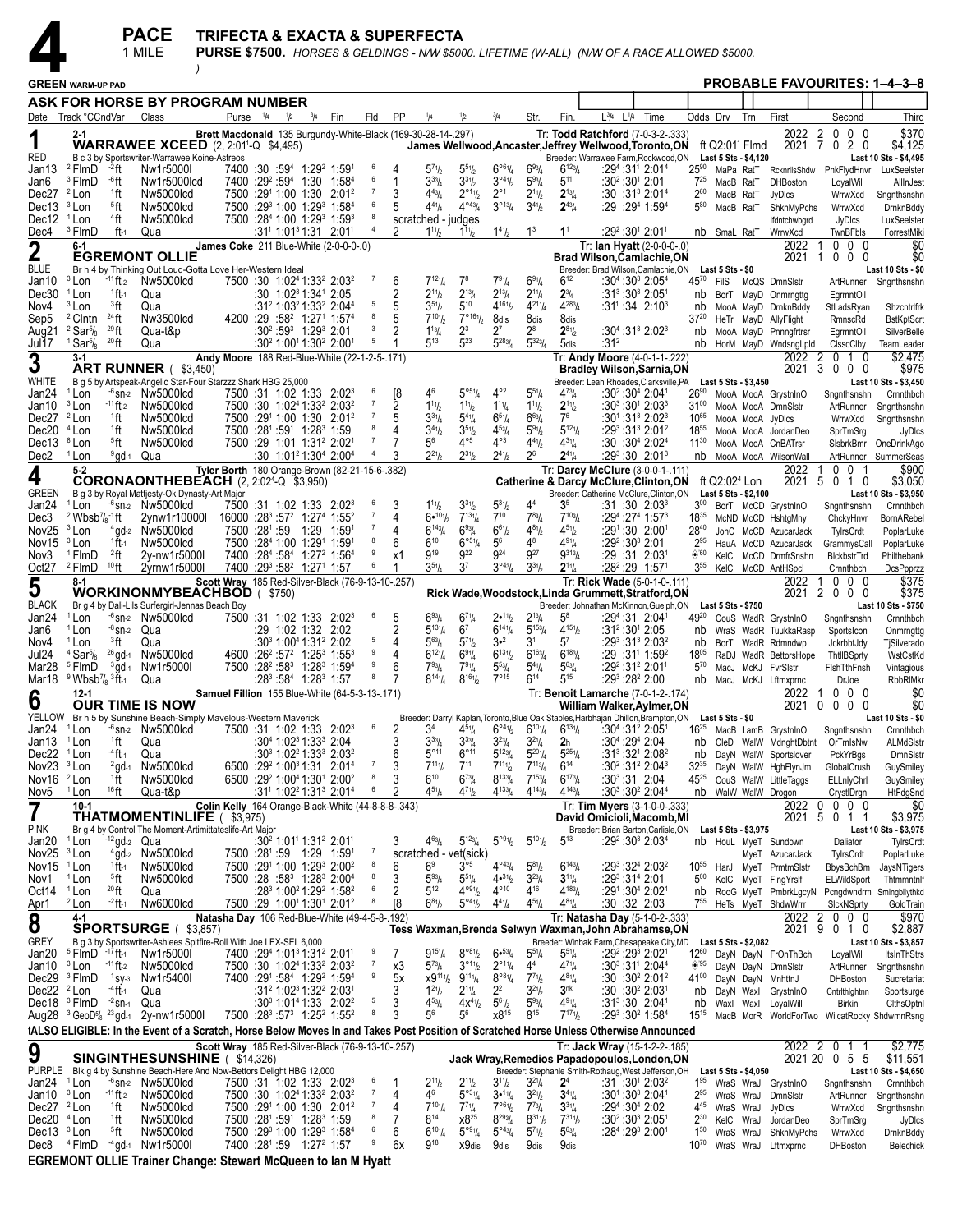# 4

**PACE** — 1 MILE

**TRIFECTA & EXACTA & SUPERFECTA**

**PURSE $7500.** *HORSES & GELDINGS - N/W $5000. LIFETIME (W-ALL) (N/W OF A RACE ALLOWED $5000.*

**GREEN WARM-UP PAD**

**PROBABLE FAVOURITES: 1–4–3–8**

**ASK FOR HORSE BY PROGRAM NUMBER**

Date Track °CCndVar Class Purse ¼ ½ ¾ Fin Fld PP ¼ ½ ¾ Str. Fin. L¾ L¼ Time Odds Drv Trn First Second Third

---

## 1 — WARRAWEE XCEED (2, 2:01¹-Q $4,495) — RED — 2-1

Brett Macdonald 135 Burgundy-White-Black (169-30-28-14-.297)
James Wellwood,Ancaster,Jeffrey Wellwood,Toronto,ON — Tr: Todd Ratchford (7-0-3-2-.333) — ft Q2:01¹ Flmd
B c 3 by Sportswriter-Warrawee Koine-Astreos — Breeder: Warrawee Farm,Rockwood,ON
2022: 2 0 0 0 $370 — 2021: 7 0 2 0 $4,125 — Last 5 Sts - $4,120 — Last 10 Sts - $4,495

| Date | Track | Cnd | Class | Purse | ¼ | ½ | ¾ | Fin | Fld | PP | ¼ | ½ | ¾ | Str. | Fin. | L¾ L¼ Time | Odds | Drv | Trn | First | Second | Third |
|---|---|---|---|---|---|---|---|---|---|---|---|---|---|---|---|---|---|---|---|---|---|---|
| Jan13 | ²FlmD | ⁻²ft | Nw1r5000l | 7400 | :30 | :59⁴ | 1:29² | 1:59¹ | 6 | 4 | 5⁷½ | 5⁵½ | 6°⁶¹/₄ | 6⁹¾ | 6¹²¾ | :29⁴ :31¹ 2:01⁴ | 25⁹⁰ | MaPa | RatT | RcknrllsShdw | PnkFlydHnvr | LuxSeelster |
| Jan6 | ³FlmD | ⁻⁶ft | Nw1r5000lcd | 7400 | :29² | :59⁴ | 1:30 | 1:58⁴ | 6 | 1 | 3³¾ | 3³½ | 3°⁴½ | 5⁹¾ | 5¹¹ | :30² :30¹ 2:01 | 7²⁵ | MacB | RatT | DHBoston | LoyalWill | AllInJest |
| Dec27 | ²Lon | ¹ft | Nw5000lcd | 7500 | :29¹ | 1:00 | 1:30 | 2:01² | 7 | 3 | 4⁴¾ | 2°¹½ | 2°¹ | 2¹½ | 2¹¾ | :30 :31³ 2:01⁴ | 2⁶⁰ | MacB | RatT | JyDlcs | WrrwXcd | Sngnthsnshn |
| Dec13 | ³Lon | ⁵ft | Nw5000lcd | 7500 | :29³ | 1:00 | 1:29³ | 1:58⁴ | 6 | 5 | 4⁴¼ | 4°⁴³/₄ | 3°¹³/₄ | 3⁴½ | 2⁴¾ | :29 :29⁴ 1:59⁴ | 5⁸⁰ | MacB | RatT | ShknMyPchs | WrrwXcd | DrnknBddy |
| Dec12 | ¹Lon | ⁴ft | Nw5000lcd | 7500 | :28⁴ | 1:00 | 1:29³ | 1:59³ | 8 | scratched - judges | | | | | | | | | | lfdntchwbgrd | JyDlcs | LuxSeelster |
| Dec4 | ³FlmD | ft-₁ | Qua | | :31¹ | 1:01³ | 1:31 | 2:01¹ | 4 | 2 | 1¹½ | 1¹½ | 1⁴½ | 1³ | 1¹ | :29² :30¹ 2:01¹ | nb | SmaL | RatT | WrrwXcd | TwnBFbls | ForrestMiki |

---

## 2 — EGREMONT OLLIE — BLUE — 6-1

James Coke 211 Blue-White (2-0-0-0-.0)
Brad Wilson,Camlachie,ON — Tr: Ian Hyatt (2-0-0-0-.0)
Br h 4 by Thinking Out Loud-Gotta Love Her-Western Ideal — Breeder: Brad Wilson,Camlachie,ON
2022: 1 0 0 0 $0 — 2021: 1 0 0 0 $0 — Last 5 Sts - $0 — Last 10 Sts - $0

| Date | Track | Cnd | Class | Purse | ¼ | ½ | ¾ | Fin | Fld | PP | ¼ | ½ | ¾ | Str. | Fin. | L¾ L¼ Time | Odds | Drv | Trn | First | Second | Third |
|---|---|---|---|---|---|---|---|---|---|---|---|---|---|---|---|---|---|---|---|---|---|---|
| Jan10 | ³Lon | ⁻¹¹ft-₂ | Nw5000lcd | 7500 | :30 | 1:02⁴ | 1:33² | 2:03² | 7 | 6 | 7¹²¼ | 7⁸ | 7⁹¼ | 6⁹¼ | 6¹² | :30⁴ :30³ 2:05⁴ | 45⁷⁰ | FilS | McQS | DmnSlstr | ArtRunner | Sngnthsnshn |
| Dec30 | ¹Lon | ¹ft-₁ | Qua | | :30 | 1:02³ | 1:34¹ | 2:05 | | 2 | 2¹½ | 2¹¾ | 2¹¾ | 2¹¼ | 2¾ | :31³ :30³ 2:05¹ | nb | BorT | MayD | Onmrngttg | EgrmntOll | |
| Nov4 | ³Lon | ³ft | Qua | | :31² | 1:03² | 1:33² | 2:04⁴ | 5 | 5 | 3⁵½ | 5¹⁰ | 4¹⁶½ | 4²¹¼ | 4²⁸¾ | :31¹ :34 2:10³ | nb | MooA | MayD | DrnknBddy | StLadsRyan | Shzcntrlfrk |
| Sep5 | ²Clntn | ²⁴ft | Nw3500lcd | 4200 | :29 | :58² | 1:27¹ | 1:57⁴ | 8 | 5 | 7¹⁰½ | 7°¹⁶½ | 8dis | 8dis | 8dis | | 37²⁰ | HeTr | MayD | AllyFlight | RmnscRd | BstKptScrt |
| Aug21 | ²Sar⅝ | ²⁹ft | Qua-t&p | | :30² | :59³ | 1:29³ | 2:01 | 3 | 2 | 1¹¾ | 2³ | 2⁷ | 2⁸ | 2⁸½ | :30⁴ :31³ 2:02³ | nb | MooA | MayD | Pnnngfrtrsr | EgrmntOll | SilverBelle |
| Jul17 | ¹Sar⅝ | ²⁰ft | Qua | | :30² | 1:00¹ | 1:30² | 2:00¹ | 5 | 1 | 5¹³ | 5²³ | 5²⁸¾ | 5³²¾ | 5dis | :31² | nb | HorM | MayD | WndsngLpld | ClsscClby | TeamLeader |

---

## 3 — ART RUNNER ($3,450) — WHITE — 3-1

Andy Moore 188 Red-Blue-White (22-1-2-5-.171)
Bradley Wilson,Sarnia,ON — Tr: Andy Moore (4-0-1-1-.222)
B g 5 by Artspeak-Angelic Star-Four Starzzz Shark HBG 25,000 — Breeder: Leah Rhoades,Clarksville,PA
2022: 2 0 1 0 $2,475 — 2021: 3 0 0 0 $975 — Last 5 Sts - $3,450 — Last 10 Sts - $3,450

| Date | Track | Cnd | Class | Purse | ¼ | ½ | ¾ | Fin | Fld | PP | ¼ | ½ | ¾ | Str. | Fin. | L¾ L¼ Time | Odds | Drv | Trn | First | Second | Third |
|---|---|---|---|---|---|---|---|---|---|---|---|---|---|---|---|---|---|---|---|---|---|---|
| Jan24 | ¹Lon | ⁻⁶sn-₂ | Nw5000lcd | 7500 | :31 | 1:02 | 1:33 | 2:02³ | 6 | [8 | 4⁶ | 5°⁵¼ | 4°² | 5⁵¼ | 4⁷¾ | :30² :30⁴ 2:04¹ | 26⁸⁰ | MooA | MooA | GrystnInO | Sngnthsnshn | Crnnthbch |
| Jan10 | ³Lon | ⁻¹¹ft-₂ | Nw5000lcd | 7500 | :30 | 1:02⁴ | 1:33² | 2:03² | 7 | 2 | 1¹½ | 1¹½ | 1¹¼ | 1¹½ | 2¹½ | :30³ :30¹ 2:03³ | 31⁰⁰ | MooA | MooA | DmnSlstr | ArtRunner | Sngnthsnshn |
| Dec27 | ²Lon | ¹ft | Nw5000lcd | 7500 | :29¹ | 1:00 | 1:30 | 2:01² | 7 | 5 | 3³½ | 5⁴¼ | 6⁵¼ | 6⁶¾ | 7⁶ | :30¹ :31³ 2:02³ | 10⁶⁵ | MooA | MooA | JyDlcs | WrrwXcd | Sngnthsnshn |
| Dec20 | ⁴Lon | ¹ft | Nw5000lcd | 7500 | :28¹ | :59¹ | 1:28³ | 1:59 | 8 | 4 | 3⁴½ | 3⁵½ | 4⁵¾ | 5⁹½ | 5¹²¼ | :29³ :31³ 2:01² | 18⁵⁵ | MooA | MooA | JordanDeo | SprTmSrg | JyDlcs |
| Dec13 | ⁸Lon | ⁵ft | Nw5000lcd | 7500 | :29 | 1:01 | 1:31² | 2:02¹ | 7 | 7 | 5⁶ | 4°⁵ | 4°³ | 4⁴½ | 4³¼ | :30 :30⁴ 2:02⁴ | 11³⁰ | MooA | MooA | CnBATrsr | SlsbrkBrmr | OneDrinkAgo |
| Dec2 | ¹Lon | ⁹gd-₁ | Qua | | :30 | 1:01² | 1:30⁴ | 2:00⁴ | 4 | 3 | 2²½ | 2³½ | 2⁴½ | 2⁶ | 2⁴¼ | :29³ :30 2:01³ | nb | MooA | MooA | WilsonWall | ArtRunner | SummerSeas |

---

## 4 — CORONAONTHEBEACH (2, 2:02⁴-Q $3,950) — GREEN — 5-2

Tyler Borth 180 Orange-Brown (82-21-15-6-.382)
Catherine & Darcy McClure,Clinton,ON — Tr: Darcy McClure (3-0-0-1-.111) — ft Q2:02⁴ Lon
B g 3 by Royal Mattjesty-Ok Dynasty-Art Major — Breeder: Catherine McClure,Clinton,ON
2022: 1 0 0 1 $900 — 2021: 5 0 1 0 $3,050 — Last 5 Sts - $2,100 — Last 10 Sts - $3,950

| Date | Track | Cnd | Class | Purse | ¼ | ½ | ¾ | Fin | Fld | PP | ¼ | ½ | ¾ | Str. | Fin. | L¾ L¼ Time | Odds | Drv | Trn | First | Second | Third |
|---|---|---|---|---|---|---|---|---|---|---|---|---|---|---|---|---|---|---|---|---|---|---|
| Jan24 | ¹Lon | ⁻⁶sn-₂ | Nw5000lcd | 7500 | :31 | 1:02 | 1:33 | 2:02³ | 6 | 3 | 1¹½ | 3³½ | 5³½ | 4⁴ | 3⁵ | :31 :30 2:03³ | 3⁰⁰ | BorT | McCD | GrystnInO | Sngnthsnshn | Crnnthbch |
| Dec3 | ²Wbsb⁷⁄₈ | ⁻¹ft | 2ynw1r10000l | 16000 | :28³ | :57² | 1:27⁴ | 1:55² | 7 | 4 | 6•¹⁰½ | 7¹³¼ | 7¹⁰ | 7⁸¾ | 7¹⁰¾ | :29⁴ :27⁴ 1:57³ | 18³⁵ | McND | McCD | HshtgMny | ChckyHnvr | BornARebel |
| Nov25 | ³Lon | ⁴gd-₂ | Nw5000lcd | 7500 | :28¹ | :59 | 1:29 | 1:59¹ | 7 | 4 | 6¹⁴¾ | 6⁹¾ | 6⁶½ | 4⁸½ | 4⁵½ | :29¹ :30 2:00¹ | 28⁴⁰ | JohC | McCD | AzucarJack | TylrsCrdt | PoplarLuke |
| Nov15 | ³Lon | ¹ft-₁ | Nw5000lcd | 7500 | :28⁴ | 1:00 | 1:29¹ | 1:59¹ | 8 | 6 | 6¹⁰ | 6°⁵¼ | 5⁶ | 4⁸ | 4⁹¼ | :29² :30³ 2:01 | 2⁸⁵ | HauA | McCD | AzucarJack | GrammysCall | PoplarLuke |
| Nov3 | ¹FlmD | ²ft | 2y-nw1r5000l | 7400 | :28⁴ | :58⁴ | 1:27² | 1:56⁴ | 9 | x1 | 9¹⁹ | 9²² | 9²⁴ | 9²⁷ | 9³¹¾ | :29 :31 2:03¹ | ®⁶⁰ | KelC | McCD | DrmfrSnshn | BlckbstrTrd | Philthebank |
| Oct27 | ²FlmD | ¹⁰ft | 2yrnw1r5000l | 7400 | :29³ | :58² | 1:27¹ | 1:57 | 6 | 1 | 3⁵¼ | 3⁷ | 3°⁴¾ | 3³½ | 2¹¼ | :28² :29 1:57¹ | 3⁵⁵ | KelC | McCD | AntHSpcl | Crnnthbch | DcsPpprzz |

---

## 5 — WORKINONMYBEACHBOD ($750) — BLACK — 8-1

Scott Wray 185 Red-Silver-Black (76-9-13-10-.257)
Rick Wade,Woodstock,Linda Grummett,Stratford,ON — Tr: Rick Wade (5-0-1-0-.111)
Br g 4 by Dali-Lils Surfergirl-Jennas Beach Boy — Breeder: Johnathan McKinnon,Guelph,ON
2022: 1 0 0 0 $375 — 2021: 2 0 0 0 $375 — Last 5 Sts - $750 — Last 10 Sts - $750

| Date | Track | Cnd | Class | Purse | ¼ | ½ | ¾ | Fin | Fld | PP | ¼ | ½ | ¾ | Str. | Fin. | L¾ L¼ Time | Odds | Drv | Trn | First | Second | Third |
|---|---|---|---|---|---|---|---|---|---|---|---|---|---|---|---|---|---|---|---|---|---|---|
| Jan24 | ¹Lon | ⁻⁶sn-₂ | Nw5000lcd | 7500 | :31 | 1:02 | 1:33 | 2:02³ | 6 | 5 | 6⁹¾ | 6⁷¼ | 2•¹½ | 2¹¾ | 5⁸ | :29⁴ :31 2:04¹ | 49²⁰ | CouS | WadR | GrystnInO | Sngnthsnshn | Crnnthbch |
| Jan6 | ¹Lon | ⁻⁸sn-₂ | Qua | | :29 | 1:02 | 1:32 | 2:02 | | 2 | 5¹³¼ | 6⁷ | 6¹⁴¼ | 5¹⁵¾ | 4¹⁵½ | :31² :30¹ 2:05 | nb | WraS | WadR | TuukkaRasp | SportsIcon | Onmrngttg |
| Nov4 | ¹Lon | ³ft | Qua | | :30³ | 1:00⁴ | 1:31² | 2:02 | 5 | 4 | 5⁶¾ | 5⁷½ | 3•² | 3¹ | 5⁷ | :29³ :31³ 2:03² | nb | BorT | WadR | Rdmndwp | JckrbbtJdy | TjSilverado |
| Jul24 | ⁴Sar⅝ | ²⁶gd-₁ | Nw5000lcd | 4600 | :26² | :57² | 1:25³ | 1:55³ | 9 | 4 | 6¹²¼ | 6⁹¼ | 6¹³½ | 6¹⁶¾ | 6¹⁸¾ | :29 :31¹ 1:59² | 18⁰⁵ | RaDJ | WadR | BettorsHope | ThtllBSprty | WstCstKd |
| Mar28 | ⁵FlmD | ³gd-₁ | Nw1r5000l | 7500 | :28² | :58³ | 1:28³ | 1:59⁴ | 9 | 6 | 7⁹¾ | 7⁹¼ | 5⁵¾ | 5⁴¼ | 5⁶¾ | :29² :31² 2:01¹ | 5⁷⁰ | MacJ | McKJ | FvrSlstr | FlshTthFnsh | Vintagious |
| Mar18 | ⁹Wbsb⁷⁄₈ | ³ft-₁ | Qua | | :28³ | :58⁴ | 1:28³ | 1:57 | 8 | 7 | 8¹⁴¼ | 8¹⁶½ | 7°¹⁵ | 6¹⁴ | 5¹⁵ | :29³ :28² 2:00 | nb | MacJ | McKJ | Lftmxprnc | DrJoe | RbbRlMkr |

---

## 6 — OUR TIME IS NOW — YELLOW — 12-1

Samuel Fillion 155 Blue-White (64-5-3-13-.171)
Breeder: Darryl Kaplan,Toronto,Blue Oak Stables,Harbhajan Dhillon,Brampton,ON — William Walker,Aylmer,ON — Tr: Benoit Lamarche (7-0-1-2-.174)
Br h 5 by Sunshine Beach-Simply Mavelous-Western Maverick
2022: 1 0 0 0 $0 — 2021: 0 0 0 0 $0 — Last 5 Sts - $0 — Last 10 Sts - $0

| Date | Track | Cnd | Class | Purse | ¼ | ½ | ¾ | Fin | Fld | PP | ¼ | ½ | ¾ | Str. | Fin. | L¾ L¼ Time | Odds | Drv | Trn | First | Second | Third |
|---|---|---|---|---|---|---|---|---|---|---|---|---|---|---|---|---|---|---|---|---|---|---|
| Jan24 | ¹Lon | ⁻⁶sn-₂ | Nw5000lcd | 7500 | :31 | 1:02 | 1:33 | 2:02³ | 6 | 2 | 3⁴ | 4⁵¼ | 6°⁴½ | 6¹⁰¼ | 6¹³¼ | :30⁴ :31² 2:05¹ | 16²⁵ | MacB | LamB | GrystnInO | Sngnthsnshn | Crnnthbch |
| Jan13 | ¹Lon | ¹ft | Qua | | :30⁴ | 1:02³ | 1:33³ | 2:04 | | 3 | 3³¾ | 3³¾ | 3²¾ | 3²¼ | 2h | :30⁴ :29⁴ 2:04 | nb | CleD | WalW | MdnghtDbtnt | OrTmIsNw | ALMdSlstr |
| Dec22 | ¹Lon | ⁻⁴ft-₁ | Qua | | :30³ | 1:02³ | 1:33³ | 2:03² | | 6 | 5°¹¹ | 6°¹¹ | 5¹²¾ | 5²⁰¼ | 5²⁵¼ | :31³ :32¹ 2:08² | nb | DayN | WalW | Sportslover | PckYrBgs | DmnSlstr |
| Nov23 | ³Lon | ²gd-₁ | Nw5000lcd | 6500 | :29² | 1:00³ | 1:31 | 2:01⁴ | 7 | 3 | 7¹¹¼ | 7¹¹ | 7¹¹¾ | 7¹¹¾ | 6¹⁴ | :30² :31² 2:04³ | 32³⁵ | DayN | WalW | HghFlynJm | GlobalCrush | GuySmiley |
| Nov16 | ²Lon | ¹ft | Nw5000lcd | 6500 | :29² | 1:00⁴ | 1:30¹ | 2:00² | 8 | 3 | 6¹⁰ | 6⁷¾ | 8¹³¾ | 7¹⁵¾ | 6¹⁷¾ | :30³ :31 2:04 | 45²⁵ | CouS | WalW | LittleTaggs | ELLnlyChrl | GuySmiley |
| Nov5 | ¹Lon | ¹⁶ft | Qua-t&p | | :31¹ | 1:02² | 1:31³ | 2:01⁴ | 6 | 2 | 4⁵¼ | 4⁷½ | 4¹³¾ | 4¹⁴¾ | 4¹⁴¾ | :30³ :30² 2:04⁴ | nb | WalW | WalW | Drogon | CrystlDrgn | HtFdgSnd |

---

## 7 — THATMOMENTINLIFE ($3,975) — PINK — 10-1

Colin Kelly 164 Orange-Black-White (44-8-8-8-.343)
David Omicioli,Macomb,MI — Tr: Tim Myers (3-1-0-0-.333)
Br g 4 by Control The Moment-Artimittateslife-Art Major — Breeder: Brian Barton,Carlisle,ON
2022: 0 0 0 0 $0 — 2021: 5 0 1 1 $3,975 — Last 5 Sts - $3,975 — Last 10 Sts - $3,975

| Date | Track | Cnd | Class | Purse | ¼ | ½ | ¾ | Fin | Fld | PP | ¼ | ½ | ¾ | Str. | Fin. | L¾ L¼ Time | Odds | Drv | Trn | First | Second | Third |
|---|---|---|---|---|---|---|---|---|---|---|---|---|---|---|---|---|---|---|---|---|---|---|
| Jan20 | ¹Lon | ⁻¹²gd-₂ | Qua | | :30² | 1:01¹ | 1:31² | 2:01¹ | | 3 | 4⁶¾ | 5¹²¾ | 5°⁹½ | 5¹⁰½ | 5¹³ | :29² :30³ 2:03⁴ | nb | HouL | MyeT | Sundown | Daliator | TylrsCrdt |
| Nov25 | ³Lon | ⁴gd-₂ | Nw5000lcd | 7500 | :28¹ | :59 | 1:29 | 1:59¹ | 7 | scratched - vet(sick) | | | | | | | | | MyeT | AzucarJack | TylrsCrdt | PoplarLuke |
| Nov15 | ¹Lon | ¹ft-₁ | Nw5000lcd | 7500 | :29¹ | 1:00 | 1:29³ | 2:00² | 8 | 6 | 6⁹ | 3°⁵ | 4°⁴³/₄ | 5⁸½ | 6¹⁴¾ | :29³ :32⁴ 2:03² | 10⁶⁵ | HarJ | MyeT | PrmtmSlstr | BbysBchBm | JaysNTigers |
| Nov1 | ¹Lon | ⁵ft | Nw5000lcd | 7500 | :28 | :58³ | 1:28³ | 2:00⁴ | 8 | 3 | 5⁹¾ | 5⁵¼ | 4•³½ | 3²¾ | 3¹¼ | :29³ :31⁴ 2:01 | 5⁰⁰ | KelC | MyeT | FlngYrslf | ELWildSport | Thtmmntnlf |
| Oct14 | ¹Lon | ²⁰ft | Qua | | :28³ | 1:00² | 1:29² | 1:58² | 6 | 2 | 5¹² | 4°⁹½ | 4°¹⁰ | 4¹⁶ | 4¹⁸¾ | :29¹ :30⁴ 2:02¹ | nb | RooG | MyeT | PmbrkLgcyN | Pcngdwndrm | Smlngbllythkd |
| Apr1 | ²Lon | ⁻²ft-₁ | Nw6000lcd | 7500 | :29 | 1:00¹ | 1:30¹ | 2:01² | 8 | [8 | 6⁸½ | 5°⁴½ | 4⁴¼ | 4⁵¼ | 4⁸¼ | :30 :32 2:03 | 7⁵⁵ | HeTs | MyeT | ShdwWrrr | SlckNSprty | GoldTrain |

---

## 8 — SPORTSURGE ($3,857) — GREY — 4-1

Natasha Day 106 Red-Blue-White (49-4-5-8-.192)
Tess Waxman,Brenda Selwyn Waxman,John Abrahamse,ON — Tr: Natasha Day (5-1-0-2-.333)
B g 3 by Sportswriter-Ashlees Spitfire-Roll With Joe LEX-SEL 6,000 — Breeder: Winbak Farm,Chesapeake City,MD
2022: 2 0 0 0 $970 — 2021: 9 0 1 0 $2,887 — Last 5 Sts - $2,082 — Last 10 Sts - $3,857

| Date | Track | Cnd | Class | Purse | ¼ | ½ | ¾ | Fin | Fld | PP | ¼ | ½ | ¾ | Str. | Fin. | L¾ L¼ Time | Odds | Drv | Trn | First | Second | Third |
|---|---|---|---|---|---|---|---|---|---|---|---|---|---|---|---|---|---|---|---|---|---|---|
| Jan20 | ⁵FlmD | ⁻¹⁷ft-₁ | Nw1r5000l | 7400 | :29⁴ | 1:01³ | 1:31² | 2:01¹ | 9 | 7 | 9¹⁵¼ | 8°⁸½ | 6•⁵¾ | 5⁵¼ | 5⁵¼ | :29² :29³ 2:02¹ | 12⁶⁰ | DayN | DayN | FrOnThBch | LoyalWill | ItsInThStrs |
| Jan10 | ³Lon | ⁻¹¹ft-₂ | Nw5000lcd | 7500 | :30 | 1:02⁴ | 1:33² | 2:03² | 7 | x3 | 5⁷¾ | 3°¹½ | 2°¹¼ | 4⁴ | 4⁷¼ | :30³ :31¹ 2:04⁴ | ®⁹⁵ | DayN | DayN | DmnSlstr | ArtRunner | Sngnthsnshn |
| Dec29 | ³FlmD | ¹sy-₃ | Nw1r5400l | 7400 | :29¹ | :58⁴ | 1:29² | 1:59⁴ | 9 | 5x | x9¹¹½ | 9¹¹¼ | 8°⁸¼ | 7⁷½ | 4⁸¼ | :30 :30² 2:01² | 41⁰⁰ | DayN | DayN | MnhttnJ | DHBoston | Sucretariat |
| Dec22 | ²Lon | ⁻⁴ft-₁ | Qua | | :31² | 1:02³ | 1:32² | 2:03¹ | | 3 | 1²½ | 2¹¼ | 2² | 3²½ | 2⁶ | :30 :30² 2:03¹ | nb | DayN | WaxI | GrystnInO | Cntrlthghtnn | Sportsurge |
| Dec18 | ³FlmD | ⁻²sn-₁ | Qua | | :30³ | 1:01⁴ | 1:33 | 2:02² | 5 | 3 | 4⁵¾ | 4x⁴½ | 5⁶½ | 5⁹¾ | 3nk | :31³ :30 2:04¹ | nb | WaxI | WaxI | LoyalWill | Birkin | ClthsOptnl |
| Aug28 | ³GeoD⅝ | ²³gd-₁ | 2y-nw1r5000l | 7500 | :28³ | :57³ | 1:25² | 1:55² | 8 | 3 | 5⁶ | 5⁶ | x8¹⁵ | 8¹⁵ | 7¹⁷½ | :29³ :30² 1:58⁴ | 15¹⁵ | MacB | MorR | WorldForTwo | WilcatRocky | ShdwmnRsng |

**tALSO ELIGIBLE: In the Event of a Scratch, Horse Below Moves In and Takes Post Position of Scratched Horse Unless Otherwise Announced**

---

## 9 — SINGINTHESUNSHINE ($14,326) — PURPLE — 10-1

Scott Wray 185 Red-Silver-Black (76-9-13-10-.257)
Jack Wray,Remedios Papadopoulos,London,ON — Tr: Jack Wray (15-1-2-2-.185)
Blk g 4 by Sunshine Beach-Here And Now-Bettors Delight HBG 12,000 — Breeder: Stephanie Smith-Rothaug,West Jefferson,OH
2022: 2 0 1 1 $2,775 — 2021: 20 0 5 5 $11,551 — Last 5 Sts - $4,050 — Last 10 Sts - $4,650

| Date | Track | Cnd | Class | Purse | ¼ | ½ | ¾ | Fin | Fld | PP | ¼ | ½ | ¾ | Str. | Fin. | L¾ L¼ Time | Odds | Drv | Trn | First | Second | Third |
|---|---|---|---|---|---|---|---|---|---|---|---|---|---|---|---|---|---|---|---|---|---|---|
| Jan24 | ¹Lon | ⁻⁶sn-₂ | Nw5000lcd | 7500 | :31 | 1:02 | 1:33 | 2:02³ | 6 | 1 | 2¹½ | 2¹½ | 3¹½ | 3²¼ | 2⁴ | :31 :30¹ 2:03² | 1⁹⁵ | WraS | WraJ | GrystnInO | Sngnthsnshn | Crnnthbch |
| Jan10 | ³Lon | ⁻¹¹ft-₂ | Nw5000lcd | 7500 | :30 | 1:02⁴ | 1:33² | 2:03² | 7 | 4 | 4⁶ | 5°³¼ | 3•¹¼ | 3²½ | 3⁴¼ | :30¹ :30³ 2:04¹ | 2⁸⁵ | WraS | WraJ | DmnSlstr | ArtRunner | Sngnthsnshn |
| Dec27 | ²Lon | ¹ft | Nw5000lcd | 7500 | :29¹ | 1:00 | 1:30 | 2:01² | 7 | 4 | 7¹⁰¼ | 7⁷¼ | 7°⁶½ | 7⁷¾ | 3³¼ | :29⁴ :30⁴ 2:02¹ | 4⁴⁵ | WraS | WraJ | JyDlcs | WrrwXcd | Sngnthsnshn |
| Dec20 | ⁴Lon | ¹ft | Nw5000lcd | 7500 | :28¹ | :59¹ | 1:28³ | 1:59 | 8 | 7 | 8¹⁴ | x8²⁵ | 8²⁹¾ | 8³¹½ | 7³¹½ | :30² :30³ 2:05¹ | 2³⁰ | KelC | WraJ | JordanDeo | SprTmSrg | JyDlcs |
| Dec13 | ³Lon | ⁵ft | Nw5000lcd | 7500 | :29³ | 1:00 | 1:29³ | 1:58⁴ | 6 | 6 | 6¹⁰¼ | 5°⁹½ | 5°⁴¾ | 5⁷½ | 5⁶¾ | :28⁴ :29³ 2:00¹ | 1⁵⁰ | WraS | WraJ | ShknMyPchs | WrrwXcd | DrnknBddy |
| Dec8 | ⁴FlmD | ⁻⁴gd-₁ | Nw1r5000l | 7400 | :28¹ | :59 | 1:27² | 1:57 | 9 | 6x | 9¹⁸ | x9dis | 9dis | 9dis | 9dis | | 10⁷⁰ | WraS | WraJ | Lftmxprnc | DHBoston | Belechick |

**EGREMONT OLLIE Trainer Change: Stewart McQueen to Ian M Hyatt**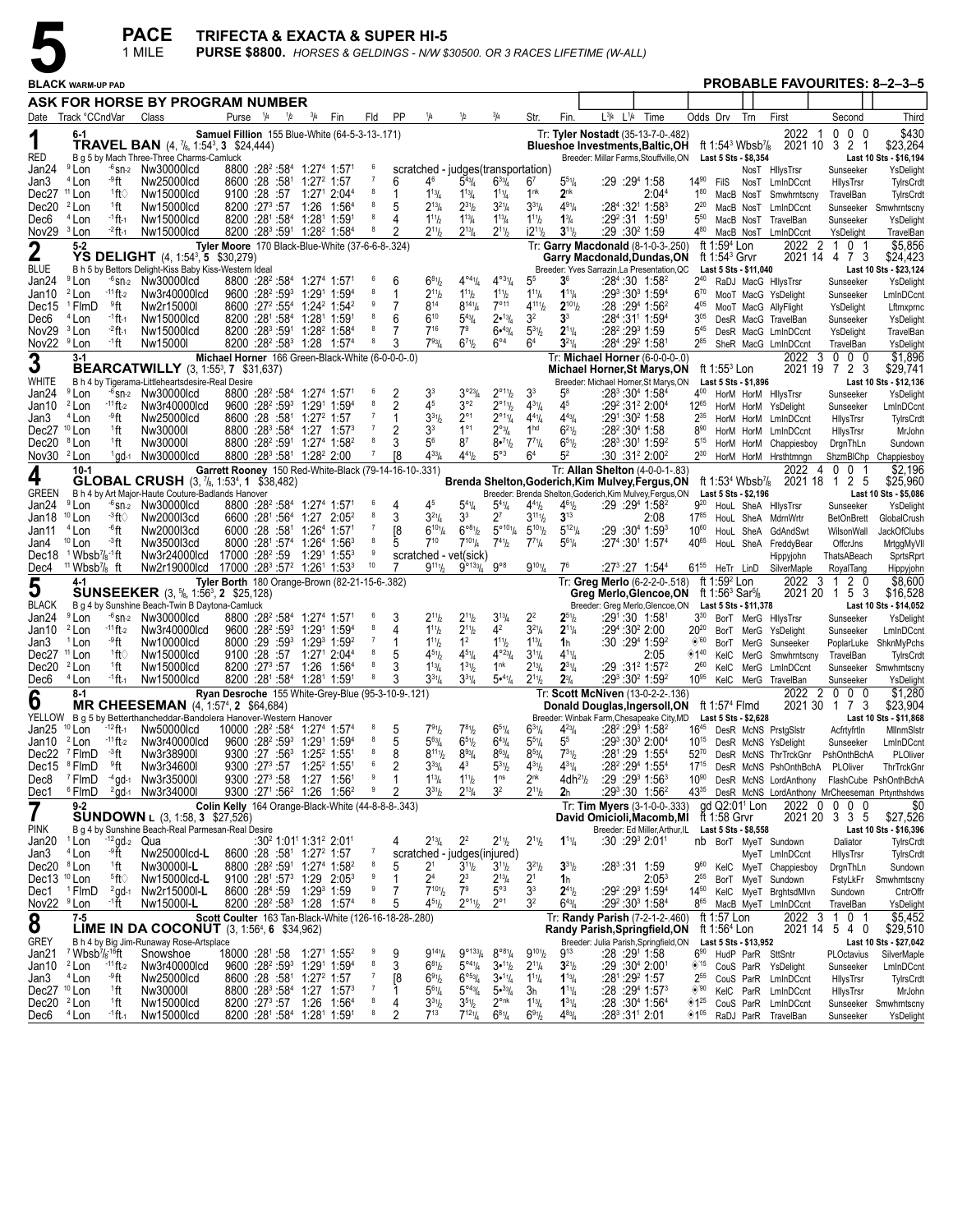# 5

**PACE** — 1 MILE

**TRIFECTA & EXACTA & SUPER HI-5**

**PURSE $8800.** *HORSES & GELDINGS - N/W $30500. OR 3 RACES LIFETIME (W-ALL)*

**BLACK** WARM-UP PAD

**PROBABLE FAVOURITES: 8–2–3–5**

**ASK FOR HORSE BY PROGRAM NUMBER**

---

## 1 — RED — 6-1
**TRAVEL BAN** (4, 7/8, 1:54³, 3 $24,444)
Samuel Fillion 155 Blue-White (64-5-3-13-.171)
B g 5 by Mach Three-Three Charms-Camluck
Tr: Tyler Nostadt (35-13-7-0-.482) — Blueshoe Investments,Baltic,OH — Breeder: Millar Farms,Stouffville,ON
ft 1:54³ Wbsb7/8 — 2022: 1 0 0 0 $430 — 2021: 10 3 2 1 $23,264
Last 5 Sts - $8,354 — Last 10 Sts - $16,194

| Date | Track °CCndVar | Class | Purse | 1/4 | 1/2 | 3/4 | Fin | Fld | PP | 1/4 | 1/2 | 3/4 | Str. | Fin. | L3/4 L1/4 Time | Odds | Drv | Trn | First | Second | Third |
|---|---|---|---|---|---|---|---|---|---|---|---|---|---|---|---|---|---|---|---|---|---|
| Jan24 | 9 Lon -6 sn-2 | Nw30000lcd | 8800 | :28² | :58⁴ | 1:27⁴ | 1:57¹ | 6 | | scratched - judges(transportation) | | | | | | | | NosT | HllysTrsr | Sunseeker | YsDelight |
| Jan3 | 4 Lon -9 ft | Nw25000lcd | 8600 | :28 | :58¹ | 1:27² | 1:57 | 7 | 6 | 4⁶ | 5⁶3/4 | 6³3/4 | 6⁷ | 5⁵1/4 | :29 :29⁴ 1:58 | 14⁹⁰ | FilS | NosT | LmlnDCcnt | HllysTrsr | TylrsCrdt |
| Dec27 | 11 Lon 1 ft◇ | Nw15000lcd | 9100 | :28 | :57 | 1:27¹ | 2:04⁴ | 8 | 1 | 1¹3/4 | 1¹3/4 | 1¹1/4 | 1nk | 2nk | 2:04⁴ | 1⁸⁰ | MacB | NosT | Smwhrntscny | TravelBan | TylrsCrdt |
| Dec20 | 2 Lon 1 ft | Nw15000lcd | 8200 | :27³ | :57 | 1:26 | 1:56⁴ | 8 | 5 | 2¹3/4 | 2³1/2 | 3²1/4 | 3³1/4 | 4⁹1/4 | :28⁴ :32¹ 1:58³ | 2²⁰ | MacB | NosT | LmlnDCcnt | Sunseeker | Smwhrntscny |
| Dec6 | 4 Lon -1 ft-1 | Nw15000lcd | 8200 | :28¹ | :58⁴ | 1:28¹ | 1:59¹ | 8 | 4 | 1¹1/2 | 1¹3/4 | 1¹3/4 | 1¹1/2 | 1³/4 | :29² :31 1:59¹ | 5⁵⁰ | MacB | NosT | TravelBan | Sunseeker | YsDelight |
| Nov29 | 3 Lon -2 ft-1 | Nw15000lcd | 8200 | :28³ | :59¹ | 1:28² | 1:58⁴ | 8 | 2 | 2¹1/2 | 2¹3/4 | 2¹1/2 | i2¹1/2 | 3¹1/2 | :29 :30² 1:59 | 4⁸⁰ | MacB | NosT | LmlnDCcnt | YsDelight | TravelBan |

## 2 — BLUE — 5-2
**YS DELIGHT** (4, 1:54³, 5 $30,279)
Tyler Moore 170 Black-Blue-White (37-6-6-8-.324)
B h 5 by Bettors Delight-Kiss Baby Kiss-Western Ideal
Tr: Garry Macdonald (8-1-0-3-.250) — Garry Macdonald,Dundas,ON — Breeder: Yves Sarrazin,La Presentation,QC
ft 1:59⁴ Lon — 2022: 2 1 0 1 $5,856 — ft 1:54³ Grvr — 2021: 14 4 7 3 $24,423
Last 5 Sts - $11,040 — Last 10 Sts - $23,124

| Date | Track °CCndVar | Class | Purse | 1/4 | 1/2 | 3/4 | Fin | Fld | PP | 1/4 | 1/2 | 3/4 | Str. | Fin. | L3/4 L1/4 Time | Odds | Drv | Trn | First | Second | Third |
|---|---|---|---|---|---|---|---|---|---|---|---|---|---|---|---|---|---|---|---|---|---|
| Jan24 | 9 Lon -6 sn-2 | Nw30000lcd | 8800 | :28² | :58⁴ | 1:27⁴ | 1:57¹ | 6 | 6 | 6⁸1/2 | 4°⁴1/4 | 4°³1/4 | 5⁵ | 3⁶ | :28⁴ :30 1:58² | 2⁴⁰ | RaDJ | MacG | HllysTrsr | Sunseeker | YsDelight |
| Jan10 | 2 Lon -11 ft-2 | Nw3r40000lcd | 9600 | :28² | :59³ | 1:29¹ | 1:59⁴ | 8 | 1 | 2¹1/2 | 1¹1/2 | 1¹1/2 | 1¹1/4 | 1¹1/4 | :29³ :30³ 1:59⁴ | 6⁷⁰ | MooT | MacG | YsDelight | Sunseeker | LmlnDCcnt |
| Dec15 | 1 FlmD 9 ft | Nw2r15000l | 8600 | :27² | :55⁴ | 1:24² | 1:54² | 9 | 7 | 8¹⁴ | 8¹⁴1/4 | 7°¹¹ | 4¹¹1/2 | 2¹⁰1/2 | :28 :29⁴ 1:56² | 4⁰⁵ | MooT | MacG | AllyFlight | YsDelight | Lftmxprnc |
| Dec6 | 4 Lon -1 ft-1 | Nw15000lcd | 8200 | :28¹ | :58⁴ | 1:28¹ | 1:59¹ | 8 | 6 | 6¹⁰ | 5⁴3/4 | 2•¹3/4 | 3² | 3³ | :28⁴ :31¹ 1:59⁴ | 3⁰⁵ | DesR | MacG | TravelBan | Sunseeker | YsDelight |
| Nov29 | 3 Lon -2 ft-1 | Nw15000lcd | 8200 | :28³ | :59¹ | 1:28² | 1:58⁴ | 8 | 7 | 7¹⁶ | 7⁹ | 6•⁴3/4 | 5³1/2 | 2¹1/4 | :28² :29³ 1:59 | 5⁴⁵ | DesR | MacG | LmlnDCcnt | YsDelight | TravelBan |
| Nov22 | 9 Lon -1 ft | Nw15000l | 8200 | :28² | :58³ | 1:28 | 1:57⁴ | 8 | 3 | 7⁹3/4 | 6⁷1/2 | 6°⁴ | 6⁴ | 3²1/4 | :28⁴ :29² 1:58¹ | 2⁸⁵ | SheR | MacG | LmlnDCcnt | TravelBan | YsDelight |

## 3 — WHITE — 3-1
**BEARCATWILLY** (3, 1:55³, 7 $31,637)
Michael Horner 166 Green-Black-White (6-0-0-0-.0)
B h 4 by Tigerama-Littleheartsdesire-Real Desire
Tr: Michael Horner (6-0-0-0-.0) — Michael Horner,St Marys,ON — Breeder: Michael Horner,St Marys,ON
ft 1:55³ Lon — 2022: 3 0 0 0 $1,896 — 2021: 19 7 2 3 $29,741
Last 5 Sts - $1,896 — Last 10 Sts - $12,136

| Date | Track °CCndVar | Class | Purse | 1/4 | 1/2 | 3/4 | Fin | Fld | PP | 1/4 | 1/2 | 3/4 | Str. | Fin. | L3/4 L1/4 Time | Odds | Drv | Trn | First | Second | Third |
|---|---|---|---|---|---|---|---|---|---|---|---|---|---|---|---|---|---|---|---|---|---|
| Jan24 | 9 Lon -6 sn-2 | Nw30000lcd | 8800 | :28² | :58⁴ | 1:27⁴ | 1:57¹ | 6 | 2 | 3³ | 3°²3/4 | 2°¹1/2 | 3³ | 5⁸ | :28³ :30⁴ 1:58⁴ | 4⁰⁰ | HorM | HorM | HllysTrsr | Sunseeker | YsDelight |
| Jan10 | 2 Lon -11 ft-2 | Nw3r40000lcd | 9600 | :28² | :59³ | 1:29¹ | 1:59⁴ | 8 | 2 | 4⁵ | 3°² | 2°¹1/2 | 4³1/4 | 4⁵ | :29² :31² 2:00⁴ | 12⁶⁵ | HorM | HorM | YsDelight | Sunseeker | LmlnDCcnt |
| Jan3 | 4 Lon -9 ft | Nw25000lcd | 8600 | :28 | :58¹ | 1:27² | 1:57 | 7 | 1 | 3³1/2 | 2°¹ | 2°¹1/4 | 4⁴1/4 | 4³1/4 | :29¹ :30² 1:58 | 2³⁵ | HorM | HorM | LmlnDCcnt | HllysTrsr | TylrsCrdt |
| Dec27 | 10 Lon 1 ft | Nw30000l | 8800 | :28³ | :58⁴ | 1:27 | 1:57³ | 7 | 2 | 3³ | 1°¹ | 2°3/4 | 1hd | 6²1/2 | :28² :30⁴ 1:58 | 8⁹⁰ | HorM | HorM | LmlnDCcnt | HllysTrsr | MrJohn |
| Dec20 | 8 Lon 1 ft | Nw30000l | 8800 | :28³ | :59¹ | 1:27⁴ | 1:58² | 8 | 3 | 5⁶ | 8⁷ | 8•⁷1/2 | 7⁷1/4 | 6⁵1/2 | :28³ :30¹ 1:59² | 5¹⁵ | HorM | HorM | Chappiesboy | DrgnThLn | Sundown |
| Nov30 | 2 Lon 1 gd-1 | Nw30000lcd | 8800 | :28³ | :58¹ | 1:28² | 2:00 | 7 | [8 | 4³3/4 | 4⁴1/2 | 5°³ | 6⁴ | 5² | :30 :31² 2:00² | 2³⁰ | HorM | HorM | Hrsthtmngn | ShzmBlChp | Chappiesboy |

## 4 — GREEN — 10-1
**GLOBAL CRUSH** (3, 7/8, 1:53⁴, M $38,482)
Garrett Rooney 150 Red-White-Black (79-14-16-10-.331)
B h 4 by Art Major-Haute Couture-Badlands Hanover
Tr: Allan Shelton (4-0-0-1-.83) — Brenda Shelton,Goderich,Kim Mulvey,Fergus,ON — Breeder: Brenda Shelton,Goderich,Kim Mulvey,Fergus,ON
ft 1:53⁴ Wbsb7/8 — 2022: 4 0 0 1 $2,196 — 2021: 18 1 2 5 $25,960
Last 5 Sts - $2,196 — Last 10 Sts - $5,086

| Date | Track °CCndVar | Class | Purse | 1/4 | 1/2 | 3/4 | Fin | Fld | PP | 1/4 | 1/2 | 3/4 | Str. | Fin. | L3/4 L1/4 Time | Odds | Drv | Trn | First | Second | Third |
|---|---|---|---|---|---|---|---|---|---|---|---|---|---|---|---|---|---|---|---|---|---|
| Jan24 | 9 Lon -6 sn-2 | Nw30000lcd | 8800 | :28² | :58⁴ | 1:27⁴ | 1:57¹ | 6 | 4 | 4⁵ | 5⁴1/4 | 5⁴1/4 | 4⁴1/2 | 4⁶1/2 | :29 :29⁴ 1:58² | 9²⁰ | HouL | SheA | HllysTrsr | Sunseeker | YsDelight |
| Jan18 | 10 Lon -3 ft◇ | Nw2000l3cd | 6600 | :28¹ | :56⁴ | 1:27 | 2:05² | 8 | 3 | 3²1/4 | 3³ | 2⁷ | 3¹¹1/2 | 3¹³ | 2:08 | 17⁸⁵ | HouL | SheA | MdrnWrtr | BetOnBrett | GlobalCrush |
| Jan11 | 4 Lon -6 ft | Nw2000l3cd | 6000 | :28 | :58¹ | 1:26⁴ | 1:57¹ | 7 | [8 | 6¹⁰1/4 | 6°⁸1/2 | 5°¹⁰1/4 | 5¹⁰1/2 | 5¹²1/4 | :29 :30⁴ 1:59³ | 10⁶⁰ | HouL | SheA | GdAndSwt | WilsonWall | JackOfClubs |
| Jan4 | 10 Lon -3 ft | Nw3500l3cd | 8000 | :28¹ | :57⁴ | 1:26⁴ | 1:56³ | 8 | 5 | 7¹⁰ | 7¹⁰1/4 | 7⁴1/2 | 7⁷1/4 | 5⁶1/4 | :27⁴ :30¹ 1:57⁴ | 40⁶⁵ | HouL | SheA | FreddyBear | OffcrJns | MrtggMyVll |
| Dec18 | 1 Wbsb7/8 -1 ft | Nw3r24000lcd | 17000 | :28² | :59¹ | 1:29¹ | 1:55³ | 9 | | scratched - vet(sick) | | | | | | | | | Hippyjohn | ThatsABeach | SprtsRprt |
| Dec4 | 11 Wbsb7/8 ft | Nw2r19000lcd | 17000 | :28³ | :57² | 1:26¹ | 1:53³ | 10 | 7 | 9¹¹1/2 | 9°¹³3/4 | 9°⁸ | 9¹⁰1/4 | 7⁶ | :27³ :27 1:54⁴ | 61⁵⁵ | HeTr | LinD | SilverMaple | RoyalTang | Hippyjohn |

## 5 — BLACK — 4-1
**SUNSEEKER** (3, 5/8, 1:56³, 2 $25,128)
Tyler Borth 180 Orange-Brown (82-21-15-6-.382)
B g 4 by Sunshine Beach-Twin B Daytona-Camluck
Tr: Greg Merlo (6-2-2-0-.518) — Greg Merlo,Glencoe,ON — Breeder: Greg Merlo,Glencoe,ON
ft 1:59² Lon — 2022: 3 1 2 0 $8,600 — ft 1:56³ Sar5/8 — 2021: 20 1 5 3 $16,528
Last 5 Sts - $11,378 — Last 10 Sts - $14,052

| Date | Track °CCndVar | Class | Purse | 1/4 | 1/2 | 3/4 | Fin | Fld | PP | 1/4 | 1/2 | 3/4 | Str. | Fin. | L3/4 L1/4 Time | Odds | Drv | Trn | First | Second | Third |
|---|---|---|---|---|---|---|---|---|---|---|---|---|---|---|---|---|---|---|---|---|---|
| Jan24 | 9 Lon -6 sn-2 | Nw30000lcd | 8800 | :28² | :58⁴ | 1:27⁴ | 1:57¹ | 6 | 3 | 2¹1/2 | 2¹1/2 | 3¹3/4 | 2² | 2⁵1/2 | :29¹ :30 1:58¹ | 3³⁰ | BorT | MerG | HllysTrsr | Sunseeker | YsDelight |
| Jan10 | 2 Lon -11 ft-2 | Nw3r40000lcd | 9600 | :28² | :59³ | 1:29¹ | 1:59⁴ | 8 | 4 | 1¹1/2 | 2¹1/2 | 4² | 3²1/4 | 2¹1/4 | :29⁴ :30² 2:00 | 20²⁰ | BorT | MerG | YsDelight | Sunseeker | LmlnDCcnt |
| Jan3 | 1 Lon -9 ft | Nw10000lcd | 8000 | :29 | :59³ | 1:29³ | 1:59² | 7 | 1 | 1¹1/2 | 1² | 1¹1/2 | 1¹3/4 | 1h | :30 :29⁴ 1:59² | ✪⁶⁰ | BorT | MerG | Sunseeker | PoplarLuke | ShknMyPchs |
| Dec27 | 11 Lon 1 ft◇ | Nw15000lcd | 9100 | :28 | :57 | 1:27¹ | 2:04⁴ | 8 | 5 | 4⁵1/2 | 4⁵1/4 | 4°²3/4 | 3¹1/4 | 4¹1/4 | 2:05 | ✪1⁴⁰ | KelC | MerG | Smwhrntscny | TravelBan | TylrsCrdt |
| Dec20 | 2 Lon 1 ft | Nw15000lcd | 8200 | :27³ | :57 | 1:26 | 1:56⁴ | 8 | 3 | 1¹3/4 | 1³1/2 | 1nk | 2¹3/4 | 2³1/4 | :29 :31² 1:57² | 2⁶⁰ | KelC | MerG | LmlnDCcnt | Sunseeker | Smwhrntscny |
| Dec6 | 4 Lon -1 ft-1 | Nw15000lcd | 8200 | :28¹ | :58⁴ | 1:28¹ | 1:59¹ | 8 | 3 | 3³1/4 | 3³1/4 | 5•⁴1/4 | 2¹1/2 | 2³/4 | :29³ :30² 1:59² | 10⁸⁵ | KelC | MerG | TravelBan | Sunseeker | YsDelight |

## 6 — YELLOW — 8-1
**MR CHEESEMAN** (4, 1:57⁴, 2 $64,684)
Ryan Desroche 155 White-Grey-Blue (95-3-10-9-.121)
B g 5 by Betterthancheddar-Bandolera Hanover-Western Hanover
Tr: Scott McNiven (13-0-2-2-.136) — Donald Douglas,Ingersoll,ON — Breeder: Winbak Farm,Chesapeake City,MD
ft 1:57⁴ Flmd — 2022: 2 0 0 0 $1,280 — 2021: 30 1 7 3 $23,904
Last 5 Sts - $2,628 — Last 10 Sts - $11,868

| Date | Track °CCndVar | Class | Purse | 1/4 | 1/2 | 3/4 | Fin | Fld | PP | 1/4 | 1/2 | 3/4 | Str. | Fin. | L3/4 L1/4 Time | Odds | Drv | Trn | First | Second | Third |
|---|---|---|---|---|---|---|---|---|---|---|---|---|---|---|---|---|---|---|---|---|---|
| Jan25 | 10 Lon -12 ft-1 | Nw50000lcd | 10000 | :28² | :58⁴ | 1:27⁴ | 1:57⁴ | 8 | 5 | 7⁹1/2 | 7⁸1/2 | 6⁵1/4 | 6³1/4 | 4²3/4 | :28² :29³ 1:58² | 16⁴⁵ | DesR | McNS | PrstgSlstr | AcfrtyfrtIn | MllnmSlstr |
| Jan10 | 2 Lon -11 ft-2 | Nw3r40000lcd | 9600 | :28² | :59³ | 1:29¹ | 1:59⁴ | 8 | 5 | 5⁶3/4 | 6⁵1/2 | 6⁴3/4 | 5⁵1/4 | 5⁵ | :29³ :30³ 2:00¹ | 10¹⁵ | DesR | McNS | YsDelight | Sunseeker | LmlnDCcnt |
| Dec22 | 7 FlmD -3 ft | Nw3r38900l | 9300 | :27 | :56³ | 1:25² | 1:55¹ | 8 | 8 | 8¹¹1/2 | 8⁹3/4 | 8⁶3/4 | 8⁵3/4 | 7³1/2 | :28¹ :29 1:55⁴ | 52⁷⁰ | DesR | McNS | ThrTrckGnr | PshOnthBchA | PLOliver |
| Dec15 | 8 FlmD 9 ft | Nw3r34600l | 9300 | :27³ | :57 | 1:25² | 1:55¹ | 6 | 2 | 3³3/4 | 4³ | 5³1/2 | 4³1/2 | 4³1/4 | :28² :29⁴ 1:55⁴ | 17¹⁵ | DesR | McNS | PshOnthBchA | PLOliver | ThrTrckGnr |
| Dec8 | 7 FlmD -4 gd-1 | Nw3r35000l | 9300 | :27³ | :58 | 1:27 | 1:56¹ | 9 | 1 | 1¹3/4 | 1¹1/2 | 1ns | 2nk | 4dh²1/2 | :29 :29³ 1:56³ | 10⁹⁰ | DesR | McNS | LordAnthony | FlashCube | PshOnthBchA |
| Dec1 | 6 FlmD 2 gd-1 | Nw3r34000l | 9300 | :27¹ | :56² | 1:26 | 1:56² | 9 | 2 | 3³1/2 | 2¹3/4 | 3² | 2¹1/2 | 2h | :29³ :30 1:56² | 43³⁵ | DesR | McNS | LordAnthony | MrCheeseman | Prtynthshdws |

## 7 — PINK — 9-2
**SUNDOWN L** (3, 1:58, 3 $27,526)
Colin Kelly 164 Orange-Black-White (44-8-8-8-.343)
B g 4 by Sunshine Beach-Real Parmesan-Real Desire
Tr: Tim Myers (3-1-0-0-.333) — David Omicioli,Macomb,MI — Breeder: Ed Miller,Arthur,IL
gd Q2:01¹ Lon — 2022: 0 0 0 0 $0 — ft 1:58 Grvr — 2021: 20 3 3 5 $27,526
Last 5 Sts - $8,558 — Last 10 Sts - $16,396

| Date | Track °CCndVar | Class | Purse | 1/4 | 1/2 | 3/4 | Fin | Fld | PP | 1/4 | 1/2 | 3/4 | Str. | Fin. | L3/4 L1/4 Time | Odds | Drv | Trn | First | Second | Third |
|---|---|---|---|---|---|---|---|---|---|---|---|---|---|---|---|---|---|---|---|---|---|
| Jan20 | 1 Lon -12 gd-2 | Qua | | :30² | 1:01¹ | 1:31² | 2:01¹ | | 4 | 2¹3/4 | 2² | 2¹1/2 | 2¹1/2 | 1¹1/4 | :30 :29³ 2:01¹ | nb | BorT | MyeT | Sundown | Daliator | TylrsCrdt |
| Jan3 | 4 Lon -9 ft | Nw25000lcd-L | 8600 | :28 | :58¹ | 1:27² | 1:57 | 7 | | scratched - judges(injured) | | | | | | | | MyeT | LmlnDCcnt | HllysTrsr | TylrsCrdt |
| Dec20 | 8 Lon 1 ft | Nw30000l-L | 8800 | :28³ | :59¹ | 1:27⁴ | 1:58² | 8 | 5 | 2¹ | 3¹1/2 | 3¹1/2 | 3²1/2 | 3³1/2 | :28³ :31 1:59 | 9⁶⁰ | KelC | MyeT | Chappiesboy | DrgnThLn | Sundown |
| Dec13 | 10 Lon 5 ft◇ | Nw15000lcd-L | 9100 | :28¹ | :57³ | 1:29 | 2:05³ | 9 | 1 | 2⁴ | 2³ | 2¹3/4 | 2¹ | 1h | 2:05³ | 2⁵⁵ | BorT | MyeT | Sundown | FstyLkFr | Smwhrntscny |
| Dec1 | 1 FlmD 2 gd-1 | Nw2r15000l-L | 8600 | :28⁴ | :59 | 1:29³ | 1:59 | 9 | 7 | 7¹⁰1/2 | 7⁹ | 5°³ | 3³ | 2⁴1/2 | :29² :29³ 1:59⁴ | 14⁵⁰ | KelC | MyeT | BrghtsdMlvn | Sundown | CntrOffr |
| Nov22 | 9 Lon -1 ft | Nw15000l-L | 8200 | :28² | :58³ | 1:28 | 1:57⁴ | 8 | 5 | 4⁵1/2 | 2°¹1/2 | 2°¹ | 3² | 6⁴3/4 | :29² :30³ 1:58⁴ | 8⁸⁵ | MacB | MyeT | LmlnDCcnt | TravelBan | YsDelight |

## 8 — GREY — 7-5
**LIME IN DA COCONUT** (3, 1:56⁴, 6 $34,962)
Scott Coulter 163 Tan-Black-White (126-16-18-28-.280)
B h 4 by Big Jim-Runaway Rose-Artsplace
Tr: Randy Parish (7-2-1-2-.460) — Randy Parish,Springfield,ON — Breeder: Julia Parish,Springfield,ON
ft 1:57 Lon — 2022: 3 1 0 1 $5,452 — ft 1:56⁴ Lon — 2021: 14 5 4 0 $29,510
Last 5 Sts - $13,952 — Last 10 Sts - $27,042

| Date | Track °CCndVar | Class | Purse | 1/4 | 1/2 | 3/4 | Fin | Fld | PP | 1/4 | 1/2 | 3/4 | Str. | Fin. | L3/4 L1/4 Time | Odds | Drv | Trn | First | Second | Third |
|---|---|---|---|---|---|---|---|---|---|---|---|---|---|---|---|---|---|---|---|---|---|
| Jan21 | 7 Wbsb7/8 -16 ft | Snowshoe | 18000 | :28¹ | :58 | 1:27¹ | 1:55² | 9 | 9 | 9¹⁴1/4 | 9°¹³3/4 | 8°⁸1/4 | 9¹⁰1/2 | 9¹³ | :28 :29¹ 1:58 | 6⁹⁰ | HudP | ParR | SttSntr | PLOctavius | SilverMaple |
| Jan10 | 2 Lon -11 ft-2 | Nw3r40000lcd | 9600 | :28² | :59³ | 1:29¹ | 1:59⁴ | 8 | 3 | 6⁸1/2 | 5°⁴1/4 | 3•¹1/2 | 2¹1/4 | 3²1/2 | :29 :30⁴ 2:00¹ | ✪¹⁵ | CouS | ParR | YsDelight | Sunseeker | LmlnDCcnt |
| Jan3 | 4 Lon -9 ft | Nw25000lcd | 8600 | :28 | :58¹ | 1:27² | 1:57 | 7 | [8 | 6⁹1/2 | 6°⁵3/4 | 3•¹1/4 | 1¹1/4 | 1¹3/4 | :28¹ :29² 1:57 | 2⁵⁵ | CouS | ParR | LmlnDCcnt | HllysTrsr | TylrsCrdt |
| Dec27 | 10 Lon 1 ft | Nw30000l | 8800 | :28³ | :58⁴ | 1:27 | 1:57³ | 7 | 1 | 5⁶1/4 | 5°⁴3/4 | 5•³3/4 | 3h | 1h | :28 :29⁴ 1:57³ | ✪⁹⁰ | KelC | ParR | LmlnDCcnt | HllysTrsr | MrJohn |
| Dec20 | 2 Lon 1 ft | Nw15000lcd | 8200 | :27³ | :57 | 1:26 | 1:56⁴ | 8 | 4 | 3³1/2 | 3⁵1/2 | 2°nk | 1¹3/4 | 1³1/4 | :28 :30⁴ 1:56⁴ | ✪1²⁵ | CouS | ParR | LmlnDCcnt | Sunseeker | Smwhrntscny |
| Dec6 | 4 Lon -1 ft-1 | Nw15000lcd | 8200 | :28¹ | :58⁴ | 1:28¹ | 1:59¹ | 8 | 2 | 7¹³ | 7¹²1/4 | 6⁸1/4 | 6⁹1/2 | 4⁸3/4 | :28³ :31¹ 2:01 | ✪1⁰⁵ | RaDJ | ParR | TravelBan | Sunseeker | YsDelight |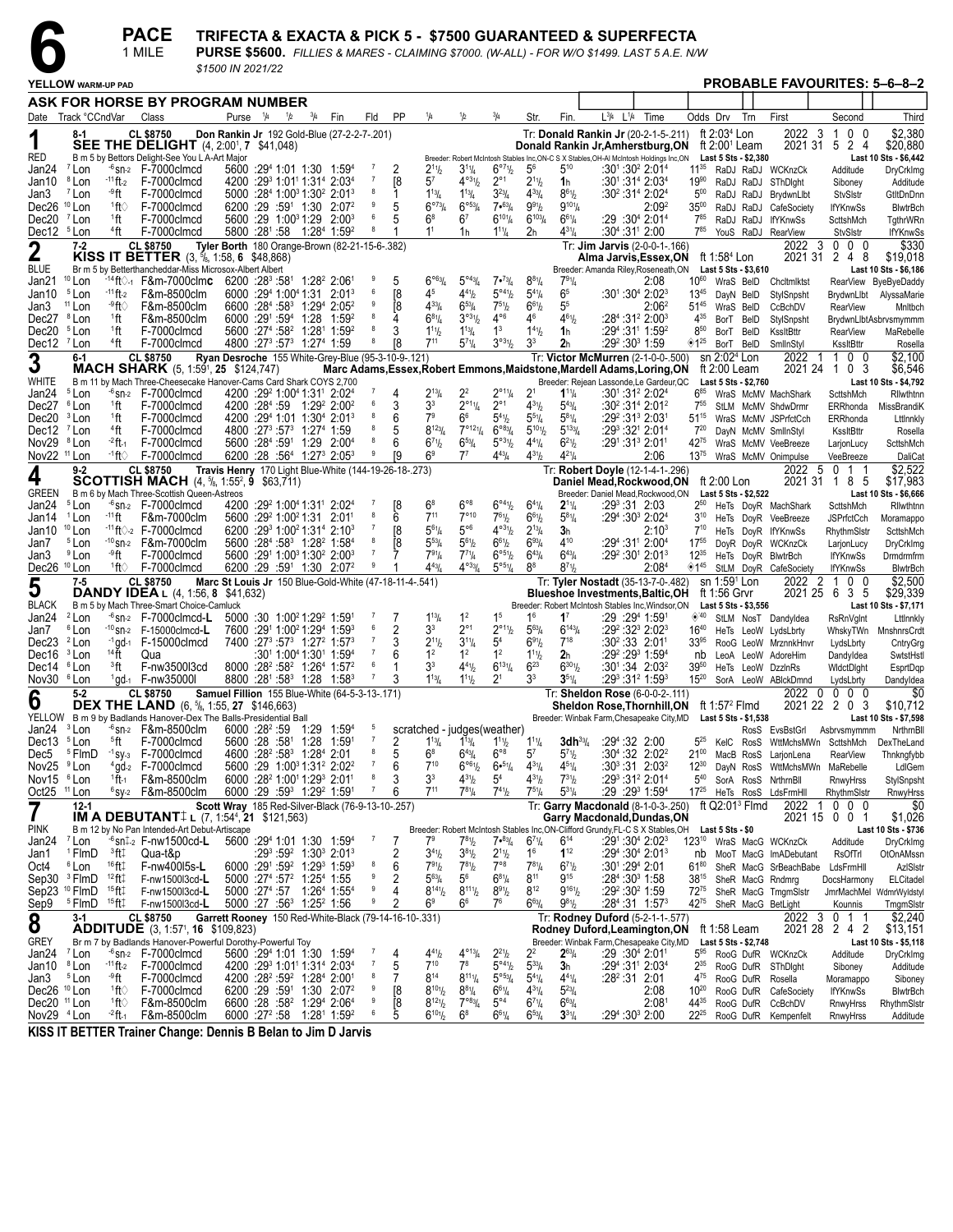# 6 PACE — 1 MILE

**TRIFECTA & EXACTA & PICK 5 - $7500 GUARANTEED & SUPERFECTA**

**PURSE $5600.** *FILLIES & MARES - CLAIMING $7000. (W-ALL) - FOR W/O $1499. LAST 5 A.E. N/W $1500 IN 2021/22*

YELLOW WARM-UP PAD

**PROBABLE FAVOURITES: 5–6–8–2**

**ASK FOR HORSE BY PROGRAM NUMBER**

| Date | Track °CCndVar | Class | Purse ¼ ½ ¾ Fin | Fld | PP | ¼ | ½ | ¾ | Str. | Fin. | L¾ L¼ Time | Odds Drv Trn | First | Second | Third |
|---|---|---|---|---|---|---|---|---|---|---|---|---|---|---|---|

---

## 1 — RED — 8-1 — CL $8750

**SEE THE DELIGHT** (4, 2:00¹, 7 $41,048) — **Don Rankin Jr** 192 Gold-Blue (27-2-2-7-.201)

B m 5 by Bettors Delight-See You L A-Art Major

Tr: **Donald Rankin Jr** (20-2-1-5-.211) — Donald Rankin Jr,Amherstburg,ON

Breeder: Robert McIntosh Stables Inc,ON-C S X Stables,OH-Al McIntosh Holdings Inc,ON

ft 2:03⁴ Lon; ft 2:00¹ Leam — 2022: 3 1 0 0 $2,380 — 2021: 31 5 2 4 $20,880

Last 5 Sts - $2,380 — Last 10 Sts - $6,442

| Date | Track | Class | Purse / Fractions | Fld | PP | ¼ | ½ | ¾ | Str. | Fin. | L¾ L¼ Time | Odds Drv Trn | First | Second | Third |
|---|---|---|---|---|---|---|---|---|---|---|---|---|---|---|---|
| Jan24 ⁷Lon | -⁶sn-2 | F-7000clmcd | 5600 :29⁴ 1:01 1:30 1:59⁴ | 7 | 2 | 2¹½ | 3¹¼ | 6°⁷½ | 5⁶ | 5¹⁰ | :30¹ :30² 2:01⁴ | 11³⁵ RaDJ RaDJ | WCKrzCk | Additude | DryCrkImg |
| Jan10 ⁸Lon | -¹¹ft-2 | F-7000clmcd | 4200 :29³ 1:01¹ 1:31⁴ 2:03⁴ | 7 | [8 | 5⁷ | 4°³½ | 2°¹ | 2¹½ | 1h | :30¹ :31⁴ 2:03⁴ | 19⁸⁰ RaDJ RaDJ | SThDlght | Siboney | Additude |
| Jan3 ⁷Lon | -⁹ft | F-7000clmcd | 5000 :28⁴ 1:00³ 1:30² 2:01³ | 8 | 1 | 1¹¾ | 1¹¾ | 3²¾ | 4³¾ | 8⁶½ | :30² :31⁴ 2:02⁴ | 5⁰⁰ RaDJ RaDJ | BrydwnLlbt | StvSlstr | GtltDnDnn |
| Dec26 ¹⁰Lon | ¹ft◇ | F-7000clmcd | 6200 :29 :59¹ 1:30 2:07² | 9 | 5 | 6°⁷¾ | 6°⁶¾ | 7•⁶¾ | 9⁹½ | 9¹⁰¼ | 2:09² | 35⁰⁰ RaDJ RaDJ | CafeSociety | IfYKnwSs | BlwtrBch |
| Dec20 ⁷Lon | ¹ft | F-7000clmcd | 5600 :29 1:00³ 1:29 2:00³ | 6 | 5 | 6⁸ | 6⁷ | 6¹⁰¼ | 6¹⁰¾ | 6⁶¼ | :29 :30⁴ 2:01⁴ | 7⁸⁵ RaDJ RaDJ | IfYKnwSs | ScttshMch | TgthrWRn |
| Dec12 ⁵Lon | ⁴ft | F-7000clmcd | 5800 :28¹ :58 1:28⁴ 1:59² | 8 | 1 | 1¹ | 1h | 1¹¼ | 2h | 4³¼ | :30⁴ :31¹ 2:00 | 7⁸⁵ YouS RaDJ | RearView | StvSlstr | IfYKnwSs |

---

## 2 — BLUE — 7-2 — CL $8750

**KISS IT BETTER** (3, ⅝, 1:58, 6 $48,868) — **Tyler Borth** 180 Orange-Brown (82-21-15-6-.382)

Br m 5 by Betterthancheddar-Miss Microsox-Albert Albert

Tr: **Jim Jarvis** (2-0-0-1-.166) — Alma Jarvis,Essex,ON

Breeder: Amanda Riley,Roseneath,ON

ft 1:58⁴ Lon — 2022: 3 0 0 0 $330 — 2021: 31 2 4 8 $19,018

Last 5 Sts - $3,610 — Last 10 Sts - $6,186

| Date | Track | Class | Purse / Fractions | Fld | PP | ¼ | ½ | ¾ | Str. | Fin. | L¾ L¼ Time | Odds Drv Trn | First | Second | Third |
|---|---|---|---|---|---|---|---|---|---|---|---|---|---|---|---|
| Jan21 ¹⁰Lon | -¹⁴ft◇-1 | F&m-7000clmc | 6200 :28³ :58¹ 1:28² 2:06¹ | 9 | 5 | 6°⁶¾ | 5°⁴¾ | 7•⁷¼ | 8⁸¼ | 7⁹¼ | 2:08 | 10⁶⁰ WraS BelD | Chcltmlktst | RearView | ByeByeDaddy |
| Jan10 ⁵Lon | -¹¹ft-2 | F&m-8500clm | 6000 :29⁴ 1:00⁴ 1:31 2:01³ | 6 | [8 | 4⁵ | 4⁴½ | 5°⁴½ | 5⁴¼ | 6⁵ | :30¹ :30⁴ 2:02³ | 13⁴⁵ DayN BelD | StylSnpsht | BrydwnLlbt | AlyssaMarie |
| Jan3 ¹¹Lon | -⁹ft◇ | F&m-8500clm | 6600 :28⁴ :58³ 1:29⁴ 2:05² | 9 | [8 | 4³¾ | 6⁵¾ | 7⁵½ | 6⁶½ | 5⁵ | 2:06² | 51⁴⁵ WraS BelD | CcBchDV | RearView | Mnltbch |
| Dec27 ⁸Lon | ¹ft | F&m-8500clm | 6000 :29¹ :59⁴ 1:28 1:59² | 8 | 4 | 6⁸¼ | 3°³½ | 4°⁶ | 4⁶ | 4⁶½ | :28⁴ :31² 2:00³ | 4³⁵ BorT BelD | StylSnpsht | BrydwnLlbtAsbrvsmymmm | |
| Dec20 ⁵Lon | ¹ft | F-7000clmcd | 5600 :27⁴ :58² 1:28¹ 1:59² | 8 | 3 | 1¹½ | 1¹¾ | 1³ | 1⁴½ | 1h | :29⁴ :31¹ 1:59² | 8⁵⁰ BorT BelD | KssItBttr | RearView | MaRebelle |
| Dec12 ⁷Lon | ⁴ft | F-7000clmcd | 4800 :27³ :57³ 1:27⁴ 1:59 | 8 | [8 | 7¹¹ | 5⁷¼ | 3°³½ | 3³ | 2h | :29² :30³ 1:59 | ⊛1²⁵ BorT BelD | SmllnStyl | KssItBttr | Rosella |

---

## 3 — WHITE — 6-1 — CL $8750

**MACH SHARK** (5, 1:59¹, 25 $124,747) — **Ryan Desroche** 155 White-Grey-Blue (95-3-10-9-.121)

B m 11 by Mach Three-Cheesecake Hanover-Cams Card Shark OCYS 2,700

Tr: **Victor McMurren** (2-1-0-0-.500) — Marc Adams,Essex,Robert Emmons,Maidstone,Mardell Adams,Loring,ON

Breeder: Rejean Lassonde,Le Gardeur,QC

sn 2:02⁴ Lon; ft 2:00 Leam — 2022: 1 1 0 0 $2,100 — 2021: 24 1 0 3 $6,546

Last 5 Sts - $2,760 — Last 10 Sts - $4,792

| Date | Track | Class | Purse / Fractions | Fld | PP | ¼ | ½ | ¾ | Str. | Fin. | L¾ L¼ Time | Odds Drv Trn | First | Second | Third |
|---|---|---|---|---|---|---|---|---|---|---|---|---|---|---|---|
| Jan24 ⁵Lon | -⁶sn-2 | F-7000clmcd | 4200 :29² 1:00⁴ 1:31¹ 2:02⁴ | 7 | 4 | 2¹¾ | 2² | 2°¹¼ | 2¹ | 1¹¼ | :30¹ :31² 2:02⁴ | 6⁸⁵ WraS McMV | MachShark | ScttshMch | Rllwthtnn |
| Dec27 ⁶Lon | ¹ft | F-7000clmcd | 4200 :28⁴ :59 1:29² 2:00² | 6 | 3 | 3³ | 2°¹¼ | 2°¹ | 4³½ | 5⁴¾ | :30² :31⁴ 2:01² | 7⁵⁵ StLM McMV | ShdwDrmr | ERRhonda | MissBrandiK |
| Dec20 ³Lon | ¹ft | F-7000clmcd | 4200 :29⁴ 1:01 1:30⁴ 2:01³ | 7 | 6 | 7⁹ | 6⁶ | 5⁴½ | 5⁵¼ | 5⁸¼ | :29² :31³ 2:03¹ | 51¹⁵ WraS McMV | JSPrfctCch | ERRhonda | Lttlnnkly |
| Dec12 ⁷Lon | ⁴ft | F-7000clmcd | 4800 :27³ :57³ 1:27⁴ 1:59 | 8 | 5 | 8¹²¾ | 7°¹²¼ | 6°⁸¾ | 5¹⁰½ | 5¹³¾ | :29³ :32¹ 2:01⁴ | 7²⁰ DayN McMV | SmllnStyl | KssItBttr | Rosella |
| Nov29 ⁸Lon | -²ft-1 | F-7000clmcd | 5600 :28⁴ :59¹ 1:29 2:00⁴ | 8 | 6 | 6⁷½ | 6⁵¾ | 5°³½ | 4⁴¼ | 6²½ | :29¹ :31³ 2:01¹ | 42⁷⁵ WraS McMV | VeeBreeze | LarjonLucy | ScttshMch |
| Nov22 ¹¹Lon | -¹ft◇ | F-7000clmcd | 6200 :28 :56⁴ 1:27³ 2:05³ | 9 | [9 | 6⁹ | 7⁷ | 4⁴¾ | 4³½ | 4²¼ | 2:06 | 13⁷⁵ WraS McMV | Onimpulse | VeeBreeze | DaliCat |

---

## 4 — GREEN — 9-2 — CL $8750

**SCOTTISH MACH** (4, ⅝, 1:55², 9 $63,711) — **Travis Henry** 170 Light Blue-White (144-19-26-18-.273)

B m 6 by Mach Three-Scottish Queen-Astreos

Tr: **Robert Doyle** (12-1-4-1-.296) — Daniel Mead,Rockwood,ON

Breeder: Daniel Mead,Rockwood,ON

ft 2:00 Lon — 2022: 5 0 1 1 $2,522 — 2021: 31 1 8 5 $17,983

Last 5 Sts - $2,522 — Last 10 Sts - $6,666

| Date | Track | Class | Purse / Fractions | Fld | PP | ¼ | ½ | ¾ | Str. | Fin. | L¾ L¼ Time | Odds Drv Trn | First | Second | Third |
|---|---|---|---|---|---|---|---|---|---|---|---|---|---|---|---|
| Jan24 ⁵Lon | -⁶sn-2 | F-7000clmcd | 4200 :29² 1:00⁴ 1:31¹ 2:02⁴ | 7 | [8 | 6⁸ | 6°⁸ | 6°⁴½ | 6⁴¼ | 2¹¼ | :29³ :31 2:03 | 2⁵⁰ HeTs DoyR | MachShark | ScttshMch | Rllwthtnn |
| Jan14 ¹Lon | -¹¹ft | F&m-7000clm | 5600 :29² 1:00² 1:31 2:01¹ | 8 | 6 | 7¹¹ | 7°¹⁰ | 7⁶½ | 6⁶½ | 5⁸¼ | :29⁴ :30³ 2:02⁴ | 3¹⁰ HeTs DoyR | VeeBreeze | JSPrfctCch | Moramappo |
| Jan10 ¹⁰Lon | -¹¹ft◇-2 | F-7000clmcd | 6200 :29³ 1:00² 1:31⁴ 2:10³ | 7 | [8 | 5⁶¼ | 5°⁶ | 4°³½ | 2¹¾ | 3h | 2:10³ | 7¹⁰ HeTs DoyR | IfYKnwSs | RhythmSlstr | ScttshMch |
| Jan7 ⁵Lon | -¹⁰sn-2 | F&m-7000clm | 5600 :28⁴ :58³ 1:28² 1:58⁴ | 8 | [8 | 5⁵¾ | 5⁶½ | 6⁶½ | 6⁹¾ | 4¹⁰ | :29⁴ :31¹ 2:00⁴ | 17⁵⁵ DoyR DoyR | WCKrzCk | LarjonLucy | DryCrkImg |
| Jan3 ⁹Lon | -⁹ft | F-7000clmcd | 5600 :29¹ 1:00³ 1:30² 2:00³ | 7 | 7 | 7⁹¼ | 7⁷¼ | 6°⁵½ | 6⁴¾ | 6⁴¾ | :29² :30¹ 2:01³ | 12⁸⁵ HeTs DoyR | BlwtrBch | IfYKnwSs | Drmdrmfrm |
| Dec26 ¹⁰Lon | ¹ft◇ | F-7000clmcd | 6200 :29 :59¹ 1:30 2:07² | 9 | 1 | 4⁴¾ | 4°³¾ | 5°⁵¼ | 8⁸ | 8⁷½ | 2:08⁴ | ⊛1⁴⁵ StLM DoyR | CafeSociety | IfYKnwSs | BlwtrBch |

---

## 5 — BLACK — 7-5 — CL $8750

**DANDY IDEA L** (4, 1:56, 8 $41,632) — **Marc St Louis Jr** 150 Blue-Gold-White (47-18-11-4-.541)

B m 5 by Dan Smart-Choice-Camluck

Tr: **Tyler Nostadt** (35-13-7-0-.482) — Blueshoe Investments,Baltic,OH

Breeder: Robert McIntosh Stables Inc,Windsor,ON

sn 1:59¹ Lon; ft 1:56 Grvr — 2022: 2 1 0 0 $2,500 — 2021: 25 6 3 5 $29,339

Last 5 Sts - $3,556 — Last 10 Sts - $7,171

| Date | Track | Class | Purse / Fractions | Fld | PP | ¼ | ½ | ¾ | Str. | Fin. | L¾ L¼ Time | Odds Drv Trn | First | Second | Third |
|---|---|---|---|---|---|---|---|---|---|---|---|---|---|---|---|
| Jan24 ²Lon | -⁶sn-2 | F-7000clmcd-L | 5000 :30 1:00² 1:29² 1:59¹ | 7 | 7 | 1¹¾ | 1² | 1⁵ | 1⁶ | 1⁷ | :29 :29⁴ 1:59¹ | ⊛⁴⁰ StLM NosT | DandyIdea | RsRnVglnt | Lttlnnkly |
| Jan7 ⁶Lon | -¹⁰sn-2 | F-15000clmcd-L | 7600 :29¹ 1:00² 1:29⁴ 1:59³ | 6 | 2 | 3³ | 2°¹ | 2°¹½ | 5⁶¾ | 6¹⁴¾ | :29² :32³ 2:02³ | 16⁴⁰ HeTs LeoW | LydsLbrty | WhskyTWn | MnshnrsCrdt |
| Dec23 ²Lon | -¹gd-1 | F-15000clmcd | 7400 :27³ :57³ 1:27² 1:57³ | 7 | 3 | 2¹½ | 3¹¼ | 5⁴ | 6⁹½ | 7¹⁸ | :30² :33 2:01¹ | 33⁸⁵ RooG LeoW | MrznnkHnvr | LydsLbrty | CntryGrg |
| Dec16 ³Lon | ¹⁴ft | Qua | :30¹ 1:00⁴ 1:30¹ 1:59⁴ | 7 | 6 | 1² | 1² | 1² | 1¹½ | 2h | :29² :29³ 1:59⁴ | nb LeoA LeoW | AdoreHim | DandyIdea | SwtstHstl |
| Dec14 ⁶Lon | ³ft | F-nw3500l3cd | 8000 :28² :58² 1:26⁴ 1:57² | 6 | 1 | 3³ | 4⁴½ | 6¹³¼ | 6²³ | 6³⁰½ | :30¹ :34 2:03² | 39⁶⁰ HeTs LeoW | DzzlnRs | WldctDlght | EsprtDqp |
| Nov30 ⁶Lon | ¹gd-1 | F-nw35000l | 8800 :28¹ :58³ 1:28 1:58³ | 7 | 3 | 1¹¾ | 1¹½ | 2¹ | 3³ | 3⁵¼ | :29³ :31² 1:59³ | 15²⁰ SorA LeoW | ABlckDmnd | LydsLbrty | DandyIdea |

---

## 6 — YELLOW — 5-2 — CL $8750

**DEX THE LAND** (6, ⅝, 1:55, 27 $146,663) — **Samuel Fillion** 155 Blue-White (64-5-3-13-.171)

B m 9 by Badlands Hanover-Dex The Balls-Presidential Ball

Tr: **Sheldon Rose** (6-0-0-2-.111) — Sheldon Rose,Thornhill,ON

Breeder: Winbak Farm,Chesapeake City,MD

ft 1:57² Flmd — 2022: 0 0 0 0 $0 — 2021: 22 2 0 3 $10,712

Last 5 Sts - $1,538 — Last 10 Sts - $7,598

| Date | Track | Class | Purse / Fractions | Fld | PP | ¼ | ½ | ¾ | Str. | Fin. | L¾ L¼ Time | Odds Drv Trn | First | Second | Third |
|---|---|---|---|---|---|---|---|---|---|---|---|---|---|---|---|
| Jan24 ³Lon | -⁶sn-2 | F&m-8500clm | 6000 :28² :59 1:29 1:59⁴ | 5 | | scratched - judges(weather) | | | | | | RosS | EvsBstGrl | Asbrvsmymmm | NrthrnBll |
| Dec13 ⁵Lon | ⁵ft | F-7000clmcd | 5600 :28 :58¹ 1:28 1:59¹ | 7 | 2 | 1¹¾ | 1¹¾ | 1¹½ | 1¹¼ | 3dh³¼ | :29⁴ :32 2:00 | 5²⁵ KelC RosS | WttMchsMWn | ScttshMch | DexTheLand |
| Dec5 ⁵FlmD | -¹sy-3 | F-7000clmcd | 4600 :28² :58³ 1:28⁴ 2:01 | 8 | 5 | 6⁸ | 6⁴¾ | 6°⁸ | 5⁷ | 5⁷½ | :30⁴ :32 2:02² | 21⁰⁰ MacB RosS | LarjonLena | RearView | Thnkngfybb |
| Nov25 ⁹Lon | ⁴gd-2 | F-7000clmcd | 5600 :29 1:00³ 1:31² 2:02² | 7 | 6 | 7¹⁰ | 6°⁶½ | 6•⁵¼ | 4³¼ | 4⁵¼ | :30³ :31 2:03² | 12³⁰ DayN RosS | WttMchsMWn | MaRebelle | LdlGem |
| Nov15 ⁶Lon | ¹ft-1 | F&m-8500clm | 6000 :28² 1:00¹ 1:29³ 2:01¹ | 8 | 3 | 3³ | 4³½ | 5⁴ | 4³½ | 7³½ | :29³ :31² 2:01⁴ | 5⁴⁰ SorA RosS | NrthrnBll | RnwyHrss | StylSnpsht |
| Oct25 ¹¹Lon | ⁶sy-2 | F&m-8500clm | 6000 :29 :59³ 1:29² 1:59¹ | 7 | 6 | 7¹¹ | 7⁸¼ | 7⁴½ | 7⁵¼ | 5³¼ | :29 :29³ 1:59⁴ | 17²⁵ HeTs RosS | LdsFrmHll | RhythmSlstr | RnwyHrss |

---

## 7 — PINK — 12-1 — CL $8750

**IM A DEBUTANT‡ L** (7, 1:54⁴, 21 $121,563) — **Scott Wray** 185 Red-Silver-Black (76-9-13-10-.257)

B m 12 by No Pan Intended-Art Debut-Artiscape

Tr: **Garry Macdonald** (8-1-0-3-.250) — Garry Macdonald,Dundas,ON

Breeder: Robert McIntosh Stables Inc,ON-Clifford Grundy,FL-C S X Stables,OH

ft Q2:01³ Flmd — 2022: 1 0 0 0 $0 — 2021: 15 0 0 1 $1,026

Last 5 Sts - $0 — Last 10 Sts - $736

| Date | Track | Class | Purse / Fractions | Fld | PP | ¼ | ½ | ¾ | Str. | Fin. | L¾ L¼ Time | Odds Drv Trn | First | Second | Third |
|---|---|---|---|---|---|---|---|---|---|---|---|---|---|---|---|
| Jan24 ⁷Lon | -⁶sn‡-2 | F-nw1500cd-L | 5600 :29⁴ 1:01 1:30 1:59⁴ | 7 | 7 | 7⁹ | 7⁸½ | 7•⁸¼ | 6⁷¼ | 6¹⁴ | :29¹ :30⁴ 2:02³ | 123¹⁰ WraS MacG | WCKrzCk | Additude | DryCrkImg |
| Jan1 ¹FlmD | ³ft‡ | Qua-t&p | :29³ :59² 1:30³ 2:01³ | | 2 | 3⁴½ | 3⁸½ | 2¹½ | 1⁶ | 1¹² | :29⁴ :30⁴ 2:01³ | nb MooT MacG | ImADebutant | RsOfTrl | OtOnAMssn |
| Oct4 ⁶Lon | ¹⁶ft‡ | F-nw400l5s-L | 6000 :29¹ :59² 1:29³ 1:59³ | 8 | 6 | 7⁹½ | 7⁸½ | 7°⁸ | 7⁸¼ | 6⁷½ | :30¹ :29⁴ 2:01 | 61⁸⁰ SheR MacG | SrBeachBabe | LdsFrmHll | AzlSlstr |
| Sep30 ³FlmD | ¹²ft‡ | F-nw1500l3cd-L | 5000 :27⁴ :57² 1:25⁴ 1:55 | 9 | 2 | 5⁶¾ | 5⁶ | 6⁸¼ | 8¹¹ | 9¹⁵ | :28⁴ :30³ 1:58 | 38¹⁵ SheR MacG | Rndmrg | DocsHarmony | ELCitadel |
| Sep23 ¹⁰FlmD | ¹⁵ft‡ | F-nw1500l3cd-L | 5000 :27⁴ :57 1:26⁴ 1:55⁴ | 9 | 4 | 8¹⁴½ | 8¹¹½ | 8⁹½ | 8¹² | 9¹⁶½ | :29² :30² 1:59 | 72⁷⁵ SheR MacG | TmgmSlstr | JmrMachMel | WdmrWyldstyl |
| Sep9 ⁵FlmD | ¹⁵ft‡ | F-nw1500l3cd-L | 5000 :27 :56³ 1:25² 1:56 | 9 | 2 | 6⁹ | 6⁶ | 7⁶ | 6⁶¾ | 9⁸½ | :28⁴ :31 1:57³ | 42⁷⁵ SheR MacG | BetLight | Kounnis | TmgmSlstr |

---

## 8 — GREY — 3-1 — CL $8750

**ADDITUDE** (3, 1:57¹, 16 $109,823) — **Garrett Rooney** 150 Red-White-Black (79-14-16-10-.331)

Br m 7 by Badlands Hanover-Powerful Dorothy-Powerful Toy

Tr: **Rodney Duford** (5-2-1-1-.577) — Rodney Duford,Leamington,ON

Breeder: Winbak Farm,Chesapeake City,MD

ft 1:58 Leam — 2022: 3 0 1 1 $2,240 — 2021: 28 2 4 2 $13,151

Last 5 Sts - $2,748 — Last 10 Sts - $5,118

| Date | Track | Class | Purse / Fractions | Fld | PP | ¼ | ½ | ¾ | Str. | Fin. | L¾ L¼ Time | Odds Drv Trn | First | Second | Third |
|---|---|---|---|---|---|---|---|---|---|---|---|---|---|---|---|
| Jan24 ⁷Lon | -⁶sn-2 | F-7000clmcd | 5600 :29⁴ 1:01 1:30 1:59⁴ | 7 | 4 | 4⁴½ | 4°³¾ | 2²½ | 2² | 2⁶³¼ | :29 :30⁴ 2:01¹ | 5⁹⁵ RooG DufR | WCKrzCk | Additude | DryCrkImg |
| Jan10 ⁸Lon | -¹¹ft-2 | F-7000clmcd | 4200 :29³ 1:01¹ 1:31⁴ 2:03⁴ | 7 | 5 | 7¹⁰ | 7⁸ | 5°⁴½ | 5³¾ | 3h | :29⁴ :31¹ 2:03⁴ | 2³⁵ RooG DufR | SThDlght | Siboney | Additude |
| Jan3 ⁵Lon | -⁹ft | F-7000clmcd | 4200 :28² :59² 1:28⁴ 2:00¹ | 8 | 7 | 8¹⁴ | 8¹¹¼ | 5°⁵¾ | 5⁴¼ | 4⁴¼ | :28² :31 2:01 | 4⁷⁵ RooG DufR | Rosella | Moramappo | Siboney |
| Dec26 ¹⁰Lon | ¹ft◇ | F-7000clmcd | 6200 :29 :59¹ 1:30 2:07² | 9 | [8 | 8¹⁰½ | 8⁸¼ | 6⁶¼ | 4³¼ | 5²¾ | 2:08 | 10²⁰ RooG DufR | CafeSociety | IfYKnwSs | BlwtrBch |
| Dec20 ¹¹Lon | ¹ft◇ | F&m-8500clm | 6600 :28 :58² 1:29⁴ 2:06⁴ | 9 | [8 | 8¹²½ | 7°⁸¾ | 5°⁴ | 6⁷¼ | 6⁶¾ | 2:08¹ | 44³⁵ RooG DufR | CcBchDV | RnwyHrss | RhythmSlstr |
| Nov29 ⁴Lon | -²ft-1 | F&m-8500clm | 6000 :27² :58 1:28¹ 1:59² | 6 | 5 | 6¹⁰½ | 6⁸ | 6⁵¼ | 6⁵¾ | 3³¼ | :29⁴ :30³ 2:00 | 22²⁵ RooG DufR | Kempenfelt | RnwyHrss | Additude |

**KISS IT BETTER Trainer Change: Dennis B Belan to Jim D Jarvis**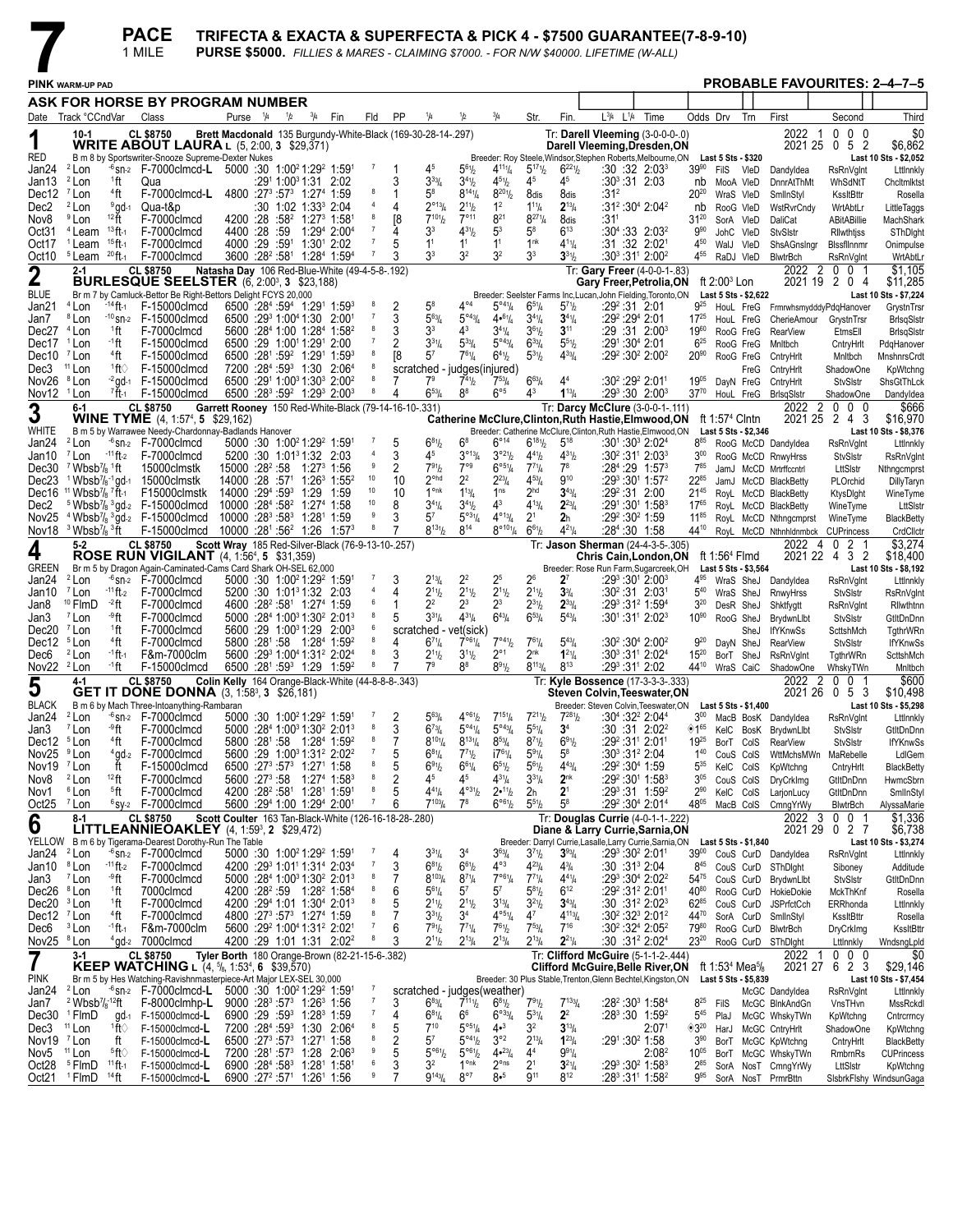# 7 PACE — 1 MILE

**TRIFECTA & EXACTA & SUPERFECTA & PICK 4 - $7500 GUARANTEE(7-8-9-10)**

**PURSE $5000.** *FILLIES & MARES - CLAIMING $7000. - FOR N/W $40000. LIFETIME (W-ALL)*

**PINK** WARM-UP PAD — **PROBABLE FAVOURITES: 2–4–7–5**

**ASK FOR HORSE BY PROGRAM NUMBER**

---

## 1 — RED — 10-1 — CL $8750

**WRITE ABOUT LAURA** L (5, 2:00, 3 $29,371)

Brett Macdonald 135 Burgundy-White-Black (169-30-28-14-.297)

Tr: Darell Vleeming (3-0-0-0-.0) — Darell Vleeming,Dresden,ON

B m 8 by Sportswriter-Snooze Supreme-Dexter Nukes — Breeder: Roy Steele,Windsor,Stephen Roberts,Melbourne,ON

Last 5 Sts - $320 — Last 10 Sts - $2,052

2022: 1 0 0 0 $0 — 2021: 25 0 5 2 $6,862

| Date | Track | Cond/Var | Class | Purse | 1/4 | 1/2 | 3/4 | Fin | Fld | PP | 1/4 | 1/2 | 3/4 | Str. | Fin. | L3/4 L1/4 Time | Odds | Drv | Trn | First | Second | Third |
|---|---|---|---|---|---|---|---|---|---|---|---|---|---|---|---|---|---|---|---|---|---|---|
| Jan24 | 2 Lon | -6 sn-2 | F-7000clmcd-L | 5000 | :30 | 1:00² | 1:29² | 1:59¹ | 7 | 1 | 4⁵ | 5⁶½ | 4¹¹¼ | 5¹⁷½ | 6²²½ | :30 :32 2:03³ | 39⁹⁰ | FilS | VleD | Dandyldea | RsRnVglnt | Ltllnnkly |
| Jan13 | 2 Lon | 1ft | Qua | | :29¹ | 1:00³ | 1:31 | 2:02 | | 3 | 3³¾ | 3⁴½ | 4⁵½ | 4⁵ | 4⁵ | :30³ :31 2:03 | nb | MooA | VleD | DnnrAtThMt | WhSdNtT | Chcltmlktst |
| Dec12 | 7 Lon | 4ft | F-7000clmcd-L | 4800 | :27³ | :57³ | 1:27⁴ | 1:59 | 8 | 1 | 5⁸ | 8¹⁴¼ | 8²⁰½ | 8dis | 8dis | :31² | 20²⁰ | WraS | VleD | SmllnStyl | KssltBttr | Rosella |
| Dec2 | 2 Lon | 9gd-1 | Qua-t&p | | :30 | 1:02 | 1:33³ | 2:04 | 4 | 4 | 2°¹³¼ | 2¹½ | 1² | 1¹¼ | 2¹¾ | :31² :30⁴ 2:04² | nb | RooG | VleD | WstRvrCndy | WrtAbtLr | LittleTaggs |
| Nov8 | 9 Lon | 12ft | F-7000clmcd | 4200 | :28 | :58² | 1:27³ | 1:58¹ | 8 | [8 | 7¹⁰½ | 7°¹¹ | 8²¹ | 8²⁷¼ | 8dis | :31¹ | 31²⁰ | SorA | VleD | DaliCat | ABitABillie | MachShark |
| Oct31 | 4 Leam | 13ft-1 | F-7000clmcd | 4400 | :28 | :59 | 1:29⁴ | 2:00⁴ | 7 | 4 | 3³ | 4³½ | 5³ | 5⁸ | 6¹³ | :30⁴ :33 2:03² | 9⁹⁰ | JohC | VleD | StvSlstr | Rllwthtjss | SThDlght |
| Oct17 | 1 Leam | 15ft-1 | F-7000clmcd | 4000 | :29 | :59¹ | 1:30¹ | 2:02 | 7 | 5 | 1¹ | 1¹ | 1¹ | 1ⁿᵏ | 4¹¼ | :31 :32 2:02¹ | 4⁵⁰ | WalJ | VleD | ShsAGnslngr | Blssfllnnmr | Onimpulse |
| Oct10 | 5 Leam | 20ft-1 | F-7000clmcd | 3600 | :28² | :58¹ | 1:28⁴ | 1:59⁴ | 7 | 3 | 3³ | 3² | 3² | 3³ | 3³½ | :30³ :31¹ 2:00² | 4⁵⁵ | RaDJ | VleD | BlwtrBch | RsRnVglnt | WrtAbtLr |

## 2 — BLUE — 2-1 — CL $8750

**BURLESQUE SEELSTER** (6, 2:00³, 3 $23,188)

Natasha Day 106 Red-Blue-White (49-4-5-8-.192)

Tr: Gary Freer (4-0-0-1-.83) — Gary Freer,Petrolia,ON — ft 2:00³ Lon

Br m 7 by Camluck-Bettor Be Right-Bettors Delight FCYS 20,000 — Breeder: Seelster Farms Inc,Lucan,John Fielding,Toronto,ON

Last 5 Sts - $2,622 — Last 10 Sts - $7,224

2022: 2 0 0 1 $1,105 — 2021: 19 2 0 4 $11,285

| Date | Track | Cond/Var | Class | Purse | 1/4 | 1/2 | 3/4 | Fin | Fld | PP | 1/4 | 1/2 | 3/4 | Str. | Fin. | L3/4 L1/4 Time | Odds | Drv | Trn | First | Second | Third |
|---|---|---|---|---|---|---|---|---|---|---|---|---|---|---|---|---|---|---|---|---|---|---|
| Jan21 | 4 Lon | -14 ft-1 | F-15000clmcd | 6500 | :28⁴ | :59⁴ | 1:29¹ | 1:59³ | 8 | 2 | 5⁸ | 4°⁴ | 5°⁴¼ | 6⁵¼ | 5⁷½ | :29² :31 2:01 | 9²⁵ | HouL | FreG | FrmrwhsmydddyPdqHanover | | GrystnTrsr |
| Jan7 | 8 Lon | -10 sn-2 | F-15000clmcd | 6500 | :29³ | 1:00⁴ | 1:30 | 2:00¹ | 7 | 3 | 5⁶¾ | 5°⁴¾ | 4•⁶¼ | 3⁴¼ | 3⁴¼ | :29² :29⁴ 2:01 | 17²⁵ | HouL | FreG | CherieAmour | GrystnTrsr | BrlsqSlstr |
| Dec27 | 4 Lon | 1ft | F-7000clmcd | 5600 | :28⁴ | 1:00 | 1:28⁴ | 1:58² | 8 | 3 | 3³ | 4³ | 3⁴¼ | 3⁶½ | 3¹¹ | :29 :31 2:00³ | 19⁶⁰ | RooG | FreG | RearView | EtmsEll | BrlsqSlstr |
| Dec17 | 1 Lon | -1ft | F-15000clmcd | 6500 | :29 | 1:00¹ | 1:29¹ | 2:00 | 7 | 2 | 3³¼ | 5³¾ | 5°⁴¾ | 6³¾ | 5⁵½ | :29¹ :30⁴ 2:01 | 6²⁵ | RooG | FreG | Mnltbch | CntryHrlt | PdqHanover |
| Dec10 | 7 Lon | 4ft | F-15000clmcd | 6500 | :28¹ | :59² | 1:29¹ | 1:59³ | 8 | [8 | 5⁷ | 7⁶¼ | 6⁴½ | 5³½ | 4³¾ | :29² :30² 2:00² | 20⁹⁰ | RooG | FreG | CntryHrlt | Mnltbch | MnshnrsCrdt |
| Dec3 | 11 Lon | 1ft◇ | F-15000clmcd | 7200 | :28⁴ | :59³ | 1:30 | 2:06⁴ | 8 | | scratched - judges(injured) | | | | | | | | FreG | CntryHrlt | ShadowOne | KpWtchng |
| Nov26 | 8 Lon | -2 gd-1 | F-15000clmcd | 6500 | :29¹ | 1:00³ | 1:30³ | 2:00² | 8 | 7 | 7⁹ | 7⁴½ | 7⁵¾ | 6⁶¾ | 4⁴ | :30² :29² 2:01¹ | 19⁰⁵ | DayN | FreG | CntryHrlt | StvSlstr | ShsGtThLck |
| Nov12 | 1 Lon | 7ft-1 | F-15000clmcd | 6500 | :28³ | :59² | 1:29³ | 2:00³ | 8 | 4 | 6⁵¾ | 8⁸ | 6°⁵ | 4³ | 1¹¾ | :29³ :30 2:00³ | 37⁷⁰ | HouL | FreG | BrlsqSlstr | ShadowOne | Dandyldea |

## 3 — WHITE — 6-1 — CL $8750

**WINE TYME** (4, 1:57⁴, 5 $29,162)

Garrett Rooney 150 Red-White-Black (79-14-16-10-.331)

Tr: Darcy McClure (3-0-0-1-.111) — Catherine McClure,Clinton,Ruth Hastie,Elmwood,ON — ft 1:57⁴ Clntn

B m 5 by Warrawee Needy-Chardonnay-Badlands Hanover — Breeder: Catherine McClure,Clinton,Ruth Hastie,Elmwood,ON

Last 5 Sts - $2,346 — Last 10 Sts - $8,376

2022: 2 0 0 0 $666 — 2021: 25 2 4 3 $16,970

| Date | Track | Cond/Var | Class | Purse | 1/4 | 1/2 | 3/4 | Fin | Fld | PP | 1/4 | 1/2 | 3/4 | Str. | Fin. | L3/4 L1/4 Time | Odds | Drv | Trn | First | Second | Third |
|---|---|---|---|---|---|---|---|---|---|---|---|---|---|---|---|---|---|---|---|---|---|---|
| Jan24 | 2 Lon | -6 sn-2 | F-7000clmcd | 5000 | :30 | 1:00² | 1:29² | 1:59¹ | 7 | 5 | 6⁸½ | 6⁸ | 6°¹⁴ | 6¹⁸½ | 5¹⁸ | :30¹ :30³ 2:02⁴ | 8⁸⁵ | RooG | McCD | Dandyldea | RsRnVglnt | Ltllnnkly |
| Jan10 | 7 Lon | -11 ft-2 | F-7000clmcd | 5200 | :30 | 1:01³ | 1:32 | 2:03 | 4 | 3 | 4⁵ | 3°¹³¼ | 3°²½ | 4⁴½ | 4³½ | :30² :31¹ 2:03³ | 3⁰⁰ | RooG | McCD | RnwyHrss | StvSlstr | RsRnVglnt |
| Dec30 | 7 Wbsb7/8 1ft | | 15000clmstk | 15000 | :28² | :58 | 1:27³ | 1:56 | 9 | 2 | 7⁹½ | 7°⁹ | 6°⁵¼ | 7⁷¼ | 7⁸ | :28⁴ :29 1:57³ | 7⁸⁵ | JamJ | McCD | Mrtrffccntrl | LttSlstr | Nthngcmprst |
| Dec23 | 1 Wbsb7/8 -1 gd-1 | | 15000clmstk | 14000 | :28 | :57¹ | 1:26³ | 1:55² | 10 | 10 | 2ᵒʰᵈ | 2² | 2²¾ | 4⁵¾ | 9¹⁰ | :29³ :30¹ 1:57² | 22⁸⁵ | JamJ | McCD | BlackBetty | PLOrchid | DillyTaryn |
| Dec16 | 11 Wbsb7/8 7ft-1 | | F15000clmstk | 14000 | :29⁴ | :59³ | 1:29 | 1:59 | 10 | 10 | 1ᵒⁿᵏ | 1¹¾ | 1ⁿˢ | 2ʰᵈ | 3⁴¾ | :29² :31 2:00 | 21⁴⁵ | RoyL | McCD | BlackBetty | KtysDlght | WineTyme |
| Dec2 | 5 Wbsb7/8 3 gd-2 | | F-15000clmcd | 10000 | :28⁴ | :58² | 1:27⁴ | 1:58 | 10 | 8 | 3⁴¼ | 3⁴½ | 4³ | 4¹¾ | 2³¾ | :29¹ :30¹ 1:58³ | 17⁶⁵ | RoyL | McCD | BlackBetty | WineTyme | LttSlstr |
| Nov25 | 4 Wbsb7/8 3 gd-2 | | F-15000clmcd | 10000 | :28³ | :58³ | 1:28¹ | 1:59 | 9 | 3 | 5⁷ | 5°³¼ | 4°¹³¼ | 2¹ | 2ʰ | :29² :30² 1:59 | 11⁸⁵ | RoyL | McCD | Nthngcmprst | WineTyme | BlackBetty |
| Nov18 | 3 Wbsb7/8 3ft | | F-15000clmcd | 10000 | :28¹ | :56² | 1:26 | 1:57³ | 8 | 7 | 8¹³½ | 8¹⁴ | 8°¹⁰¼ | 6⁶½ | 4²¼ | :28⁴ :30 1:58 | 44¹⁰ | RoyL | McCD | Nthnhldnmbck | CUPrincess | CrdCllctr |

## 4 — GREEN — 5-2 — CL $8750

**ROSE RUN VIGILANT** (4, 1:56⁴, 5 $31,359)

Scott Wray 185 Red-Silver-Black (76-9-13-10-.257)

Tr: Jason Sherman (24-4-3-5-.305) — Chris Cain,London,ON — ft 1:56⁴ Flmd

Br m 5 by Dragon Again-Caminated-Cams Card Shark OH-SEL 62,000 — Breeder: Rose Run Farm,Sugarcreek,OH

Last 5 Sts - $3,564 — Last 10 Sts - $8,192

2022: 4 0 2 1 $3,274 — 2021: 22 4 3 2 $18,400

| Date | Track | Cond/Var | Class | Purse | 1/4 | 1/2 | 3/4 | Fin | Fld | PP | 1/4 | 1/2 | 3/4 | Str. | Fin. | L3/4 L1/4 Time | Odds | Drv | Trn | First | Second | Third |
|---|---|---|---|---|---|---|---|---|---|---|---|---|---|---|---|---|---|---|---|---|---|---|
| Jan24 | 2 Lon | -6 sn-2 | F-7000clmcd | 5000 | :30 | 1:00² | 1:29² | 1:59¹ | 7 | 3 | 2¹¾ | 2² | 2⁵ | 2⁶ | 2⁷ | :29³ :30¹ 2:00³ | 4⁹⁵ | WraS | SheJ | Dandyldea | RsRnVglnt | Ltllnnkly |
| Jan10 | 7 Lon | -11 ft-2 | F-7000clmcd | 5200 | :30 | 1:01³ | 1:32 | 2:03 | 4 | 4 | 2¹½ | 2¹½ | 2¹½ | 2¹½ | 3¾ | :30² :31 2:03¹ | 5⁴⁰ | WraS | SheJ | RnwyHrss | StvSlstr | RsRnVglnt |
| Jan8 | 10 FlmD | -2ft | F-7000clmcd | 4600 | :28² | :58¹ | 1:27⁴ | 1:59 | 6 | 1 | 2² | 2³ | 2³ | 2³½ | 2³¾ | :29³ :31² 1:59⁴ | 3²⁰ | DesR | SheJ | Shktfygtt | RsRnVglnt | Rllwthtnn |
| Jan3 | 7 Lon | -9ft | F-7000clmcd | 5000 | :28⁴ | 1:00³ | 1:30² | 2:01³ | 8 | 5 | 3³¼ | 4³¼ | 6⁴¾ | 6⁵¾ | 5⁴¾ | :30¹ :31¹ 2:02³ | 10⁸⁰ | RooG | SheJ | BrydwnLlbt | StvSlstr | GtltDnDnn |
| Dec20 | 7 Lon | 1ft | F-7000clmcd | 5600 | :29 | 1:00³ | 1:29 | 2:00³ | 6 | | scratched - vet(sick) | | | | | | | | SheJ | IfYKnwSs | ScttshMch | TgthrWRn |
| Dec12 | 5 Lon | 4ft | F-7000clmcd | 5800 | :28¹ | :58 | 1:28⁴ | 1:59² | 8 | 4 | 6⁷¼ | 7°⁶¼ | 7°⁴½ | 7⁶¼ | 5⁴¾ | :30² :30⁴ 2:00² | 9²⁰ | DayN | SheJ | RearView | StvSlstr | IfYKnwSs |
| Dec6 | 2 Lon | -1ft-1 | F&m-7000clm | 5600 | :29³ | 1:00⁴ | 1:31² | 2:02⁴ | 8 | 3 | 2¹½ | 3¹½ | 2°¹ | 2ⁿᵏ | 1²¼ | :30³ :31¹ 2:02⁴ | 15²⁰ | BorT | SheJ | RsRnVglnt | TgthrWRn | ScttshMch |
| Nov22 | 2 Lon | -1ft | F-15000clmcd | 6500 | :28¹ | :59³ | 1:29 | 1:59² | 8 | 7 | 7⁹ | 8⁸ | 8⁹½ | 8¹¹¾ | 8¹³ | :29³ :31¹ 2:02 | 44¹⁰ | WraS | CaiC | ShadowOne | WhskyTWn | Mnltbch |

## 5 — BLACK — 4-1 — CL $8750

**GET IT DONE DONNA** (3, 1:58³, 3 $26,181)

Colin Kelly 164 Orange-Black-White (44-8-8-8-.343)

Tr: Kyle Bossence (17-3-3-3-.333) — Steven Colvin,Teeswater,ON

B m 6 by Mach Three-Intoanything-Rambaran — Breeder: Steven Colvin,Teeswater,ON

Last 5 Sts - $1,400 — Last 10 Sts - $5,298

2022: 2 0 0 1 $600 — 2021: 26 0 5 3 $10,498

| Date | Track | Cond/Var | Class | Purse | 1/4 | 1/2 | 3/4 | Fin | Fld | PP | 1/4 | 1/2 | 3/4 | Str. | Fin. | L3/4 L1/4 Time | Odds | Drv | Trn | First | Second | Third |
|---|---|---|---|---|---|---|---|---|---|---|---|---|---|---|---|---|---|---|---|---|---|---|
| Jan24 | 2 Lon | -6 sn-2 | F-7000clmcd | 5000 | :30 | 1:00² | 1:29² | 1:59¹ | 7 | 2 | 5⁶¾ | 4°⁶½ | 7¹⁵¼ | 7²¹½ | 7²⁸½ | :30⁴ :32² 2:04⁴ | 3⁰⁰ | MacB | BosK | Dandyldea | RsRnVglnt | Ltllnnkly |
| Jan3 | 7 Lon | -9ft | F-7000clmcd | 5000 | :28⁴ | 1:00³ | 1:30² | 2:01³ | 8 | 3 | 6⁷¾ | 5°⁴¼ | 5°⁴¾ | 5⁵¼ | 3⁴ | :30 :31 2:02² | ◈1⁸⁵ | KelC | BosK | BrydwnLlbt | StvSlstr | GtltDnDnn |
| Dec12 | 5 Lon | 4ft | F-7000clmcd | 5800 | :28¹ | :58 | 1:28⁴ | 1:59² | 8 | 7 | 8¹⁰¼ | 8¹³¼ | 8⁵¾ | 8⁷½ | 6⁹½ | :29² :31¹ 2:01¹ | 19²⁵ | BorT | ColS | RearView | StvSlstr | IfYKnwSs |
| Nov25 | 9 Lon | 4 gd-2 | F-7000clmcd | 5600 | :29 | 1:00³ | 1:31² | 2:02² | 7 | 5 | 6⁸¼ | 7⁷½ | i7⁶¼ | 5⁹¼ | 5⁸ | :30³ :31² 2:04 | 1⁴⁰ | CouS | ColS | WttMchsMWn | MaRebelle | LdlGem |
| Nov19 | 7 Lon | ft | F-15000clmcd | 6500 | :27³ | :57³ | 1:27¹ | 1:58 | 8 | 5 | 6⁹½ | 6⁶¼ | 6⁵½ | 5⁶½ | 4⁴¾ | :29² :30⁴ 1:59 | 5³⁵ | KelC | ColS | KpWtchng | CntryHrlt | BlackBetty |
| Nov8 | 2 Lon | 12ft | F-7000clmcd | 5600 | :27³ | :58 | 1:27⁴ | 1:58³ | 8 | 2 | 4⁵ | 4⁵ | 4³¼ | 3³¼ | 2ⁿᵏ | :29² :30¹ 1:58³ | 3⁰⁵ | CouS | ColS | DryCrklmg | GtltDnDnn | HwmcSbrn |
| Nov1 | 6 Lon | 5ft | F-7000clmcd | 4200 | :28² | :58¹ | 1:28¹ | 1:59¹ | 8 | 5 | 4⁴¼ | 4°³½ | 2•¹½ | 2h | 2¹ | :29³ :31 1:59² | 2⁹⁰ | KelC | ColS | LarjonLucy | GtltDnDnn | SmllnStyl |
| Oct25 | 7 Lon | 6 sy-2 | F-7000clmcd | 5600 | :29⁴ | 1:00 | 1:29⁴ | 2:00¹ | 7 | 6 | 7¹⁰¾ | 7⁸ | 6°⁶½ | 5⁵½ | 5⁸ | :29² :30⁴ 2:01⁴ | 48⁰⁵ | MacB | ColS | CmngYrWy | BlwtrBch | AlyssaMarie |

## 6 — YELLOW — 8-1 — CL $8750

**LITTLEANNIEOAKLEY** (4, 1:59³, 2 $29,472)

Scott Coulter 163 Tan-Black-White (126-16-18-28-.280)

Tr: Douglas Currie (4-0-1-1-.222) — Diane & Larry Currie,Sarnia,ON

B m 6 by Tigerama-Dearest Dorothy-Run The Table — Breeder: Darryl Currie,Lasalle,Larry Currie,Sarnia,ON

Last 5 Sts - $1,840 — Last 10 Sts - $3,274

2022: 3 0 0 1 $1,336 — 2021: 29 0 2 7 $6,738

| Date | Track | Cond/Var | Class | Purse | 1/4 | 1/2 | 3/4 | Fin | Fld | PP | 1/4 | 1/2 | 3/4 | Str. | Fin. | L3/4 L1/4 Time | Odds | Drv | Trn | First | Second | Third |
|---|---|---|---|---|---|---|---|---|---|---|---|---|---|---|---|---|---|---|---|---|---|---|
| Jan24 | 2 Lon | -6 sn-2 | F-7000clmcd | 5000 | :30 | 1:00² | 1:29² | 1:59¹ | 7 | 4 | 3³¼ | 3⁴ | 3⁶¾ | 3⁷½ | 3⁹¾ | :30³ :30² 2:01¹ | 39⁰⁰ | CouS | CurD | Dandyldea | RsRnVglnt | Ltllnnkly |
| Jan10 | 8 Lon | -11 ft-2 | F-7000clmcd | 4200 | :29³ | 1:01¹ | 1:31⁴ | 2:03⁴ | 7 | 3 | 6⁸½ | 6⁶½ | 4°³ | 4²¾ | 4¾ | :30 :31³ 2:04 | 8⁴⁵ | CouS | CurD | SThDlght | Siboney | Additude |
| Jan3 | 7 Lon | -9ft | F-7000clmcd | 5000 | :28⁴ | 1:00³ | 1:30² | 2:01³ | 8 | 7 | 8¹⁰¾ | 8⁷¼ | 7°⁶¼ | 7⁷¼ | 4⁴¼ | :29³ :30⁴ 2:02² | 54⁷⁵ | CouS | CurD | BrydwnLlbt | StvSlstr | GtltDnDnn |
| Dec26 | 8 Lon | 1ft | 7000clmcd | 4200 | :28² | :59 | 1:28² | 1:58⁴ | 8 | 6 | 5⁶¼ | 5⁷ | 5⁷ | 5⁸½ | 6¹² | :29² :31² 2:01¹ | 40⁸⁰ | RooG | CurD | HokieDokie | MckThKnf | Rosella |
| Dec20 | 3 Lon | 1ft | F-7000clmcd | 4200 | :29⁴ | 1:01 | 1:30⁴ | 2:01³ | 8 | 5 | 2¹½ | 2¹½ | 3¹¾ | 3²½ | 3⁴¾ | :30 :31² 2:02³ | 62⁸⁵ | CouS | CurD | JSPrfctCch | ERRhonda | Ltllnnkly |
| Dec12 | 7 Lon | 4ft | F-7000clmcd | 4800 | :27³ | :57³ | 1:27⁴ | 1:59 | 8 | 7 | 3³½ | 3⁴ | 4°⁵¼ | 4⁷ | 4¹¹¾ | :30² :32³ 2:01² | 44⁷⁰ | SorA | CurD | SmllnStyl | KssltBttr | Rosella |
| Dec6 | 3 Lon | -1ft-1 | F&m-7000clm | 5600 | :29² | 1:00⁴ | 1:31² | 2:02¹ | 7 | 6 | 7⁹½ | 7⁷¼ | 7⁶½ | 7⁵¾ | 7¹⁶ | :30² :32⁴ 2:05² | 79⁸⁰ | RooG | CurD | BlwtrBch | DryCrklmg | KssltBttr |
| Nov25 | 8 Lon | 4 gd-2 | 7000clmcd | 4200 | :29 | 1:01 | 1:31 | 2:02² | 8 | 3 | 2¹½ | 2¹¾ | 2¹¾ | 2¹¾ | 2²¼ | :30 :31² 2:02⁴ | 23²⁰ | RooG | CurD | SThDlght | Ltllnnkly | WndsngLpld |

## 7 — PINK — 3-1 — CL $8750

**KEEP WATCHING** L (4, 5/8, 1:53⁴, 6 $39,570)

Tyler Borth 180 Orange-Brown-White (82-21-15-6-.382)

Tr: Clifford McGuire (5-1-1-2-.444) — Clifford McGuire,Belle River,ON — ft 1:53⁴ Mea5/8

Br m 5 by Hes Watching-Ravishnmasterpiece-Art Major LEX-SEL 30,000 — Breeder: 30 Plus Stable,Trenton,Glenn Bechtel,Kingston,ON

Last 5 Sts - $5,839 — Last 10 Sts - $7,454

2022: 1 0 0 0 $0 — 2021: 27 6 2 3 $29,146

| Date | Track | Cond/Var | Class | Purse | 1/4 | 1/2 | 3/4 | Fin | Fld | PP | 1/4 | 1/2 | 3/4 | Str. | Fin. | L3/4 L1/4 Time | Odds | Drv | Trn | First | Second | Third |
|---|---|---|---|---|---|---|---|---|---|---|---|---|---|---|---|---|---|---|---|---|---|---|
| Jan24 | 2 Lon | -6 sn-2 | F-7000clmcd-L | 5000 | :30 | 1:00² | 1:29² | 1:59¹ | 7 | | scratched - judges(weather) | | | | | | | | McGC | Dandyldea | RsRnVglnt | Ltllnnkly |
| Jan7 | 2 Wbsb7/8 12ft | | F-8000clmhp-L | 9000 | :28³ | :57³ | 1:26³ | 1:56 | 7 | 3 | 6⁸¾ | 7¹¹½ | 6⁸½ | 7⁹½ | 7¹³¾ | :28² :30³ 1:58⁴ | 8²⁵ | FilS | McGC | BlnkAndGn | VnsTHvn | MssRckdl |
| Dec30 | 1 FlmD | gd-1 | F-15000clmcd-L | 6900 | :29 | :59³ | 1:28³ | 1:59 | 7 | 4 | 6⁸¼ | 6⁶ | 6°³¾ | 5³¼ | 2² | :28³ :30 1:59² | 5⁴⁵ | PlaJ | McGC | WhskyTWn | KpWtchng | Cntrcrrncy |
| Dec3 | 11 Lon | 1ft◇ | F-15000clmcd-L | 7200 | :28⁴ | :59³ | 1:30 | 2:06⁴ | 8 | 5 | 7¹⁰ | 5°⁵¼ | 4•³ | 3² | 3¹¾ | 2:07¹ | ◈3²⁰ | HarJ | McGC | CntryHrlt | ShadowOne | KpWtchng |
| Nov19 | 7 Lon | ft | F-15000clmcd-L | 6500 | :27³ | :57³ | 1:27¹ | 1:58 | 8 | 2 | 5⁷ | 5°⁴½ | 3°² | 2¹¾ | 1²¾ | :29¹ :30² 1:58 | 3⁹⁰ | BorT | McGC | KpWtchng | CntryHrlt | BlackBetty |
| Nov5 | 11 Lon | 5ft◇ | F-15000clmcd-L | 7200 | :28¹ | :57³ | 1:28 | 2:06³ | 9 | 5 | 5°⁶½ | 5°⁶½ | 4•²¾ | 4⁴ | 9⁹¼ | 2:08² | 10⁰⁵ | BorT | McGC | WhskyTWn | RmbrnRs | CUPrincess |
| Oct28 | 5 FlmD | 11ft-1 | F-15000clmcd-L | 6900 | :28⁴ | :58³ | 1:28¹ | 1:58¹ | 6 | 3 | 3² | 1°ⁿᵏ | 2°ⁿˢ | 2¹ | 3²¼ | :29³ :30³ 1:58³ | 2⁸⁵ | SorA | NosT | CmngYrWy | LttSlstr | KpWtchng |
| Oct21 | 1 FlmD | 14ft | F-15000clmcd-L | 6900 | :27² | :57¹ | 1:26¹ | 1:56 | 9 | 7 | 9¹⁴¾ | 8°⁷ | 8•⁵ | 9¹¹ | 8¹² | :28³ :31¹ 1:58² | 9⁸⁵ | SorA | NosT | PrmrBttn | SlsbrkFlshy | WindsunGaga |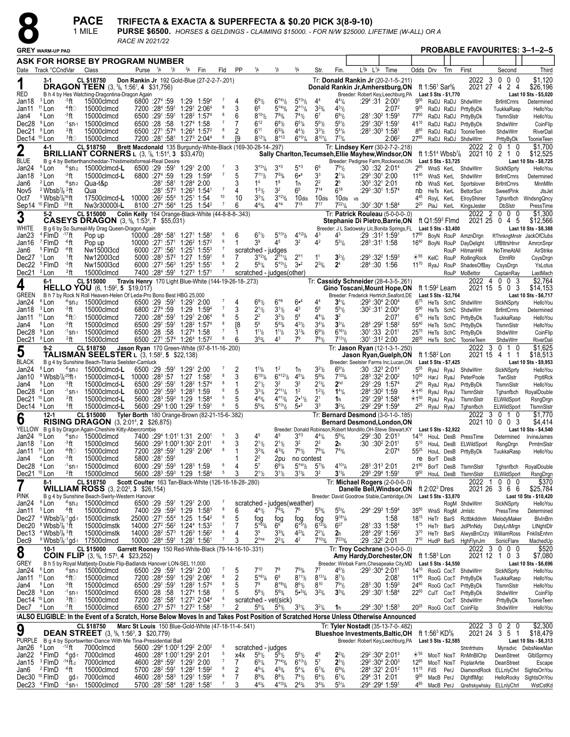# 8 PACE 1 MILE

**TRIFECTA & EXACTA & SUPERFECTA & $0.20 PICK 3(8-9-10)**

**PURSE $6500.** *HORSES & GELDINGS - CLAIMING $15000. - FOR N/W $25000. LIFETIME (W-ALL) OR A RACE IN 2021/22*

**GREY WARM-UP PAD** — **PROBABLE FAVOURITES: 3–1–2–5**

**ASK FOR HORSE BY PROGRAM NUMBER**

| Date | Track °CCndVar | Class | Purse ¼ ½ ¾ Fin | Fld | PP | ¼ | ½ | ¾ | Str. | Fin. | L¾ L¼ Time | Odds Drv Trn | First | Second | Third |
|---|---|---|---|---|---|---|---|---|---|---|---|---|---|---|---|

## 1 — RED — 3-1
**DRAGON TEEN** (3, 5/8, 1:56¹, 4 $31,756) — CL $18750 — Don Rankin Jr 192 Gold-Blue (27-2-2-7-.201)
Tr: Donald Rankin Jr (20-2-1-5-.211) — Donald Rankin Jr,Amherstburg,ON — ft 1:56¹ Sar5/8
B h 4 by Hes Watching-Dragontina-Dragon Again — Breeder: Robert Key,Leechburg,PA — Last 5 Sts - $1,770
2022: 3 0 0 0 $1,120 — 2021: 27 4 2 4 $26,196 — Last 10 Sts - $5,020

| Date | Track | Class | Purse / Times | Fld | PP | ¼ | ½ | ¾ | Str. | Fin. | Time | Odds Drv Trn | First | Second | Third |
|---|---|---|---|---|---|---|---|---|---|---|---|---|---|---|---|
| Jan18 ³Lon | -3ft | 15000clmcd | 6800 :27⁴ :59 1:29 1:59⁴ | 7 | 4 | 6⁹½ | 6^o4¼ | 5^o3½ | 4⁴ | 4⁴¼ | :29⁴ :31 2:00³ | 9⁰⁵ RaDJ RaDJ | ShdwWrrr | BrllntCrnrs | Determined |
| Jan11 ¹¹Lon | -6ft◇ | 15000clmcd | 7200 :28⁴ :59¹ 1:29¹ 2:06⁴ | 8 | 3 | 6⁸ | 5^o4¾ | 2^o1¼ | 3²¾ | 4³½ | 2:07² | 9⁵⁵ RaDJ RaDJ | PrttyByDk | TuukkaRasp | HelloYou |
| Jan4 ⁸Lon | -3ft | 15000clmcd | 6500 :29¹ :59¹ 1:28² 1:57⁴ | 8 | 6 | 8¹⁰½ | 7⁸¾ | 7⁴½ | 6⁷ | 6⁹½ | :28¹ :30² 1:59³ | 77⁰⁰ RaDJ RaDJ | PrttyByDk | TlsmnSlstr | HelloYou |
| Dec28 ⁹Lon | -1sn-1 | 15000clmcd | 6500 :28 :58 1:27⁴ 1:58 | 7 | 7 | 6¹² | 6⁸½ | 6⁵¼ | 5⁶½ | 5⁶½ | :29¹ :30² 1:59¹ | 41¹⁰ RaDJ RaDJ | PrttyByDk | ShdwWrrr | CoinFlip |
| Dec21 ⁹Lon | ²ft | 15000clmcd | 6500 :27¹ :57⁴ 1:26⁴ 1:57² | 8 | 2 | 6¹¹ | 6^o3¾ | 4⁴½ | 3³½ | 5⁴¼ | :28³ :30³ 1:58¹ | 8⁶⁵ RaDJ RaDJ | ToonieTeen | ShdwWrrr | RiverDali |
| Dec14 ¹⁰Lon | ³ft◇ | 15000clmcd | 7200 :28¹ :58¹ 1:27³ 2:04⁴ | 8 | [9 | 8¹²¼ | 8^o12 | 6^o5¼ | 8¹⁰¼ | 7⁷¾ | 2:06² | 27⁸⁵ RaDJ RaDJ | ShdwWrrr | PrttyByDk | ToonieTeen |

## 2 — BLUE — 4-1
**BRILLIANT CORNERS L** (3, 7/8, 1:51⁴, 3 $33,470) — CL $18750 — Brett Macdonald 135 Burgundy-White-Black (169-30-28-14-.297)
Tr: Lindsey Kerr (30-2-7-2-.218) — Sally Charlton,Tecumseh,Ellie Mayhew,Windsor,ON — ft 1:51⁴ Wbsb7/8
B g 4 by Betterthancheddar-Thistimeitsforreal-Real Desire — Breeder: Pedigree Farm,Rockwood,ON — Last 5 Sts - $3,725
2022: 2 0 1 0 $1,700 — 2021: 10 2 1 0 $12,525 — Last 10 Sts - $8,725

| Date | Track | Class | Purse / Times | Fld | PP | ¼ | ½ | ¾ | Str. | Fin. | Time | Odds Drv Trn | First | Second | Third |
|---|---|---|---|---|---|---|---|---|---|---|---|---|---|---|---|
| Jan24 ⁶Lon | -6sn-2 | 15000clmcd-L | 6500 :29 :59¹ 1:29¹ 2:00 | 7 | 3 | 3^o3¼ | 3^o3 | 5^o3 | 6⁶ | 7⁹½ | :30 :32 2:01⁴ | 2⁶⁵ WraS KerL | ShdwWrrr | SlckNSprty | HelloYou |
| Jan18 ³Lon | -3ft | 15000clmcd-L | 6800 :27⁴ :59 1:29 1:59⁴ | 7 | 5 | 7¹¹½ | 7⁵¾ | 6•⁴ | 3³ | 2¹¼ | :29³ :30¹ 2:00 | 11⁴⁰ WraS KerL | ShdwWrrr | BrllntCrnrs | Determined |
| Jan6 ²Lon | -8sn-2 | Qua-t&p | :28¹ :58¹ 1:28⁴ 2:00 | | 3 | 1⁴ | 1⁸ | 1h | 2² | 2⁵ | :30³ :32¹ 2:01 | nb WraS KerL | Sportslover | BrllntCrnrs | MnnMlln |
| Nov5 ²Wbsb7/8 ²ft | | Qua | :28¹ :57³ 1:26³ 1:54¹ | 7 | 4 | 1²½ | 3² | 6⁵ | 7¹⁴ | 6¹⁸ | :29³ :30¹ 1:57⁴ | nb HeTs KerL | BettorSun | SweetPink | JtsJet |
| Oct7 ⁵Wbsb7/8 ¹⁶ft | | 17500clmcd-L | 10000 :26² :55⁴ 1:25¹ 1:54 | 10 | 10 | 3³¼ | 3^o2¾ | 10dis | 10dis | 10dis vs | | 4⁴⁵ RoyL KerL | ElroyShiner | Tghsnfbch | WndsngQncy |
| Sep14 ¹⁰FlmD ²³ft | | Nw3r30000l-L | 8100 :27⁴ :56⁴ 1:25 1:54² | 7 | 6 | 4⁴¾ | 4^o4 | 7⁵ | 7¹⁷ | 7²²¼ | :30² :30⁴ 1:58⁴ | 2²⁰ PlaJ KerL | KingsJester | DbSlstr | PressTime |

## 3 — WHITE — 5-2
**CASEYS DRAGON** (3, 5/8, 1:53⁴, 7 $55,031) — CL $15000 — Colin Kelly 164 Orange-Black-White (44-8-8-8-.343)
Tr: Patrick Rouleau (5-0-0-0-.0) — Stephanie Di Pietro,Barrie,ON — ft Q1:59³ Flmd
B g 6 by So Surreal-My Drag Queen-Dragon Again — Breeder: J L Sadowsky Llc,Bonita Springs,FL — Last 5 Sts - $3,400
2022: 2 0 0 0 $1,300 — 2021: 25 0 4 5 $12,566 — Last 10 Sts - $8,388

| Date | Track | Class | Purse / Times | Fld | PP | ¼ | ½ | ¾ | Str. | Fin. | Time | Odds Drv Trn | First | Second | Third |
|---|---|---|---|---|---|---|---|---|---|---|---|---|---|---|---|
| Jan23 ⁴FlmD | -17ft | Pop up | 10000 :28⁴ :58¹ 1:27¹ 1:58³ | 6 | 6 | 6⁷½ | 5^o3½ | 4^o2¾ | 4³ | 4³ | :29 :31² 1:59¹ | 17⁶⁰ BoyN RouP | AmznDrgn | RThnkngMnstr | JackOfClubs |
| Jan16 ⁷FlmD | -6ft | Pop up | 10000 :27¹ :57¹ 1:26² 1:57² | 6 | 1 | 3⁹ | 4⁵ | 3² | 4² | 5³¼ | :28³ :31¹ 1:58 | 16⁴⁰ BoyN RouP | DayDelight | UfBttrsHnvr | AmrcnSnpr |
| Jan6 ⁵FlmD | -6ft | Nw1500l3cd | 6000 :27¹ :56¹ 1:25¹ 1:55³ | 7 | | scratched - judges | | | | | | RouP | HitmanHill | NoTimeAtAll | AirStrike |
| Dec27 ¹Lon | ¹ft | Nw1200l3cd | 5000 :28³ :57² 1:27 1:59¹ | 8 | 7 | 3^o2¾ | 2^o1¼ | 2^o1 | 1¹ | 3²½ | :29³ :32² 1:59³ | ◈⁶⁵ KelC RouP | RollingRock | EtrnlRlr | CsysDrgn |
| Dec22 ⁵FlmD | -3ft | Nw1500l3cd | 6000 :27³ :56³ 1:25³ 1:55¹ | 8 | 2 | 5⁶¼ | 5^o3½ | 3•² | 2³¾ | 2⁴ | :28⁴ :30 1:56 | 11⁷⁰ RyaJ RouP | ShadesOfBay | CsysDrgn | YsLotus |
| Dec21 ²Lon | ²ft | 15000clmcd | 7400 :28⁴ :59¹ 1:27³ 1:57¹ | 7 | | scratched - judges(other) | | | | | | RouP | MoBettor | CaptainRay | LastMach |

## 4 — GREEN — 6-1
**HELLO YOU** (6, 1:59², 5 $19,017) — CL $15000 — Travis Henry 170 Light Blue-White (144-19-26-18-.273)
Tr: Cassidy Schneider (28-4-3-5-.261) — Gino Toscani,Mount Hope,ON — ft 1:59² Leam
B h 7 by Rock N Roll Heaven-Helen Of Leda-Pro Bono Best HBG 25,000 — Breeder: Frederick Hertrich,Seaford,DE — Last 5 Sts - $2,764
2022: 4 0 0 3 $2,764 — 2021: 15 5 0 3 $14,153 — Last 10 Sts - $6,717

| Date | Track | Class | Purse / Times | Fld | PP | ¼ | ½ | ¾ | Str. | Fin. | Time | Odds Drv Trn | First | Second | Third |
|---|---|---|---|---|---|---|---|---|---|---|---|---|---|---|---|
| Jan24 ⁶Lon | -6sn-2 | 15000clmcd | 6500 :29 :59¹ 1:29¹ 2:00 | 7 | 4 | 6⁸½ | 6^o6 | 6•⁴ | 4⁴ | 3⁴¼ | :29³ :30⁴ 2:00⁴ | 6⁷⁵ HeTs SchC | ShdwWrrr | SlckNSprty | HelloYou |
| Jan18 ³Lon | -3ft | 15000clmcd | 6800 :27⁴ :59 1:29 1:59⁴ | 7 | 3 | 2¹½ | 3¹½ | 4³ | 5⁶ | 5⁵½ | :30² :31¹ 2:00⁴ | 5⁹⁰ HeTs SchC | ShdwWrrr | BrllntCrnrs | Determined |
| Jan11 ¹¹Lon | -6ft◇ | 15000clmcd | 7200 :28⁴ :59¹ 1:29¹ 2:06⁴ | 8 | 5 | 2² | 3²½ | 5⁴ | 4⁴¼ | 3² | 2:07¹ | 6¹⁰ HeTs SchC | PrttyByDk | TuukkaRasp | HelloYou |
| Jan4 ⁸Lon | -3ft | 15000clmcd | 6500 :29¹ :59¹ 1:28² 1:57⁴ | 8 | [8 | 5⁶ | 5⁴¾ | 4³½ | 3⁴¾ | 3³¼ | :28⁴ :29² 1:58² | 55⁴⁰ HeTs SchC | PrttyByDk | TlsmnSlstr | HelloYou |
| Dec28 ⁹Lon | -1sn-1 | 15000clmcd | 6500 :28 :58 1:27⁴ 1:58 | 7 | 1 | 1¹½ | 1¹½ | 3¹¾ | 6⁹½ | 6¹⁶½ | :30¹ :33 2:01¹ | 25⁷⁰ HeTs SchC | PrttyByDk | ShdwWrrr | CoinFlip |
| Dec21 ⁹Lon | ²ft | 15000clmcd | 6500 :27¹ :57⁴ 1:26⁴ 1:57² | 8 | 6 | 3⁵¾ | 4³ | 7⁹ | 7⁸½ | 7¹³½ | :30¹ :31² 2:00 | 26⁰⁰ HeTs SchC | ToonieTeen | ShdwWrrr | RiverDali |

## 5 — BLACK — 9-2
**TALISMAN SEELSTER L** (3, 1:58², 5 $22,138) — CL $18750 — Jason Ryan 170 Green-White (97-8-11-16-.200)
Tr: Jason Ryan (12-1-3-1-.250) — Jason Ryan,Guelph,ON — ft 1:58² Lon
B g 4 by Sunshine Beach-Titania Seelster-Camluck — Breeder: Seelster Farms Inc,Lucan,ON — Last 5 Sts - $7,425
2022: 3 0 1 0 $1,625 — 2021: 15 4 1 1 $18,513 — Last 10 Sts - $9,953

| Date | Track | Class | Purse / Times | Fld | PP | ¼ | ½ | ¾ | Str. | Fin. | Time | Odds Drv Trn | First | Second | Third |
|---|---|---|---|---|---|---|---|---|---|---|---|---|---|---|---|
| Jan24 ⁶Lon | -6sn-2 | 15000clmcd-L | 6500 :29 :59¹ 1:29¹ 2:00 | 7 | 2 | 1¹¾ | 1² | 1h | 3²½ | 6⁹½ | :30 :32³ 2:01⁴ | 5⁵⁵ RyaJ RyaJ | ShdwWrrr | SlckNSprty | HelloYou |
| Jan10 ⁸Wbsb7/8 ²⁰ft-1 | | 15000clmcd-L | 10000 :28³ :57 1:27 1:58¹ | 8 | 3 | 6¹⁰¼ | 6^o12½ | 4⁵¼ | 5⁸¾ | 7¹⁰¾ | :28³ :32² 2:00² | 10⁶⁰ HarJ RyaJ | PeterPoole | TwnSlstr | PrptlRck |
| Jan4 ⁸Lon | -3ft | 15000clmcd-L | 6500 :29¹ :59¹ 1:28² 1:57⁴ | 8 | 1 | 2¹½ | 3² | 3² | 2¹¾ | 2hd | :29¹ :29 1:57⁴ | 2⁵⁰ RyaJ RyaJ | PrttyByDk | TlsmnSlstr | HelloYou |
| Dec28 ⁴Lon | -1sn-1 | 15000clmcd-L | 6000 :29¹ :59³ 1:28³ 1:59 | 6 | 5 | 3³¼ | 2^o1¼ | 1² | 1²½ | 1⁴¼ | :28⁴ :30² 1:59 | ◈1⁴⁰ RyaJ RyaJ | TlsmnSlstr | Tghsnfbch | RoyalDouble |
| Dec21 ¹⁰Lon | ²ft | 15000clmcd-L | 5600 :28³ :59³ 1:29 1:58⁴ | 5 | 5 | 4⁴¾ | 4^o1¾ | 2•¹½ | 2¹ | 1h | :29¹ :29³ 1:58⁴ | ◈1⁵⁰ RyaJ RyaJ | TlsmnSlstr | ELWildSport | RsngDrgn |
| Dec14 ⁸Lon | ³ft | 15000clmcd-L | 5600 :29³ 1:00 1:29² 1:59¹ | 6 | 5 | 5⁶¾ | 5^o3½ | 5•³ | 3³ | 3²¾ | :29² :29⁴ 1:59⁴ | 2²⁵ RyaJ RyaJ | Tghsnfbch | ELWildSport | TlsmnSlstr |

## 6 — YELLOW — 12-1
**RISING DRAGON** (3, 2:01⁴, 2 $26,875) — CL $15000 — Tyler Borth 180 Orange-Brown (82-21-15-6-.382)
Tr: Bernard Desmond (3-0-1-0-.185) — Bernard Desmond,London,ON
B g 8 by Dragon Again-Cheshire Kitty-Abercrombie — Breeder: Donald Robinson,Robert Mondillo,OH-Steve Stewart,KY — Last 5 Sts - $2,922
2022: 3 0 1 0 $1,770 — 2021: 10 0 0 3 $4,414 — Last 10 Sts - $4,540

| Date | Track | Class | Purse / Times | Fld | PP | ¼ | ½ | ¾ | Str. | Fin. | Time | Odds Drv Trn | First | Second | Third |
|---|---|---|---|---|---|---|---|---|---|---|---|---|---|---|---|
| Jan24 ¹⁰Lon | -6sn-2 | 15000clmcd | 7400 :29⁴ 1:01¹ 1:31 2:00¹ | 5 | 3 | 4⁵ | 4⁵ | 3^o3 | 4⁴¼ | 5⁶¾ | :29² :30 2:01³ | 14¹⁰ HouL DesB | PressTime | Determined | IrvineJames |
| Jan18 ⁷Lon | -3ft | 15000clmcd | 5600 :29³ 1:00³ 1:30² 2:01¹ | 6 | 3 | 2¹½ | 2¹½ | 3² | 2² | 2h | :30 :30² 2:01¹ | 5¹⁰ HouL DesB | ELWildSport | RsngDrgn | PrmtmSlstr |
| Jan11 ¹¹Lon | -6ft◇ | 15000clmcd | 7200 :28⁴ :59¹ 1:29¹ 2:06⁴ | 8 | 1 | 3³¾ | 4³¾ | 7⁶½ | 7⁸¼ | 7⁴¾ | 2:07⁴ | 55²⁵ HouL DesB | PrttyByDk | TuukkaRasp | HelloYou |
| Jan4 ⁴Lon | -3ft | 15000clmcd | 5800 :28¹ :59¹ | | 1 | 2² | 2pu | no contest | | | | re BorT DesB | | | |
| Dec28 ⁴Lon | -1sn-1 | 15000clmcd | 6000 :29¹ :59³ 1:28³ 1:59 | 6 | 4 | 5⁷ | 6⁶¼ | 5^o4½ | 5⁷¾ | 4¹⁰¼ | :28³ :31³ 2:01 | 21⁸⁰ BorT DesB | TlsmnSlstr | Tghsnfbch | RoyalDouble |
| Dec21 ¹⁰Lon | ²ft | 15000clmcd | 5600 :28³ :59³ 1:29 1:58⁴ | 5 | 3 | 2¹½ | 3¹½ | 3¹¾ | 3² | 3¹¾ | :29³ :29⁴ 1:59¹ | 9⁵⁰ HouL DesB | TlsmnSlstr | ELWildSport | RsngDrgn |

## 7 — PINK — 8-1
**WILLIAM ROSS** (3, 2:02³, 4 $26,154) — CL $18750 — Scott Coulter 163 Tan-Black-White (126-16-18-28-.280)
Tr: Michael Rogers (2-0-0-0-.0) — Danelle Bell,Windsor,ON — ft 2:02³ Dres
B g 4 by Sunshine Beach-Swirly-Western Hanover — Breeder: David Goodrow Stable,Cambridge,ON — Last 5 Sts - $3,870
2022: 1 0 0 0 $370 — 2021: 26 3 6 6 $25,784 — Last 10 Sts - $10,420

| Date | Track | Class | Purse / Times | Fld | PP | ¼ | ½ | ¾ | Str. | Fin. | Time | Odds Drv Trn | First | Second | Third |
|---|---|---|---|---|---|---|---|---|---|---|---|---|---|---|---|
| Jan24 ⁶Lon | -6sn-2 | 15000clmcd | 6500 :29 :59¹ 1:29¹ 2:00 | 7 | | scratched - judges(weather) | | | | | | RogM | ShdwWrrr | SlckNSprty | HelloYou |
| Jan11 ⁵Lon | -6ft | 15000clmcd | 7400 :29 :59² 1:29 1:58³ | 8 | 6 | 4⁴½ | 7⁴¾ | 7⁶ | 5⁵¾ | 5⁵¾ | :29⁴ :29³ 1:59⁴ | 35⁸⁰ WraS RogM | Jrnlstc | PressTime | Determined |
| Dec27 ⁴Wbsb7/8 ⁻¹gd-1 | | 15000clmstk | 25000 :27¹ :55⁴ 1:25 1:54² | 9 | 5 | fog | fog | fog | fog | 9¹⁸¼ | 1:58 | 18¹⁵ HeTr BarS | Rcttbkddnn | MelodyMaker | BlvInBrn |
| Dec20 ⁸Wbsb7/8 ¹ft | | 15000clmstk | 14000 :27² :56² 1:24⁴ 1:53² | 7 | 7 | 5^o6¾ | 6⁶ | 6^o5½ | 6¹²¾ | 6²⁷ | :28¹ :33 1:58⁴ | 1⁷⁵ HeTr BarS | JstPlnNdy | DstyLnMrgn | LtNghtDlr |
| Dec13 ⁴Wbsb7/8 ³ft | | 15000clmstk | 14000 :28² :57³ 1:26³ 1:56² | 8 | 4 | 3⁵ | 3³¾ | 4²¾ | 2²¼ | 2h | :28⁴ :29¹ 1:56² | 3⁷⁰ HeTr BarS | AlwysBnCrzy | WilliamRoss | FnkllsEnhrn |
| Dec9 ⁹Wbsb7/8 ⁻¹gd-1 | | 17500clmcd | 10000 :28⁴ :59¹ 1:28¹ 1:56¹ | 7 | 3 | 2^ons | 2²¼ | 4² | 7¹⁰¾ | 7²³¼ | :29 :32² 2:01 | 7¹⁰ HudP BarS | HghFlynJm | SonicFlare | MachedUp |

## 8 — GREY — 10-1
**COIN FLIP** (3, 5/8, 1:57³, 4 $23,252) — CL $15000 — Garrett Rooney 150 Red-White-Black (79-14-16-10-.331)
Tr: Troy Cochrane (3-0-0-0-.0) — Amy Hardy,Dorchester,ON — ft 1:58³ Lon
B h 5 by Royal Mattjesty-Double Flip-Badlands Hanover LON-SEL 11,000 — Breeder: Winbak Farm,Chesapeake City,MD — Last 5 Sts - $4,550
2022: 3 0 0 0 $520 — 2021: 12 1 0 3 $7,080 — Last 10 Sts - $6,696

| Date | Track | Class | Purse / Times | Fld | PP | ¼ | ½ | ¾ | Str. | Fin. | Time | Odds Drv Trn | First | Second | Third |
|---|---|---|---|---|---|---|---|---|---|---|---|---|---|---|---|
| Jan24 ⁶Lon | -6sn-2 | 15000clmcd | 6500 :29 :59¹ 1:29¹ 2:00 | 7 | 5 | 7¹⁰ | 7⁸ | 7⁵¾ | 7⁷ | 4⁶½ | :29³ :30⁴ 2:01¹ | 14¹⁰ RooG CocT | ShdwWrrr | SlckNSprty | HelloYou |
| Jan11 ¹¹Lon | -6ft◇ | 15000clmcd | 7200 :28⁴ :59¹ 1:29¹ 2:06⁴ | 8 | 2 | 5^o6¼ | 6⁶ | 8¹¹½ | 8¹³¼ | 8⁷½ | 2:08¹ | 11⁹⁰ RooG CocT | PrttyByDk | TuukkaRasp | HelloYou |
| Jan4 ⁸Lon | -3ft | 15000clmcd | 6500 :29¹ :59¹ 1:28² 1:57⁴ | 8 | 5 | 7⁹ | 8^o8¾ | 8⁶½ | 8¹⁰ | 7⁹½ | :28³ :30 1:59³ | 24⁶⁰ RooG CocT | PrttyByDk | TlsmnSlstr | HelloYou |
| Dec28 ⁹Lon | -1sn-1 | 15000clmcd | 6500 :28 :58 1:27⁴ 1:58 | 7 | 5 | 5⁸½ | 5⁶¾ | 5•³¾ | 3²¾ | 3³¾ | :29¹ :30¹ 1:58⁴ | 22⁵⁰ CulT CocT | PrttyByDk | ShdwWrrr | CoinFlip |
| Dec14 ¹⁰Lon | ³ft◇ | 15000clmcd | 7200 :28¹ :58¹ 1:27³ 2:04⁴ | 8 | | scratched - vet(sick) | | | | | | CocT | ShdwWrrr | PrttyByDk | ToonieTeen |
| Dec7 ⁴Lon | -7ft | 15000clmcd | 6500 :27³ :57² 1:27² 1:58³ | 7 | 2 | 5⁶¼ | 5⁴½ | 3³¼ | 3²½ | 1h | :29⁴ :30³ 1:58³ | 20²⁵ RooG CocT | CoinFlip | ShdwWrrr | HelloYou |

**†ALSO ELIGIBLE: In the Event of a Scratch, Horse Below Moves In and Takes Post Position of Scratched Horse Unless Otherwise Announced**

## 9 — PURPLE
**DEAN STREET** (3, 5/8, 1:56³, 3 $20,779) — CL $18750 — Marc St Louis 150 Gold-White (47-18-11-4-.541)
Tr: Tyler Nostadt (35-13-7-0-.482) — Blueshoe Investments,Baltic,OH — ft 1:56³ KD5/8
B g 4 by Sportswriter-Dance With Me Tina-Presidential Ball — Breeder: Robert Key,Leechburg,PA — Last 5 Sts - $2,585
2022: 3 0 2 0 $2,300 — 2021: 24 3 5 1 $18,479 — Last 10 Sts - $6,313

| Date | Track | Class | Purse / Times | Fld | PP | ¼ | ½ | ¾ | Str. | Fin. | Time | Odds Drv Trn | First | Second | Third |
|---|---|---|---|---|---|---|---|---|---|---|---|---|---|---|---|
| Jan26 ⁶Lon | -12ft | 7000clmcd | 5600 :29⁴ 1:00² 1:29² 2:00² | 6 | | scratched - judges | | | | | | | Shtnfrthstrs | Mynsdvc | DebsNewMan |
| Jan22 ⁸FlmD | -6gd-1 | 7000clmcd | 4600 :28⁴ 1:00¹ 1:29³ 2:01 | 5 | x4x | 5⁶½ | 5⁶½ | 5⁵½ | 4⁶ | 2²¾ | :29² :30⁴ 2:01³ | ◈⁵⁵ MooT NosT | RnMnBlChp | DeanStreet | GlblSprmcy |
| Jan15 ³FlmD | -14ft-2 | 7000clmcd | 4600 :28⁴ :59¹ 1:29¹ 2:00 | 7 | 7 | 6⁷¼ | 7^o4¾ | 6^o3½ | 5⁷ | 2²½ | :29³ :30⁴ 2:00² | 12⁸⁵ MooT NosT | PoplarArtie | DeanStreet | Escape |
| Jan6 ²FlmD | -6ft | 15000clmcd | 5700 :28² :59¹ 1:28² 1:59² | 6 | 2 | 4⁶¼ | 4⁵¾ | 5⁴¼ | 6⁷¾ | 6⁹¾ | :28⁴ :32¹ 2:01² | 11¹⁵ FilS PerJ | DiamondRock | ELLnlyChrl | SightsOnYou |
| Dec30 ¹⁰FlmD | | gd-1 7000clmcd | 4600 :28³ :58³ 1:29¹ 1:59² | 8 | 7 | 8⁹¾ | 8⁸½ | 7⁴½ | 6⁴½ | 6⁷¾ | :29⁴ :31 2:01 | 9⁶⁰ MacB PerJ | DlghtflMgc | HelloRocky | SightsOnYou |
| Dec23 ⁴FlmD | -2sn-1 | 7000clmcd | 5700 :28¹ :58⁴ 1:28² 1:58¹ | 7 | 3 | 4⁴¾ | 4^o3¾ | 2⁴¾ | 3⁴¾ | 5⁵¼ | :29⁴ :29⁴ 1:59¹ | 4⁸⁵ MacB PerJ | Qnsfrskywhsky | ELLnlyChrl | WstCstKd |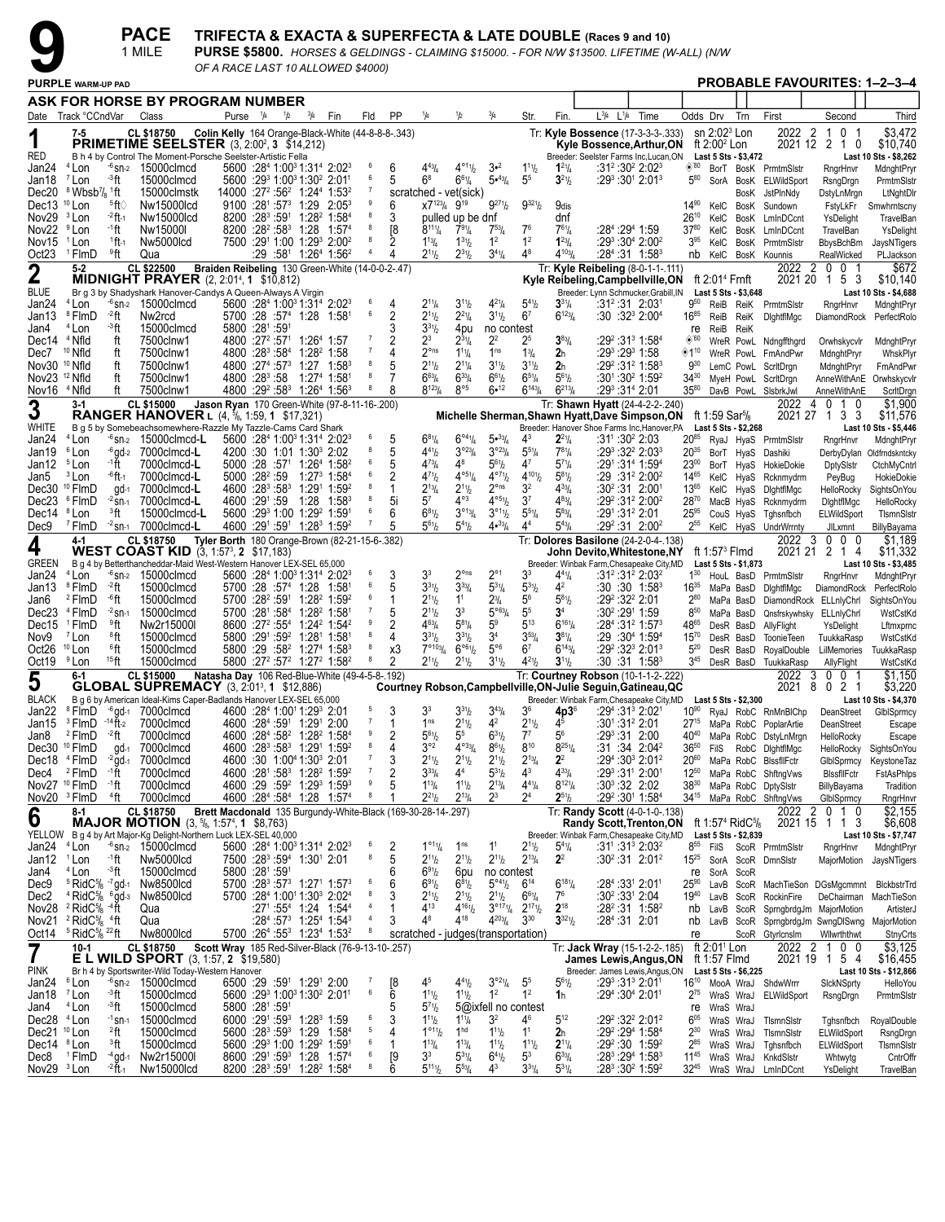# 9 PACE 1 MILE

**TRIFECTA & EXACTA & SUPERFECTA & LATE DOUBLE (Races 9 and 10)**

**PURSE $5800.** *HORSES & GELDINGS - CLAIMING $15000. - FOR N/W $13500. LIFETIME (W-ALL) (N/W OF A RACE LAST 10 ALLOWED $4000)*

**PURPLE** WARM-UP PAD

**PROBABLE FAVOURITES: 1–2–3–4**

## ASK FOR HORSE BY PROGRAM NUMBER

---

### 1 — RED — 7-5 — PRIMETIME SEELSTER (3, 2:00², 3 $14,212)

CL $18750 — Colin Kelly 164 Orange-Black-White (44-8-8-8-.343)

Tr: Kyle Bossence (17-3-3-3-.333) — Kyle Bossence, Arthur, ON

B h 4 by Control The Moment-Porsche Seelster-Artistic Fella — Breeder: Seelster Farms Inc, Lucan, ON

sn 2:02³ Lon | ft 2:00² Lon — 2022: 2 1 0 1 $3,472 — 2021: 12 2 1 0 $10,740 — Last 5 Sts - $3,472 — Last 10 Sts - $8,262

| Date | Track | Cond | Class | Purse | 1/4 | 1/2 | 3/4 | Fin | Fld | PP | 1/4 | 1/2 | 3/4 | Str. | Fin. | L3/4 L1/4 Time | Odds | Drv | Trn | First | Second | Third |
|---|---|---|---|---|---|---|---|---|---|---|---|---|---|---|---|---|---|---|---|---|---|---|
| Jan24 | 4 Lon | -6sn-2 | 15000clmcd | 5600 | :28⁴ | 1:00³ | 1:31⁴ | 2:02³ | 6 | 6 | 4⁴³⁄₄ | 4°¹¹⁄₂ | 3•² | 1¹¹⁄₂ | 1²¹⁄₄ | :31² :30² 2:02³ | ◉80 | BorT | BosK | PrmtmSlstr | RngrHnvr | MdnghtPryr |
| Jan18 | 7 Lon | -3ft | 15000clmcd | 5600 | :29³ | 1:00³ | 1:30² | 2:01¹ | 6 | 5 | 6⁸ | 6⁶¹⁄₄ | 5•⁴³⁄₄ | 5⁵ | 3²¹⁄₂ | :29³ :30¹ 2:01³ | 5⁸⁰ | SorA | BosK | ELWildSport | RsngDrgn | PrmtmSlstr |
| Dec20 | 8 Wbsb⁷⁄₈ | 1ft | 15000clmstk | 14000 | :27² | :56² | 1:24⁴ | 1:53² | 7 | | scratched - vet(sick) | | | | | | | | BosK | JstPlnNdy | DstyLnMrgn | LtNghtDlr |
| Dec13 | 10 Lon | 5ft◇ | Nw15000lcd | 9100 | :28¹ | :57³ | 1:29 | 2:05³ | 9 | 6 | x7¹²³⁄₄ | 9¹⁹ | 9²⁷¹⁄₂ | 9³²¹⁄₂ | 9dis | | 14⁹⁰ | KelC | BosK | Sundown | FstyLkFr | Smwhrntscny |
| Nov29 | 3 Lon | -2ft-1 | Nw15000lcd | 8200 | :28³ | :59¹ | 1:28² | 1:58⁴ | 8 | 3 | pulled up be dnf | | | | dnf | | 26¹⁰ | KelC | BosK | LmInDCcnt | YsDelight | TravelBan |
| Nov22 | 9 Lon | -1ft | Nw15000l | 8200 | :28² | :58³ | 1:28 | 1:57⁴ | 8 | [8 | 8¹¹¹⁄₄ | 7⁹¹⁄₄ | 7⁵³⁄₄ | 7⁶ | 7⁶¹⁄₄ | :28⁴ :29⁴ 1:59 | 37⁸⁰ | KelC | BosK | LmInDCcnt | TravelBan | YsDelight |
| Nov15 | 1 Lon | 1ft-1 | Nw5000lcd | 7500 | :29¹ | 1:00 | 1:29³ | 2:00² | 8 | 2 | 1¹³⁄₄ | 1³¹⁄₂ | 1² | 1² | 1²³⁄₄ | :29³ :30⁴ 2:00² | 3⁸⁵ | KelC | BosK | PrmtmSlstr | BbysBchBm | JaysNTigers |
| Oct23 | 1 FlmD | 9ft | Qua | | :29 | :58¹ | 1:26⁴ | 1:56² | 4 | 4 | 2¹¹⁄₂ | 2³¹⁄₂ | 3⁴¹⁄₄ | 4⁸ | 4¹⁰³⁄₄ | :28⁴ :31 1:58³ | nb | KelC | BosK | Kounnis | RealWicked | PLJackson |

---

### 2 — BLUE — 5-2 — MIDNIGHT PRAYER (2, 2:01⁴, 1 $10,812)

CL $22500 — Braiden Reibeling 130 Green-White (14-0-0-2-.47)

Tr: Kyle Reibeling (8-0-1-1-.111) — Kyle Reibeling, Campbellville, ON

Br g 3 by Shadyshark Hanover-Candys A Queen-Always A Virgin — Breeder: Lynn Schmucker, Grabill, IN

ft 2:01⁴ Frnft — 2022: 2 0 0 1 $672 — 2021: 20 1 5 3 $10,140 — Last 5 Sts - $3,648 — Last 10 Sts - $4,688

| Date | Track | Cond | Class | Purse | 1/4 | 1/2 | 3/4 | Fin | Fld | PP | 1/4 | 1/2 | 3/4 | Str. | Fin. | L3/4 L1/4 Time | Odds | Drv | Trn | First | Second | Third |
|---|---|---|---|---|---|---|---|---|---|---|---|---|---|---|---|---|---|---|---|---|---|---|
| Jan24 | 4 Lon | -6sn-2 | 15000clmcd | 5600 | :28⁴ | 1:00³ | 1:31⁴ | 2:02³ | 6 | 4 | 2¹¹⁄₄ | 3¹¹⁄₂ | 4²¹⁄₄ | 5⁴¹⁄₂ | 3³¹⁄₄ | :31² :31 2:03¹ | 9⁵⁰ | ReiB | ReiK | PrmtmSlstr | RngrHnvr | MdnghtPryr |
| Jan13 | 8 FlmD | -2ft | Nw2rcd | 5700 | :28 | :57⁴ | 1:28 | 1:58¹ | 6 | 2 | 2¹¹⁄₂ | 2²¹⁄₄ | 3¹¹⁄₂ | 6⁷ | 6¹²³⁄₄ | :30 :32³ 2:00⁴ | 16⁸⁵ | ReiB | ReiK | DlghtflMgc | DiamondRock | PerfectRolo |
| Jan4 | 4 Lon | -3ft | 15000clmcd | 5800 | :28¹ | :59¹ | | | | 3 | 3³¹⁄₂ | 4pu | no contest | | | | re | ReiB | ReiK | | | |
| Dec14 | 4 Nfld | ft | 7500clnw1 | 4800 | :27² | :57¹ | 1:26⁴ | 1:57 | 7 | 2 | 2³ | 2³¹⁄₄ | 2² | 2⁵ | 3⁸³⁄₄ | :29² :31³ 1:58⁴ | ◉60 | WreR | PowL | Ndngfthgrd | Orwhskycvlr | MdnghtPryr |
| Dec7 | 10 Nfld | ft | 7500clnw1 | 4800 | :28³ | :58⁴ | 1:28² | 1:58 | 7 | 4 | 2°ns | 1¹¹⁄₄ | 1ns | 1³⁄₄ | 2h | :29³ :29³ 1:58 | ◉1¹⁰ | WreR | PowL | FrnAndPwr | MdnghtPryr | WhskPlyr |
| Nov30 | 10 Nfld | ft | 7500clnw1 | 4800 | :27⁴ | :57³ | 1:27 | 1:58³ | 8 | 5 | 2¹¹⁄₂ | 2¹¹⁄₄ | 3¹¹⁄₂ | 3¹¹⁄₂ | 2h | :29² :31² 1:58³ | 9³⁰ | LemC | PowL | ScrltDrgn | MdnghtPryr | FrnAndPwr |
| Nov23 | 12 Nfld | ft | 7500clnw1 | 4800 | :28³ | :58 | 1:27⁴ | 1:58¹ | 8 | 7 | 6⁶³⁄₄ | 6³³⁄₄ | 6⁶¹⁄₂ | 6⁵¹⁄₄ | 5⁶¹⁄₂ | :30¹ :30² 1:59² | 34³⁰ | MyeH | PowL | ScrltDrgn | AnneWithAnE | Orwhskycvlr |
| Nov16 | 4 Nfld | ft | 7500clnw1 | 4800 | :29² | :58³ | 1:26⁴ | 1:56³ | 8 | 8 | 8¹²³⁄₄ | 8°⁵ | 6•¹² | 6¹⁴³⁄₄ | 6²¹³⁄₄ | :29³ :31⁴ 2:01 | 35⁸⁰ | DavB | PowL | SlsbrkJwl | AnneWithAnE | ScrltDrgn |

---

### 3 — WHITE — 3-1 — RANGER HANOVER L (4, ⁵⁄₈, 1:59, 1 $17,321)

CL $15000 — Jason Ryan 170 Green-White (97-8-11-16-.200)

Tr: Shawn Hyatt (24-4-2-2-.240) — Michelle Sherman, Shawn Hyatt, Dave Simpson, ON

B g 5 by Somebeachsomewhere-Razzle My Tazzle-Cams Card Shark — Breeder: Hanover Shoe Farms Inc, Hanover, PA

ft 1:59 Sar⁵⁄₈ — 2022: 4 0 1 0 $1,900 — 2021: 27 1 3 3 $11,576 — Last 5 Sts - $2,268 — Last 10 Sts - $5,446

| Date | Track | Cond | Class | Purse | 1/4 | 1/2 | 3/4 | Fin | Fld | PP | 1/4 | 1/2 | 3/4 | Str. | Fin. | L3/4 L1/4 Time | Odds | Drv | Trn | First | Second | Third |
|---|---|---|---|---|---|---|---|---|---|---|---|---|---|---|---|---|---|---|---|---|---|---|
| Jan24 | 4 Lon | -6sn-2 | 15000clmcd-L | 5600 | :28⁴ | 1:00³ | 1:31⁴ | 2:02³ | 6 | 5 | 6⁸¹⁄₄ | 6°⁴¹⁄₄ | 5•³³⁄₄ | 4³ | 2²¹⁄₄ | :31¹ :30² 2:03 | 20⁸⁵ | RyaJ | HyaS | PrmtmSlstr | RngrHnvr | MdnghtPryr |
| Jan19 | 6 Lon | -6gd-2 | 7000clmcd-L | 4200 | :30 | 1:01 | 1:30³ | 2:02 | 8 | 5 | 4⁴¹⁄₂ | 3°²³⁄₄ | 3°²³⁄₄ | 5⁵¹⁄₄ | 7⁸¹⁄₄ | :29³ :32² 2:03³ | 20³⁵ | BorT | HyaS | Dashiki | DerbyDylan | Oldfmdskntcky |
| Jan12 | 5 Lon | -1ft | 7000clmcd-L | 5000 | :28 | :57¹ | 1:26⁴ | 1:58² | 6 | 5 | 4⁷³⁄₄ | 4⁸ | 5⁶¹⁄₂ | 4⁷ | 5⁷¹⁄₄ | :29¹ :31⁴ 1:59⁴ | 23⁰⁰ | BorT | HyaS | HokieDokie | DptySlstr | CtchMyCntrl |
| Jan5 | 3 Lon | -6ft-1 | 7000clmcd-L | 5000 | :28² | :59 | 1:27³ | 1:58⁴ | 6 | 2 | 4⁷¹⁄₂ | 4°⁵¹⁄₄ | 4°⁷¹⁄₂ | 4¹⁰¹⁄₂ | 5⁸¹⁄₂ | :29 :31² 2:00² | 14⁶⁵ | KelC | HyaS | Rcknmydrm | PeyBug | HokieDokie |
| Dec30 | 10 FlmD | gd-1 | 7000clmcd-L | 4600 | :28³ | :58³ | 1:29¹ | 1:59² | 8 | 1 | 2¹³⁄₄ | 2¹¹⁄₂ | 2°ns | 3² | 4³³⁄₄ | :30² :31 2:00¹ | 13⁶⁵ | KelC | HyaS | DlghtflMgc | HelloRocky | SightsOnYou |
| Dec23 | 6 FlmD | -2sn-1 | 7000clmcd-L | 4600 | :29¹ | :59 | 1:28 | 1:58³ | 8 | 5i | 5⁷ | 4°³ | 4°⁵¹⁄₂ | 3⁷ | 4⁸³⁄₄ | :29² :31² 2:00² | 28⁷⁰ | MacB | HyaS | Rcknmydrm | DlghtflMgc | HelloRocky |
| Dec14 | 8 Lon | 3ft | 15000clmcd-L | 5600 | :29³ | 1:00 | 1:29² | 1:59¹ | 6 | 6 | 6⁸¹⁄₂ | 3°¹³⁄₄ | 3°¹¹⁄₂ | 5⁵¹⁄₄ | 5⁸³⁄₄ | :29¹ :31² 2:01 | 25⁹⁵ | CouS | HyaS | Tghsnfbch | ELWildSport | TlsmnSlstr |
| Dec9 | 7 FlmD | -2sn-1 | 7000clmcd-L | 4600 | :29¹ | :59¹ | 1:28³ | 1:59² | 7 | 5 | 5⁸¹⁄₂ | 5⁴¹⁄₂ | 4•³³⁄₄ | 4⁴ | 5⁴³⁄₄ | :29² :31 2:00² | 2⁵⁵ | KelC | HyaS | UndrWrrnty | JlLxmnt | BillyBayama |

---

### 4 — GREEN — 4-1 — WEST COAST KID (3, 1:57³, 2 $17,183)

CL $18750 — Tyler Borth 180 Orange-Brown (82-21-15-6-.382)

Tr: Dolores Basilone (24-2-0-4-.138) — John Devito, Whitestone, NY

B g 4 by Betterthancheddar-Maid West-Western Hanover LEX-SEL 65,000 — Breeder: Winbak Farm, Chesapeake City, MD

ft 1:57³ Flmd — 2022: 3 0 0 0 $1,189 — 2021: 21 2 1 4 $11,332 — Last 5 Sts - $1,873 — Last 10 Sts - $3,485

| Date | Track | Cond | Class | Purse | 1/4 | 1/2 | 3/4 | Fin | Fld | PP | 1/4 | 1/2 | 3/4 | Str. | Fin. | L3/4 L1/4 Time | Odds | Drv | Trn | First | Second | Third |
|---|---|---|---|---|---|---|---|---|---|---|---|---|---|---|---|---|---|---|---|---|---|---|
| Jan24 | 4 Lon | -6sn-2 | 15000clmcd | 5600 | :28⁴ | 1:00³ | 1:31⁴ | 2:02³ | 6 | 3 | 3³ | 2°ns | 2°¹ | 3³ | 4⁴¹⁄₄ | :31² :31² 2:03² | 1³⁰ | HouL | BasD | PrmtmSlstr | RngrHnvr | MdnghtPryr |
| Jan13 | 8 FlmD | -2ft | 15000clmcd | 5700 | :28 | :57⁴ | 1:28 | 1:58¹ | 6 | 5 | 3³¹⁄₂ | 3³³⁄₄ | 5³¹⁄₄ | 5³¹⁄₂ | 4² | :30 :30 1:58³ | 16³⁵ | MaPa | BasD | DlghtflMgc | DiamondRock | PerfectRolo |
| Jan6 | 2 FlmD | -6ft | 15000clmcd | 5700 | :28² | :57¹ | 1:28² | 1:59² | 6 | 1 | 2¹¹⁄₂ | 1¹ | 2³⁄₄ | 5⁶ | 5⁸¹⁄₂ | :29² :32² 2:01 | 2⁸⁰ | MaPa | BasD | DiamondRock | ELLnlyChrl | SightsOnYou |
| Dec23 | 4 FlmD | -2sn-1 | 15000clmcd | 5700 | :28¹ | :58⁴ | 1:28² | 1:58¹ | 7 | 5 | 2¹¹⁄₂ | 3³ | 5°⁶³⁄₄ | 5⁵ | 3⁴ | :30² :29¹ 1:59 | 8⁵⁰ | MaPa | BasD | Qnsfrskywhsky | ELLnlyChrl | WstCstKd |
| Dec15 | 1 FlmD | 9ft | Nw2r15000l | 8600 | :27² | :55⁴ | 1:24² | 1:54² | 9 | 2 | 4⁶³⁄₄ | 5⁸¹⁄₄ | 5⁹ | 5¹³ | 6¹⁶¹⁄₄ | :28⁴ :31² 1:57³ | 48⁶⁵ | DesR | BasD | AllyFlight | YsDelight | Lftmxprnc |
| Nov9 | 7 Lon | 8ft | 15000clmcd | 5800 | :29¹ | :59² | 1:28¹ | 1:58¹ | 8 | 4 | 3³¹⁄₂ | 3³¹⁄₂ | 3⁴ | 3⁵³⁄₄ | 3⁸¹⁄₄ | :29 :30⁴ 1:59⁴ | 15⁷⁰ | DesR | BasD | ToonieTeen | TuukkaRasp | WstCstKd |
| Oct26 | 10 Lon | 6ft | 15000clmcd | 5800 | :29 | :58² | 1:27⁴ | 1:58³ | 8 | x3 | 7°¹⁰³⁄₄ | 6°⁶¹⁄₂ | 5°⁶ | 6⁷ | 6¹⁴³⁄₄ | :29² :32³ 2:01³ | 5²⁰ | DesR | BasD | RoyalDouble | LilMemories | TuukkaRasp |
| Oct19 | 9 Lon | 15ft | 15000clmcd | 5800 | :27² | :57² | 1:27² | 1:58² | 8 | 2 | 2¹¹⁄₂ | 2¹¹⁄₂ | 3¹¹⁄₂ | 4²¹⁄₂ | 3¹¹⁄₂ | :30 :31 1:58³ | 3⁴⁵ | DesR | BasD | TuukkaRasp | AllyFlight | WstCstKd |

---

### 5 — BLACK — 6-1 — GLOBAL SUPREMACY (3, 2:01³, 1 $12,886)

CL $15000 — Natasha Day 106 Red-Blue-White (49-4-5-8-.192)

Tr: Courtney Robson (10-1-1-2-.222) — Courtney Robson, Campbellville, ON-Julie Seguin, Gatineau, QC

B g 6 by American Ideal-Kims Caper-Badlands Hanover LEX-SEL 65,000 — Breeder: Winbak Farm, Chesapeake City, MD

2022: 3 0 0 1 $1,150 — 2021: 8 0 2 1 $3,220 — Last 5 Sts - $2,300 — Last 10 Sts - $4,370

| Date | Track | Cond | Class | Purse | 1/4 | 1/2 | 3/4 | Fin | Fld | PP | 1/4 | 1/2 | 3/4 | Str. | Fin. | L3/4 L1/4 Time | Odds | Drv | Trn | First | Second | Third |
|---|---|---|---|---|---|---|---|---|---|---|---|---|---|---|---|---|---|---|---|---|---|---|
| Jan22 | 8 FlmD | -6gd-1 | 7000clmcd | 4600 | :28⁴ | 1:00¹ | 1:29³ | 2:01 | 5 | 3 | 3³ | 3³¹⁄₂ | 3⁴³⁄₄ | 3⁶ | 4p3⁶ | :29⁴ :31³ 2:02¹ | 10⁹⁰ | RyaJ | RobC | RnMnBlChp | DeanStreet | GlblSprmcy |
| Jan15 | 3 FlmD | -14ft-2 | 7000clmcd | 4600 | :28⁴ | :59¹ | 1:29¹ | 2:00 | 7 | 1 | 1ns | 2¹¹⁄₂ | 4² | 2¹¹⁄₂ | 4⁵ | :30¹ :31² 2:01 | 27¹⁵ | MaPa | RobC | PoplarArtie | DeanStreet | Escape |
| Jan8 | 2 FlmD | -2ft | 7000clmcd | 4600 | :28⁴ | :58² | 1:28² | 1:58⁴ | 9 | 2 | 5⁶¹⁄₂ | 5⁵ | 6³¹⁄₂ | 7⁷ | 5⁶ | :29³ :31 2:00 | 40⁴⁰ | MaPa | RobC | DstyLnMrgn | HelloRocky | Escape |
| Dec30 | 10 FlmD | gd-1 | 7000clmcd | 4600 | :28³ | :58³ | 1:29¹ | 1:59² | 8 | 4 | 3°² | 4°³³⁄₄ | 8⁶¹⁄₂ | 8¹⁰ | 8²⁵¹⁄₄ | :31 :34 2:04² | 36⁵⁰ | FilS | RobC | DlghtflMgc | HelloRocky | SightsOnYou |
| Dec18 | 4 FlmD | -2gd-1 | 7000clmcd | 4600 | :30 | 1:00⁴ | 1:30³ | 2:01 | 7 | 3 | 2¹¹⁄₂ | 2¹¹⁄₂ | 2¹¹⁄₂ | 2¹³⁄₄ | 2² | :29⁴ :30³ 2:01² | 20⁶⁰ | MaPa | RobC | BlssfllFctr | GlblSprmcy | KeystoneTaz |
| Dec4 | 2 FlmD | -1ft | 7000clmcd | 4600 | :28¹ | :58³ | 1:28² | 1:59² | 7 | 2 | 3³³⁄₄ | 4⁴ | 5³¹⁄₂ | 4³ | 4³³⁄₄ | :29³ :31¹ 2:00¹ | 12⁵⁰ | MaPa | RobC | ShftngVws | BlssfllFctr | FstAsPhlps |
| Nov27 | 10 FlmD | -1ft | 7000clmcd | 4600 | :29 | :59² | 1:29³ | 1:59³ | 9 | 5 | 1¹³⁄₄ | 1¹¹⁄₂ | 2¹³⁄₄ | 4⁴¹⁄₄ | 8¹²¹⁄₄ | :30³ :32 2:02 | 38³⁰ | MaPa | RobC | DptySlstr | BillyBayama | Tradition |
| Nov20 | 3 FlmD | 4ft | 7000clmcd | 4600 | :28⁴ | :58⁴ | 1:28 | 1:57⁴ | 8 | 1 | 2²¹⁄₂ | 2¹³⁄₄ | 2³ | 2⁴ | 2⁵¹⁄₂ | :29² :30¹ 1:58⁴ | 34¹⁵ | MaPa | RobC | ShftngVws | GlblSprmcy | RngrHnvr |

---

### 6 — YELLOW — 8-1 — MAJOR MOTION (3, ⁵⁄₈, 1:57⁴, 1 $8,763)

CL $18750 — Brett Macdonald 135 Burgundy-White-Black (169-30-28-14-.297)

Tr: Randy Scott (4-0-1-0-.138) — Randy Scott, Trenton, ON

B g 4 by Art Major-Kg Delight-Northern Luck LEX-SEL 40,000 — Breeder: Winbak Farm, Chesapeake City, MD

ft 1:57⁴ RidC⁵⁄₈ — 2022: 2 0 1 0 $2,155 — 2021: 15 1 1 3 $6,608 — Last 5 Sts - $2,839 — Last 10 Sts - $7,747

| Date | Track | Cond | Class | Purse | 1/4 | 1/2 | 3/4 | Fin | Fld | PP | 1/4 | 1/2 | 3/4 | Str. | Fin. | L3/4 L1/4 Time | Odds | Drv | Trn | First | Second | Third |
|---|---|---|---|---|---|---|---|---|---|---|---|---|---|---|---|---|---|---|---|---|---|---|
| Jan24 | 4 Lon | -6sn-2 | 15000clmcd | 5600 | :28⁴ | 1:00³ | 1:31⁴ | 2:02³ | 6 | 2 | 1°¹¹⁄₄ | 1ns | 1¹ | 2¹¹⁄₂ | 5⁴¹⁄₄ | :31¹ :31³ 2:03² | 8⁵⁵ | FilS | ScoR | PrmtmSlstr | RngrHnvr | MdnghtPryr |
| Jan12 | 1 Lon | -1ft | Nw5000lcd | 7500 | :28³ | :59⁴ | 1:30¹ | 2:01 | 8 | 5 | 2¹¹⁄₂ | 2¹¹⁄₂ | 2¹¹⁄₂ | 2¹³⁄₄ | 2² | :30² :31 2:01² | 15²⁵ | SorA | ScoR | DmnSlstr | MajorMotion | JaysNTigers |
| Jan4 | 4 Lon | -3ft | 15000clmcd | 5800 | :28¹ | :59¹ | | | | 6 | 6⁹¹⁄₂ | 6pu | no contest | | | | re | SorA | ScoR | | | |
| Dec9 | 5 RidC⁵⁄₈ | -7gd-1 | Nw8500lcd | 5700 | :28³ | :57³ | 1:27¹ | 1:57³ | 6 | 6 | 6⁹¹⁄₂ | 6⁸¹⁄₂ | 5°⁴¹⁄₂ | 6¹⁴ | 6¹⁸¹⁄₄ | :28⁴ :33¹ 2:01¹ | 25⁹⁰ | LavB | ScoR | MachTieSon | DGsMgcmmnt | BlckbstrTrd |
| Dec2 | 4 RidC⁵⁄₈ | 6gd-3 | Nw8500lcd | 5700 | :28⁴ | 1:00¹ | 1:30³ | 2:02⁴ | 8 | 3 | 2¹¹⁄₂ | 2¹¹⁄₂ | 2¹¹⁄₂ | 6⁶¹⁄₄ | 7⁶ | :30² :33¹ 2:04 | 19⁴⁰ | LavB | ScoR | RockinFire | DeChairman | MachTieSon |
| Nov28 | 2 RidC⁵⁄₈ | -4ft | Qua | | :27¹ | :55⁴ | 1:24 | 1:54⁴ | 4 | 1 | 4¹³ | 4¹⁶¹⁄₂ | 3°¹⁷¹⁄₄ | 2¹⁷¹⁄₂ | 2¹⁸ | :28² :31 1:58² | nb | LavB | ScoR | SprngbrdgJm | MajorMotion | ArtisterJ |
| Nov21 | 2 RidC⁵⁄₈ | 4ft | Qua | | :28⁴ | :57³ | 1:25⁴ | 1:54³ | 4 | 3 | 4⁸ | 4¹⁸ | 4²⁰³⁄₄ | 3³⁰ | 3³²¹⁄₂ | :28⁴ :31 2:01 | nb | LavB | ScoR | SprngbrdgJm | SwngDlSwng | MajorMotion |
| Oct14 | 5 RidC⁵⁄₈ | 22ft | Nw8000lcd | 5700 | :26⁴ | :55³ | 1:23⁴ | 1:53² | 8 | | scratched - judges(transportation) | | | | | | re | | ScoR | Gtyrlcnslm | Wllwrththwt | StnyCrts |

---

### 7 — PINK — 10-1 — E L WILD SPORT (3, 1:57, 2 $19,580)

CL $18750 — Scott Wray 185 Red-Silver-Black (76-9-13-10-.257)

Tr: Jack Wray (15-1-2-2-.185) — James Lewis, Angus, ON

Br h 4 by Sportswriter-Wild Today-Western Hanover — Breeder: James Lewis, Angus, ON

ft 2:01¹ Lon | ft 1:57 Flmd — 2022: 2 1 0 0 $3,125 — 2021: 19 1 5 4 $16,455 — Last 5 Sts - $6,225 — Last 10 Sts - $12,866

| Date | Track | Cond | Class | Purse | 1/4 | 1/2 | 3/4 | Fin | Fld | PP | 1/4 | 1/2 | 3/4 | Str. | Fin. | L3/4 L1/4 Time | Odds | Drv | Trn | First | Second | Third |
|---|---|---|---|---|---|---|---|---|---|---|---|---|---|---|---|---|---|---|---|---|---|---|
| Jan24 | 6 Lon | -6sn-2 | 15000clmcd | 6500 | :29 | :59¹ | 1:29¹ | 2:00 | 7 | [8 | 4⁵ | 4⁴¹⁄₂ | 3°²¹⁄₄ | 5⁵ | 5⁶¹⁄₂ | :29³ :31³ 2:01¹ | 16¹⁰ | MooA | WraJ | ShdwWrrr | SlckNSprty | HelloYou |
| Jan18 | 7 Lon | -3ft | 15000clmcd | 5600 | :29³ | 1:00³ | 1:30² | 2:01¹ | 6 | 6 | 1¹¹⁄₂ | 1¹¹⁄₂ | 1² | 1² | 1h | :29⁴ :30⁴ 2:01¹ | 2⁷⁵ | WraS | WraJ | ELWildSport | RsngDrgn | PrmtmSlstr |
| Jan4 | 4 Lon | -3ft | 15000clmcd | 5800 | :28¹ | :59¹ | | | | 5 | 5⁷¹⁄₂ | 5@ixfell no contest | | | | | re | WraS | WraJ | | | |
| Dec28 | 4 Lon | -1sn-1 | 15000clmcd | 6000 | :29¹ | :59³ | 1:28³ | 1:59 | 6 | 3 | 1¹¹⁄₂ | 1¹¹⁄₄ | 3² | 4⁶ | 5¹² | :29² :32² 2:01² | 6⁰⁵ | WraS | WraJ | TlsmnSlstr | Tghsnfbch | RoyalDouble |
| Dec21 | 10 Lon | 2ft | 15000clmcd | 5600 | :28³ | :59³ | 1:29 | 1:58⁴ | 5 | 4 | 1°¹¹⁄₂ | 1hd | 1¹¹⁄₂ | 1¹ | 2h | :29² :29⁴ 1:58⁴ | 2³⁰ | WraS | WraJ | TlsmnSlstr | ELWildSport | RsngDrgn |
| Dec14 | 8 Lon | 3ft | 15000clmcd | 5600 | :29³ | 1:00 | 1:29² | 1:59¹ | 6 | 1 | 1¹³⁄₄ | 1¹³⁄₄ | 1¹¹⁄₂ | 1¹¹⁄₂ | 2¹¹⁄₄ | :29² :30 1:59² | 2⁸⁵ | WraS | WraJ | Tghsnfbch | ELWildSport | TlsmnSlstr |
| Dec8 | 1 FlmD | -4gd-1 | Nw2r15000l | 8600 | :29¹ | :59¹ | 1:28 | 1:57⁴ | 8 | [9 | 3³ | 5³¹⁄₄ | 6⁴¹⁄₂ | 5³ | 6³³⁄₄ | :28³ :29⁴ 1:58³ | 11⁴⁵ | WraS | WraJ | KnkdSlstr | Whtwytg | CntrOffr |
| Nov29 | 3 Lon | -2ft-1 | Nw15000lcd | 8200 | :28³ | :59¹ | 1:28² | 1:58⁴ | 8 | 6 | 5¹¹⁄₂ | 5⁵³⁄₄ | 4³ | 3³¹⁄₄ | 5³¹⁄₄ | :28³ :30² 1:59² | 32⁴⁵ | WraS | WraJ | LmInDCcnt | YsDelight | TravelBan |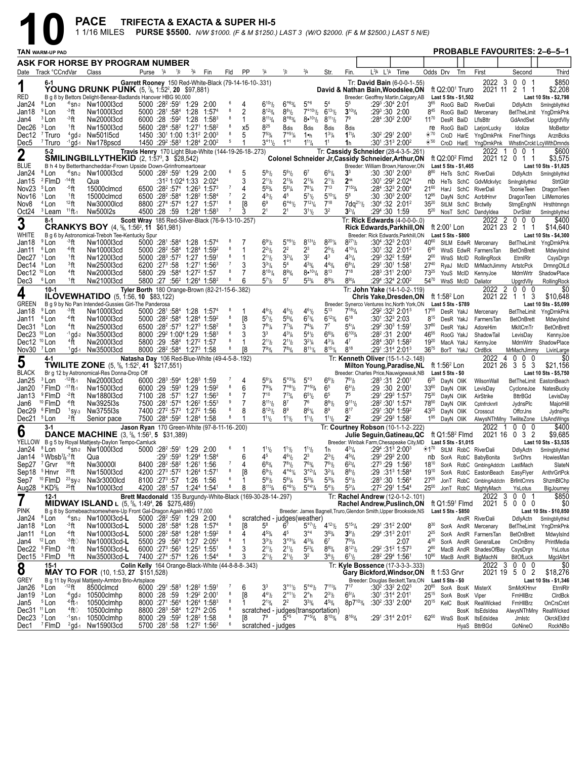# 10

**PACE** TRIFECTA & EXACTA & SUPER HI-5
1 1/16 MILES **PURSE $5500.** N/W $1000. (F & M $1250.) LAST 3 (W/O $2000. (F & M $2500.) LAST 5 N/E)

TAN WARM-UP PAD

**PROBABLE FAVOURITES: 2–6–5–1**

## ASK FOR HORSE BY PROGRAM NUMBER

Date Track °CCndVar Class Purse 1/4 1/2 3/4 Fin Fld PP 1/4 1/2 3/4 Str. Fin. L3/4 L1/4 Time Odds Drv Trn First Second Third

---

### 1 — RED
**6-1** **YOUNG DRUNK PUNK** (5, 7/8, 1:52², 20 $97,881)
Garrett Rooney 150 Red-White-Black (79-14-16-10-.331)
Tr: David Bain (6-0-0-1-.55)
David & Nathan Bain,Woodslee,ON ft Q2:00¹ Truro
2022 3 0 0 1 $850 / 2021 11 2 1 1 $2,208
B g 8 by Bettors Delight-Benear-Badlands Hanover HBG 90,000
Breeder: Geoffrey Martin,Calgary,AB Last 5 Sts - $1,502 Last 10 Sts - $2,798

| Date | Track | Cond | Class | Purse | 1/4 | 1/2 | 3/4 | Fin | Fld | PP | 1/4 | 1/2 | 3/4 | Str. | Fin. | L3/4 L1/4 Time | Odds | Drv | Trn | First | Second | Third |
|---|---|---|---|---|---|---|---|---|---|---|---|---|---|---|---|---|---|---|---|---|---|---|
| Jan24 | 8 Lon | -6 sn-2 | Nw1000l3cd | 5000 | :28² | :59¹ | 1:29 | 2:00 | 6 | 4 | 6^10 1/2 | 6^o6 3/4 | 5^o6 | 5^4 | 5^5 | :29³ :30^4 2:01 | 3^65 | RooG | BaiD | RiverDali | DdlyActn | Smlngbllythkd |
| Jan18 | 9 Lon | -3 ft | Nw1000l3cd | 5000 | :28¹ | :58^4 | 1:28 | 1:57^4 | 8 | 2 | 8^12 3/4 | 8^8 1/2 | 7^o10 1/2 | 6^13 1/2 | 3^10 3/4 | :29³ :30 2:00 | 8^45 | RooG | BaiD | Mercenary | BetTheLimit | YngDrnkPnk |
| Jan4 | 3 Lon | -3 ft | Nw2000l3cd | 6000 | :28 | :59² | 1:28 | 1:58³ | 8 | 1 | 8^11 3/4 | 8^o8 3/4 | 8•^10 1/2 | 8^11 1/2 | 7^9 | :28^4 :30² 2:00² | 11^70 | DesR | BaiD | LflsBttr | GdAndSwt | UpgrdVlly |
| Dec26 | 3 Lon | 1 ft | Nw1500l3cd | 5600 | :28^4 | :58² | 1:27¹ | 1:58² | 8 | x5 | 8^25 | 8dis | 8dis | 8dis | 8dis | | re | RooG | BaiD | LarjonLucky | Idolize | MoBettor |
| Dec12 | 7 Truro | 4 gd-2 | Nw501l5cd | 1450 | :30¹ | 1:00 | 1:31² | 2:00³ | 8 | 5 | 7^5 3/4 | 7^o5 1/4 | 1•h | 1^3 1/4 | 1^7 3/4 | :30² :29¹ 2:00³ | ◈.70 | CroD | HarE | YngDrnkPnk | FinerThings | ArznBcks |
| Dec5 | 7 Truro | -1 gd-1 | Nw178pscd | 1450 | :29² | :58³ | 1:28^4 | 2:00² | 5 | 1 | 3^o1 1/2 | 1^o1 | 1^1 1/4 | 1^1 | 1h | :30¹ :31³ 2:00² | ◈.50 | CroD | HarE | YngDrnkPnk | WhstlnCrckt | LcyWthDmnds |

---

### 2 — BLUE
**5-2** **SMILINGBILLYTHEKID** (2, 1:57³, 3 $28,542)
Travis Henry 170 Light Blue-White (144-19-26-18-.273)
Tr: Cassidy Schneider (28-4-3-5-.261)
Colonel Schneider Jr,Cassidy Schneider,Arthur,ON ft Q2:00² Flmd
2022 1 0 0 1 $600 / 2021 12 0 1 1 $3,575
B h 4 by Betterthancheddar-Frown Upside Down-Grinfromeartoear
Breeder: William Brown,Hanover,ON Last 5 Sts - $1,465 Last 10 Sts - $1,825

| Date | Track | Cond | Class | Purse | 1/4 | 1/2 | 3/4 | Fin | Fld | PP | 1/4 | 1/2 | 3/4 | Str. | Fin. | L3/4 L1/4 Time | Odds | Drv | Trn | First | Second | Third |
|---|---|---|---|---|---|---|---|---|---|---|---|---|---|---|---|---|---|---|---|---|---|---|
| Jan24 | 8 Lon | -6 sn-2 | Nw1000l3cd | 5000 | :28² | :59¹ | 1:29 | 2:00 | 6 | 5 | 5^8 1/2 | 5^6 1/2 | 6^7 | 6^5 1/4 | 3^3 | :30 :30¹ 2:00³ | 8^80 | HeTs | SchC | RiverDali | DdlyActn | Smlngbllythkd |
| Jan15 | 2 FlmD | -14 ft | Qua | | :31² | 1:02^4 | 1:33 | 2:02^4 | | 3 | 2^1 1/2 | 2^1 3/4 | 2^1 3/4 | 2^1 1/2 | 2^nk | :30¹ :29² 2:02^4 | nb | HeTs | SchC | GdvMckvlyc | Smlngbllythkd | StrtGldr |
| Nov23 | 5 Lon | -5 ft | 15000clmcd | 6500 | :28² | :57^4 | 1:26³ | 1:57³ | 7 | 4 | 5^6 3/4 | 5^8 1/4 | 7^8 1/4 | 7^13 | 7^15 3/4 | :28^4 :32³ 2:00^4 | 21^60 | HarJ | SchC | RiverDali | ToonieTeen | DragonTeen |
| Nov16 | 1 Lon | 1 ft | 15000clmcd | 6500 | :28² | :58^4 | 1:28² | 1:58^4 | 7 | 2 | 4^3 1/2 | 4^5 | 5^7 1/2 | 5^10 1/4 | 5^8 | :30 :30³ 2:00² | 12^85 | DayN | SchC | AcrbtHnvr | DragonTeen | LilMemories |
| Nov8 | 4 Lon | 12 ft | Nw30000lcd | 8800 | :27^4 | :57^4 | 1:27 | 1:57¹ | 8 | [8 | 6^9 | 6^o4 1/2 | 7^12 1/4 | 7^18 | 7dq^21 1/2 | :30^4 :32 2:01² | 35^20 | StLM | SchC | Brctwlly | StrngEnghN | Hrsthtmngn |
| Oct24 | 3 Leam | 11 ft-1 | Nw500l2s | 4500 | :28 | :59 | 1:28^4 | 1:58³ | 7 | 3 | 2^1 | 2^1 | 3^1 1/2 | 3^2 | 3^2 1/4 | :29^4 :30 1:59 | 5^20 | NosT | SchC | DandyIdea | DvrSlstr | Smlngbllythkd |

---

### 3 — WHITE
**8-1** **CRANKYS BOY** (4, 5/8, 1:56², 11 $61,981)
Scott Wray 185 Red-Silver-Black (76-9-13-10-.257)
Tr: Rick Edwards (4-0-0-0-.0)
Rick Edwards,Parkhill,ON ft 2:00¹ Lon
2022 2 0 0 0 $400 / 2021 23 2 1 1 $14,640
B g 6 by Astronomical-Treboh Tee-Kentucky Spur
Breeder: Rick Edwards,Parkhill,ON Last 5 Sts - $800 Last 10 Sts - $4,300

| Date | Track | Cond | Class | Purse | 1/4 | 1/2 | 3/4 | Fin | Fld | PP | 1/4 | 1/2 | 3/4 | Str. | Fin. | L3/4 L1/4 Time | Odds | Drv | Trn | First | Second | Third |
|---|---|---|---|---|---|---|---|---|---|---|---|---|---|---|---|---|---|---|---|---|---|---|
| Jan18 | 9 Lon | -3 ft | Nw1000l3cd | 5000 | :28¹ | :58^4 | 1:28 | 1:57^4 | 8 | 7 | 6^9 1/2 | 5^o5 1/2 | 8^13 1/2 | 8^20 1/4 | 8^27 1/2 | :30^4 :32³ 2:03¹ | 40^60 | StLM | EdwR | Mercenary | BetTheLimit | YngDrnkPnk |
| Jan11 | 6 Lon | -6 ft | Nw1000l3cd | 5000 | :28² | :58^4 | 1:28^4 | 1:59² | 8 | 1 | 2^2 1/2 | 2^2 | 2^3 | 2^5 1/2 | 4^10 1/4 | :30¹ :32 2:01² | 6^40 | WraS | EdwR | FarmersTan | BetOnBrett | Mdwylslnd |
| Dec27 | 1 Lon | 1 ft | Nw1200l3cd | 5000 | :28³ | :57² | 1:27 | 1:59¹ | 8 | 1 | 2^1 1/2 | 3^2 1/4 | 3^2 | 4^3 | 4^3 1/4 | :29³ :32² 1:59^4 | 2^00 | WraS | McID | RollingRock | EtrnlRlr | CsysDrgn |
| Dec14 | 5 Lon | 3 ft | Nw2500l3cd | 6200 | :27³ | :58 | 1:27¹ | 1:56³ | 7 | 3 | 3^3 1/4 | 5^4 | 4^3 3/4 | 4^4 3/4 | 6^8 1/4 | :29¹ :30¹ 1:58¹ | 27^40 | RyaJ | McID | MrMachJimmy | ArtstcPck | DrmngOtLd |
| Dec12 | 10 Lon | 4 ft | Nw2000l3cd | 5800 | :29 | :58^4 | 1:27² | 1:57 | 8 | 7 | 8^10 1/4 | 8^9 3/4 | 8•^10 1/4 | 8^13 | 7^18 | :28³ :31¹ 2:00³ | 73^25 | YouS | McID | KennyJoe | MdmWrtr | ShadowPlace |
| Dec3 | 6 Lon | 1 ft | Nw2100l3cd | 5800 | :27 | :56² | 1:26^4 | 1:58² | 8 | 6 | 5^7 1/2 | 5^7 | 5^3 3/4 | 8^9 3/4 | 8^9 3/4 | :29^4 :32^4 2:00² | 54^70 | WraS | McID | Daliator | UpgrdVlly | RollingRock |

---

### 4 — GREEN
**10-1** **ILOVEWHATIDO** (5, 1:56, 10 $83,122)
Tyler Borth 180 Orange-Brown (82-21-15-6-.382)
Tr: John Yake (14-1-0-2-.119)
Chris Yake,Dresden,ON ft 1:58² Lon
2022 2 0 0 0 $0 / 2021 22 1 1 3 $10,648
B g 9 by No Pan Intended-Gussies Girl-The Panderosa
Breeder: Synerco Ventures Inc,North York,ON Last 5 Sts - $789 Last 10 Sts - $5,099

| Date | Track | Cond | Class | Purse | 1/4 | 1/2 | 3/4 | Fin | Fld | PP | 1/4 | 1/2 | 3/4 | Str. | Fin. | L3/4 L1/4 Time | Odds | Drv | Trn | First | Second | Third |
|---|---|---|---|---|---|---|---|---|---|---|---|---|---|---|---|---|---|---|---|---|---|---|
| Jan18 | 9 Lon | -3 ft | Nw1000l3cd | 5000 | :28¹ | :58^4 | 1:28 | 1:57^4 | 8 | 1 | 4^6 1/2 | 4^5 1/2 | 4^6 1/2 | 5^13 | 7^18 3/4 | :29² :32² 2:01³ | 17^55 | DesR | YakJ | Mercenary | BetTheLimit | YngDrnkPnk |
| Jan11 | 6 Lon | -6 ft | Nw1000l3cd | 5000 | :28² | :58^4 | 1:28^4 | 1:59² | 8 | [8 | 5^7 1/2 | 5^6 3/4 | 6^7 3/4 | 6^12 3/4 | 6^18 | :30¹ :32³ 2:03 | 8^15 | DesR | YakJ | FarmersTan | BetOnBrett | Mdwylslnd |
| Dec31 | 5 Lon | 4 ft | Nw2500l3cd | 6500 | :28¹ | :57³ | 1:27³ | 1:58² | 8 | 3 | 7^8 1/4 | 7^7 3/4 | 7^4 3/4 | 7^7 | 5^4 1/4 | :29² :30³ 1:59¹ | 37^80 | DesR | YakJ | AdoreHim | MkltCmTr | BetOnBrett |
| Dec23 | 10 Lon | -1 gd-2 | Nw3500l3cd | 8000 | :29² | 1:00^4 | 1:29 | 1:58³ | 6 | 3 | 3^3 | 4^3 1/4 | 5^4 1/2 | 6^9 3/4 | 6^10 3/4 | :28² :31 2:00^4 | 46^55 | RooG | YakJ | ShadowTail | LevisDay | KennyJoe |
| Dec12 | 10 Lon | 4 ft | Nw2000l3cd | 5800 | :29 | :58^4 | 1:27² | 1:57 | 8 | 1 | 2^1 1/2 | 2^1 1/2 | 3^2 1/4 | 4^3 1/4 | 4^7 | :28^4 :30³ 1:58² | 19^20 | MacA | YakJ | KennyJoe | MdmWrtr | ShadowPlace |
| Nov30 | 7 Lon | 1 gd-1 | Nw3500l3cd | 8000 | :28² | :58^4 | 1:27³ | 1:58 | 8 | [8 | 7^9 3/4 | 7^8 3/4 | 8^11 1/4 | 8^15 1/4 | 8^18 | :29¹ :31^4 2:01³ | 36^75 | BorT | YakJ | ClrdBck | MrMachJimmy | LivinLarge |

---

### 5 — BLACK
**4-1** **TWILITE ZONE** (5, 5/8, 1:52², 41 $217,551)
Natasha Day 106 Red-Blue-White (49-4-5-8-.192)
Tr: Kenneth Oliver (15-1-1-2-.148)
Milton Young,Paradise,NL ft 1:56² Lon
2022 4 0 0 0 $0 / 2021 26 3 5 3 $21,156
Br g 12 by Astronomical-Res Donna-Drop Off
Breeder: Charles Price,Nauwigewauk,NB Last 5 Sts - $0 Last 10 Sts - $5,750

| Date | Track | Cond | Class | Purse | 1/4 | 1/2 | 3/4 | Fin | Fld | PP | 1/4 | 1/2 | 3/4 | Str. | Fin. | L3/4 L1/4 Time | Odds | Drv | Trn | First | Second | Third |
|---|---|---|---|---|---|---|---|---|---|---|---|---|---|---|---|---|---|---|---|---|---|---|
| Jan25 | 3 Lon | -12 ft-1 | Nw2000l3cd | 6000 | :28³ | :59^4 | 1:28³ | 1:59 | 7 | 4 | 5^6 1/4 | 5^o3 3/4 | 5^o3 | 6^6 1/2 | 7^6 1/2 | :28³ :31 2:00¹ | 6^25 | DayN | OliK | WilsonWall | BetTheLimit | EastonBeach |
| Jan20 | 7 FlmD | -17 ft-1 | Nw1500l3cd | 6000 | :29 | :59³ | 1:29 | 1:59² | 8 | 6 | 7^9 3/4 | 7^o8 1/2 | 7^o5 3/4 | 6^5 | 6^5 1/4 | :29 :30 2:00¹ | 33^60 | DayN | OliK | LevisDay | CycloneJoe | NatesBucky |
| Jan13 | 9 FlmD | -2 ft | Nw1880l3cd | 7100 | :28 | :57¹ | 1:27 | 1:56³ | 8 | 7 | 7^10 | 7^7 3/4 | 6^5 1/2 | 6^5 | 7^5 | :29¹ :29³ 1:57³ | 75^30 | DayN | OliK | AirStrike | BttrBGd | LevisDay |
| Jan6 | 10 FlmD | -6 ft | Nw3925l3s | 7500 | :28¹ | :57^4 | 1:26² | 1:55³ | 9 | 7 | 8^11 1/2 | 8^7 | 7^6 | 8^8 1/2 | 9^11 1/4 | :28² :30¹ 1:57^4 | 78^50 | DayN | OliK | Cptnfrcknrll | JydnsPlc | MajorHill |
| Dec29 | 6 FlmD | 1 sy-3 | Nw3755l3s | 7400 | :27² | :57³ | 1:27² | 1:56 | 8 | 8 | 8^12 1/2 | 8^9 | 8^6 1/4 | 8^9 | 8^17 | :29¹ :30^4 1:59² | 43^25 | DayN | OliK | Crosscut | OffcrJns | JydnsPlc |
| Dec21 | 5 Lon | 2 ft | Senior pace | 7500 | :28^4 | :59² | 1:28^4 | 1:58 | 8 | 1 | 1^1 1/2 | 1^1 1/2 | 1^1 1/2 | 1^1 1/2 | 2^2 | :29² :29³ 1:58² | 1^95 | DayN | OliK | AlwysNThMny | TwiliteZone | LfsAndWngs |

---

### 6 — YELLOW
**3-1** **DANCE MACHINE** (3, 5/8, 1:56³, 5 $31,389)
Jason Ryan 170 Green-White (97-8-11-16-.200)
Tr: Courtney Robson (10-1-1-2-.222)
Julie Seguin,Gatineau,QC ft Q1:58² Flmd
2022 1 0 0 0 $400 / 2021 16 0 3 2 $9,685
B g 5 by Royal Mattjesty-Daylon Tempo-Camluck
Breeder: Winbak Farm,Chesapeake City,MD Last 5 Sts - $1,015 Last 10 Sts - $3,535

| Date | Track | Cond | Class | Purse | 1/4 | 1/2 | 3/4 | Fin | Fld | PP | 1/4 | 1/2 | 3/4 | Str. | Fin. | L3/4 L1/4 Time | Odds | Drv | Trn | First | Second | Third |
|---|---|---|---|---|---|---|---|---|---|---|---|---|---|---|---|---|---|---|---|---|---|---|
| Jan24 | 8 Lon | -6 sn-2 | Nw1000l3cd | 5000 | :28² | :59¹ | 1:29 | 2:00 | 6 | 1 | 1^1 1/2 | 1^1 1/2 | 1^1 1/2 | 1h | 4^3 1/4 | :29^4 :31³ 2:00³ | ◈1^70 | StLM | RobC | RiverDali | DdlyActn | Smlngbllythkd |
| Jan14 | 5 Wbsb7/8 | -7 ft | Qua | | :29¹ | :59³ | 1:29^4 | 1:58^4 | | 6 | 4^5 | 4^6 1/2 | 2^3 | 2^3 1/2 | 4^5 3/4 | :29³ :29³ 2:00 | nb | SorA | RobC | BabyBonita | SvrDhrs | HowiesMan |
| Sep27 | 7 Grvr | 16 ft | Nw30000l | 8400 | :28² | :58² | 1:26¹ | 1:56 | 7 | 4 | 6^8 3/4 | 7^8 1/2 | 7^6 3/4 | 7^6 1/2 | 6^2 3/4 | :27³ :29 1:56³ | 18^10 | SorA | RobC | GmblngAddctn | LastMach | SlateN |
| Sep18 | 5 Hnvr | 20 ft | Nw1500l3cd | 4200 | :27³ | :57² | 1:26^4 | 1:57¹ | 8 | [8 | 6^9 1/2 | 4^o4 1/4 | 3^o2 1/4 | 3^2 1/4 | 8^8 1/2 | :29 :31³ 1:58^4 | 19^10 | SorA | RobC | EastonBeach | EasyFlyer | AnthrGrtPck |
| Sep7 | 10 FlmD | 23 sy-2 | Nw3r3000lcd | 8100 | :27³ | :57 | 1:26 | 1:56 | 6 | 1 | 5^6 1/2 | 5^6 1/4 | 5^3 3/4 | 5^3 3/4 | 5^4 1/2 | :28³ :30 1:56^4 | 27^25 | JonT | RobC | GmblngAddctn | BrllntCrnrs | ShzmBlChp |
| Aug28 | 9 KD5/8 | 25 ft | Nw1000l3cd | 4200 | :28¹ | :57 | 1:24^4 | 1:54¹ | 8 | 8 | 8^11 3/4 | 6^o6 1/2 | 5^o4 1/4 | 5^4 1/2 | 5^3 1/4 | :27² :29¹ 1:54^4 | 25^00 | JonT | RobC | MightyMach | YsLotus | BigJourney |

---

### 7 — PINK
**12-1** **MIDWAY ISLAND L** (5, 5/8, 1:49⁴, 26 $275,489)
Brett Macdonald 135 Burgundy-White-Black (169-30-28-14-.297)
Tr: Rachel Andrew (12-0-1-2-.101)
Rachel Andrew,Puslinch,ON ft Q1:59¹ Flmd
2022 3 0 0 1 $850 / 2021 5 0 0 0 $0
B g 8 by Somebeachsomewhere-Up Front Gal-Dragon Again HBG 17,000
Breeder: James Bagnell,Truro,Glendon Smith,Upper Brookside,NS Last 5 Sts - $850 Last 10 Sts - $10,850

| Date | Track | Cond | Class | Purse | 1/4 | 1/2 | 3/4 | Fin | Fld | PP | 1/4 | 1/2 | 3/4 | Str. | Fin. | L3/4 L1/4 Time | Odds | Drv | Trn | First | Second | Third |
|---|---|---|---|---|---|---|---|---|---|---|---|---|---|---|---|---|---|---|---|---|---|---|
| Jan24 | 8 Lon | -6 sn-2 | Nw1000l3cd-L | 5000 | :28² | :59¹ | 1:29 | 2:00 | 6 | scratched - judges(weather) | | | | | | | | | AndR | RiverDali | DdlyActn | Smlngbllythkd |
| Jan18 | 9 Lon | -3 ft | Nw1000l3cd-L | 5000 | :28¹ | :58^4 | 1:28 | 1:57^4 | 8 | [8 | 5^8 | 6^7 | 5^o7 1/2 | 4^12 1/2 | 5^15 1/4 | :29¹ :31² 2:00^4 | 8^30 | SorA | AndR | Mercenary | BetTheLimit | YngDrnkPnk |
| Jan11 | 6 Lon | -6 ft | Nw1000l3cd-L | 5000 | :28² | :58^4 | 1:28^4 | 1:59² | 8 | 4 | 4^5 3/4 | 4^5 | 3^o4 | 3^6 3/4 | 3^9 1/2 | :29^4 :31³ 2:01¹ | 2^25 | SorA | AndR | FarmersTan | BetOnBrett | Mdwylslnd |
| Jan4 | 12 Lon | -3 ft◇ | Nw1000l3cd-L | 5500 | :29 | :58^4 | 1:27 | 2:05^4 | 8 | 1 | 3^3 1/2 | 3^o3 1/4 | 4^3 3/4 | 6^7 | 7^5 3/4 | 2:07 | 4^30 | SorA | AndR | GeneralLee | CmOnBrny | PrintMedia |
| Dec22 | 5 FlmD | -3 ft | Nw1500l3cd-L | 6000 | :27³ | :56³ | 1:25³ | 1:55¹ | 8 | 3 | 2^1 1/2 | 2^1 1/2 | 5^2 3/4 | 8^8 3/4 | 8^12 1/2 | :29² :31² 1:57³ | 2^80 | MacB | AndR | ShadesOfBay | CsysDrgn | YsLotus |
| Dec15 | 3 FlmD | 9 ft | Nw3500l3cd-L | 7400 | :27^4 | :57^4 | 1:26 | 1:54^4 | 8 | 3 | 2^1 1/2 | 2^1 1/2 | 3^2 | 3^4 1/2 | 6^7 1/2 | :28² :29^4 1:56¹ | 10^80 | MacB | AndR | BigMachN | BitOfLuck | MgclAlbrt |

---

### 8 — GREY
**15-1** **MAY TO FOR** (10, 1:53, 27 $151,528)
Colin Kelly 164 Orange-Black-White (44-8-8-8-.343)
Tr: Kyle Bossence (17-3-3-3-.333)
Gary Bickford,Windsor,ON ft 1:53 Grvr
2022 3 0 0 0 $0 / 2021 19 5 0 2 $18,276
B g 11 by Royal Mattjesty-Armbro Brio-Artsplace
Breeder: Douglas Beckett,Tara,ON Last 5 Sts - $0 Last 10 Sts - $1,346

| Date | Track | Cond | Class | Purse | 1/4 | 1/2 | 3/4 | Fin | Fld | PP | 1/4 | 1/2 | 3/4 | Str. | Fin. | L3/4 L1/4 Time | Odds | Drv | Trn | First | Second | Third |
|---|---|---|---|---|---|---|---|---|---|---|---|---|---|---|---|---|---|---|---|---|---|---|
| Jan26 | 9 Lon | -12 ft | 8500clmcd | 6000 | :29¹ | :58³ | 1:28² | 1:59¹ | 7 | 6 | 3^3 | 3^o1 1/2 | 5^o4 1/2 | 7^11 3/4 | 7^17 | :30² :33² 2:02³ | 20^85 | SorA | BosK | MisterX | SmMcKHnvr | EtrnlRlr |
| Jan19 | 3 Lon | -6 gd-2 | 10500clmhp | 8000 | :28 | :59 | 1:29² | 2:00¹ | 8 | [8 | 4^4 1/2 | 2^o1 1/2 | 2^o h | 2^3 1/2 | 6^5 1/4 | :30¹ :31^4 2:01¹ | 25^15 | SorA | BosK | Viper | FrnHllBrz | ClrdBck |
| Jan5 | 5 Lon | -6 ft-1 | 10500clmhp | 8000 | :27¹ | :56^4 | 1:26^4 | 1:58³ | 8 | 1 | 2^1 3/4 | 2^2 | 3^3 3/4 | 4^5 3/4 | 8p7^10 3/4 | :30² :33¹ 2:00³ | 20^15 | KelC | BosK | RealWicked | FrnHllBrz | OnCrsCntrl |
| Dec31 | 11 Lon | 4 ft◇ | 10500clmhp | 8800 | :28³ | :58^4 | 1:27^4 | 2:05 | 8 | scratched - judges(transportation) | | | | | | | | | BosK | ItsEdsIdea | AlwysNThMny | RealWicked |
| Dec23 | 7 Lon | -1 sn-1 | 10500clmhp | 8000 | :29 | :59² | 1:28² | 1:58 | 8 | [8 | 7^9 | 5^o5 | 7^o5 3/4 | 8^10 3/4 | 8^16 3/4 | :29¹ :31^4 2:01² | 62^50 | WraS | BosK | ItsEdsIdea | Jrnlstc | OkrckEldrd |
| Dec1 | 7 FlmD | 2 gd-1 | Nw1590l3cd | 5700 | :28¹ | :58 | 1:27² | 1:56² | 6 | scratched - judges | | | | | | | | | HyaS | BttrBGd | GoNineO | RockNBo |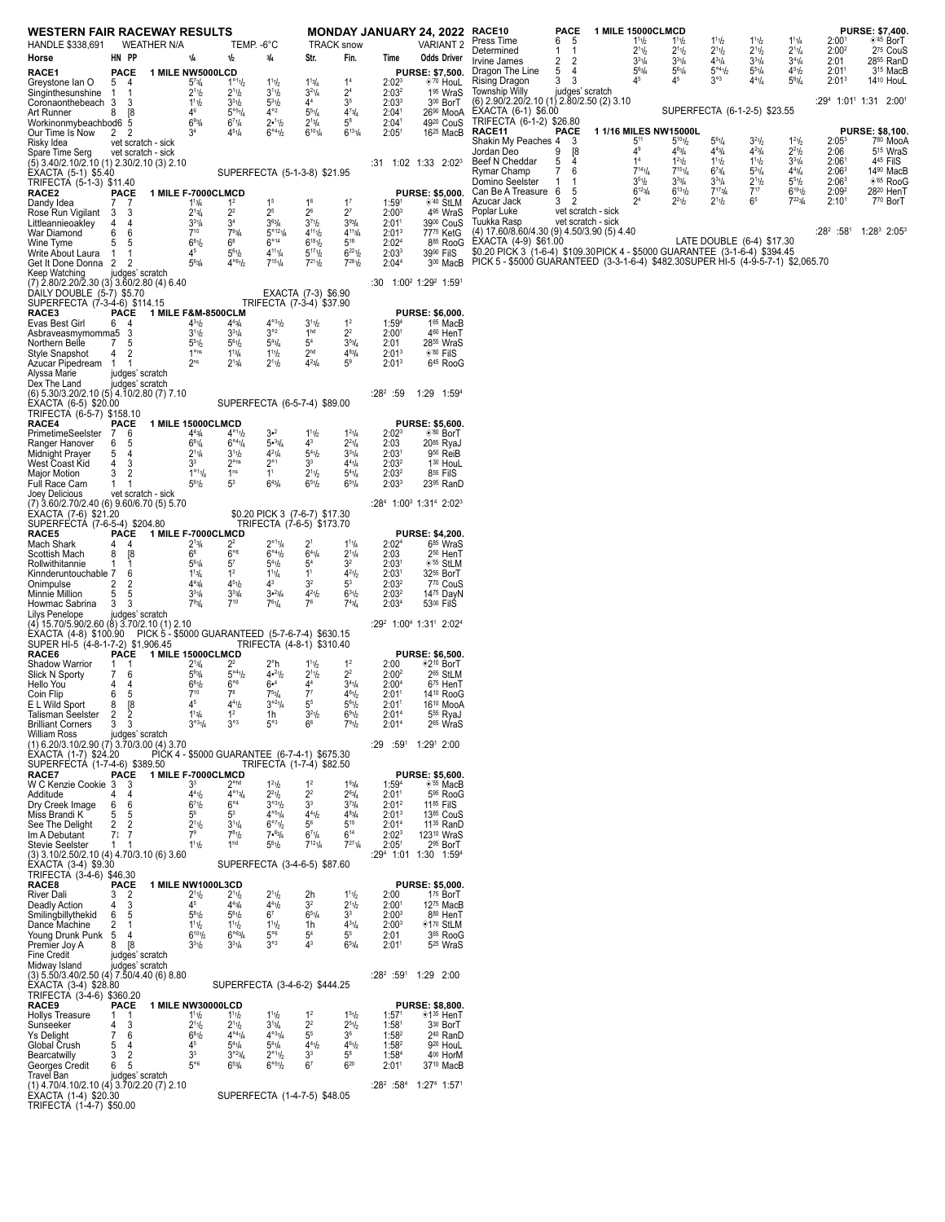# WESTERN FAIR RACEWAY RESULTS — MONDAY JANUARY 24, 2022

HANDLE $338,691 | WEATHER N/A | TEMP. -6°C | TRACK snow | VARIANT 2

## RACE1 — PACE — 1 MILE NW5000LCD — PURSE: $7,500.

| Horse | HN | PP | 1/4 | 1/2 | 3/4 | Str. | Fin. | Time | Odds Driver |
|---|---|---|---|---|---|---|---|---|---|
| Greystone Ian O | 5 | 4 | 5°3/4 | 1°1 1/2 | 1 1 1/2 | 1 3/4 | 1 4 | 2:02 3 | *.70 HouL |
| Singinthesunshine | 1 | 1 | 2 1 1/2 | 2 1 1/2 | 3 1 1/2 | 3 2 1/4 | 2 4 | 2:03 2 | 1.95 WraS |
| Coronanothebeach | 3 | 3 | 1 1 1/2 | 3 3 1/2 | 5 3 1/2 | 4 4 | 3 5 | 2:03 3 | 3.00 BorT |
| Art Runner | 8 | [8 | 4 6 | 5°5 1/4 | 4°2 | 5 5 1/4 | 4 7 3/4 | 2:04 1 | 26.90 MooA |
| Workinonmybeachbod | 6 | 5 | 6 9 3/4 | 6 7 1/4 | 2•1 1/2 | 2 1 3/4 | 5 8 | 2:04 1 | 49.20 CouS |
| Our Time Is Now | 2 | 2 | 3 4 | 4 5 1/4 | 6°4 1/2 | 6 10 1/4 | 6 13 1/4 | 2:05 1 | 16.25 MacB |
| Risky Idea | | | vet scratch - sick | | | | | | |
| Spare Time Serg | | | vet scratch - sick | | | | | | |

(5) 3.40/2.10/2.10 (1) 2.30/2.10 (3) 2.10 — :31 1:02 1:33 2:02 3
EXACTA (5-1) $5.40 — SUPERFECTA (5-1-3-8) $21.95
TRIFECTA (5-1-3) $11.40

## RACE2 — PACE — 1 MILE F-7000CLMCD — PURSE: $5,000.

| Horse | HN | PP | 1/4 | 1/2 | 3/4 | Str. | Fin. | Time | Odds Driver |
|---|---|---|---|---|---|---|---|---|---|
| Dandy Idea | 7 | 7 | 1 3/4 | 1 2 | 1 5 | 1 6 | 1 7 | 1:59 1 | *.40 StLM |
| Rose Run Vigilant | 3 | 3 | 2 1 3/4 | 2 2 | 2 5 | 2 6 | 2 7 | 2:00 3 | 4.95 WraS |
| Littleannieoakley | 4 | 4 | 3 3 1/4 | 3 4 | 3 6 3/4 | 3 7 1/2 | 3 9 3/4 | 2:01 1 | 39.00 CouS |
| War Diamond | 6 | 6 | 7 10 | 7 9 3/4 | 5°12 1/4 | 4 11 1/2 | 4 11 3/4 | 2:01 3 | 77.75 KetG |
| Wine Tyme | 5 | 5 | 6 8 1/2 | 6 8 | 6°14 | 6 18 1/2 | 5 18 | 2:02 4 | 8.85 RooG |
| Write About Laura | 1 | 1 | 4 5 | 5 5 1/2 | 4 11 1/4 | 5 17 1/2 | 6 22 1/2 | 2:03 3 | 39.90 FilS |
| Get It Done Fumea | 2 | 2 | 5 6 3/4 | 4°6 1/2 | 7 15 1/4 | 7 21 1/2 | 7 28 1/2 | 2:04 4 | 3.00 MacB |
| Keep Watching | | | judges' scratch | | | | | | |

(7) 2.80/2.20/2.30 (3) 3.60/2.80 (4) 6.40 — :30 1:00 2 1:29 2 1:59 1
DAILY DOUBLE (5-7) $5.70 — EXACTA (7-3) $6.90
SUPERFECTA (7-3-4-6) $114.15 — TRIFECTA (7-3-4) $37.90

## RACE3 — PACE — 1 MILE F&M-8500CLM — PURSE: $6,000.

| Horse | HN | PP | 1/4 | 1/2 | 3/4 | Str. | Fin. | Time | Odds Driver |
|---|---|---|---|---|---|---|---|---|---|
| Evas Best Girl | 6 | 4 | 4 3 1/2 | 4 4 3/4 | 4°3 1/2 | 3 1 1/2 | 1 2 | 1:59 4 | 1.65 MacB |
| Asbraveasmymomma | 5 | 3 | 3 1 1/2 | 3 3 1/4 | 3°2 | 1 hd | 2 2 | 2:00 1 | 4.60 HenT |
| Northern Belle | 7 | 5 | 5 5 1/2 | 5 5 1/2 | 5 4 3/4 | 5 4 | 3 5 3/4 | 2:01 | 28.55 WraS |
| Style Snapshot | 4 | 2 | 1°ns | 1 1 3/4 | 1 1 1/2 | 2 hd | 4 8 3/4 | 2:01 3 | *.80 FilS |
| Azucar Pipedream | 1 | 1 | 2 ns | 2 1 3/4 | 2 1 1/2 | 4 2 3/4 | 5 9 | 2:01 3 | 6.45 RooG |
| Alyssa Marie | | | judges' scratch | | | | | | |
| Dex The Land | | | judges' scratch | | | | | | |

(6) 5.30/3.20/2.10 (5) 4.10/2.80 (7) 7.10 — :28 2 :59 1:29 1:59 4
EXACTA (6-5) $20.00 — SUPERFECTA (6-5-7-4) $89.00
TRIFECTA (6-5-7) $158.10

## RACE4 — PACE — 1 MILE 15000CLMCD — PURSE: $5,600.

| Horse | HN | PP | 1/4 | 1/2 | 3/4 | Str. | Fin. | Time | Odds Driver |
|---|---|---|---|---|---|---|---|---|---|
| PrimetimeSeelster | 7 | 6 | 4 4 3/4 | 4°1 1/2 | 3•2 | 1 1 1/2 | 1 2 1/4 | 2:02 3 | *.80 BorT |
| Ranger Hanover | 6 | 5 | 6 6 1/4 | 6°4 1/2 | 5•3 1/4 | 4 3 | 2 2 1/4 | 2:03 | 20.85 RyaJ |
| Midnight Prayer | 5 | 4 | 2 1 1/4 | 3 1 1/2 | 4 2 1/4 | 5 4 1/2 | 3 3 3/4 | 2:03 1 | 9.50 ReiB |
| West Coast Kid | 4 | 3 | 3 3 | 2°ns | 2°1 | 3 3 | 4 4 1/4 | 2:03 2 | 1.30 HouL |
| Major Motion | 3 | 2 | 1°1 1/4 | 1 ns | 1 1 | 2 1 1/2 | 5 4 1/4 | 2:03 2 | 8.55 FilS |
| Full Race Cam | 1 | 1 | 5 5 1/2 | 5 3 | 6 4 3/4 | 6 5 1/2 | 6 5 1/4 | 2:03 3 | 23.95 RanD |
| Joey Delicious | | | vet scratch - sick | | | | | | |

(7) 3.60/2.70/2.40 (6) 9.60/6.70 (5) 5.70 — :28 4 1:00 3 1:31 4 2:02 3
EXACTA (7-6) $21.20 — $0.20 PICK 3 (7-6-7) $17.30
SUPERFECTA (7-6-5-4) $204.80 — TRIFECTA (7-6-5) $173.70

## RACE5 — PACE — 1 MILE F-7000CLMCD — PURSE: $4,200.

| Horse | HN | PP | 1/4 | 1/2 | 3/4 | Str. | Fin. | Time | Odds Driver |
|---|---|---|---|---|---|---|---|---|---|
| Mach Shark | 4 | 4 | 2 1 3/4 | 2 2 | 2°1 1/4 | 2 1 | 1 1 1/4 | 2:02 4 | 6.85 WraS |
| Scottish Mach | 8 | [8 | 6 8 | 6°8 | 6°4 1/2 | 6 4 1/4 | 2 1 1/4 | 2:03 | 2.50 HenT |
| Rollwithitannie | 1 | 1 | 5 6 1/4 | 5 7 | 5 4 1/2 | 5 4 | 3 2 | 2:03 1 | *.55 StLM |
| Kinnderuntouchable | 7 | 6 | 1 1 3/4 | 1 2 | 1 1 1/4 | 1 1 | 4 2 1/2 | 2:03 1 | 32.55 BorT |
| Onimpulse | 2 | 2 | 4 4 3/4 | 4 5 1/2 | 4 3 | 3 2 | 5 3 | 2:03 2 | 7.70 CouS |
| Minnie Million | 5 | 5 | 3 3 3/4 | 3 3 3/4 | 3•2 3/4 | 4 2 1/2 | 6 3 1/2 | 2:03 2 | 14.75 DayN |
| Howmac Sabrina | 3 | 3 | 7 9 3/4 | 7 10 | 7 6 1/4 | 7 6 | 7 4 3/4 | 2:03 4 | 53.00 FilS |
| Lilys Penelope | | | judges' scratch | | | | | | |

(4) 15.70/5.90/2.60 (8) 3.70/2.10 (1) 2.10 — :29 2 1:00 4 1:31 1 2:02 4
EXACTA (4-8) $100.90 — PICK 5 - $5000 GUARANTEED (5-7-6-7-4) $630.15
SUPER HI-5 (4-8-1-7-2) $1,906.45 — TRIFECTA (4-8-1) $310.40

## RACE6 — PACE — 1 MILE 15000CLMCD — PURSE: $6,500.

| Horse | HN | PP | 1/4 | 1/2 | 3/4 | Str. | Fin. | Time | Odds Driver |
|---|---|---|---|---|---|---|---|---|---|
| Shadow Warrior | 1 | 1 | 2 1 3/4 | 2 2 | 2°h | 1 1 1/2 | 1 2 | 2:00 | *2.10 BorT |
| Slick N Sporty | 7 | 6 | 5 5 3/4 | 5°4 1/2 | 4•2 1/2 | 2 1 1/2 | 2 2 | 2:00 2 | 2.65 StLM |
| Hello You | 4 | 4 | 6 6 1/2 | 6°6 | 6•4 | 4 4 | 3 4 1/4 | 2:00 4 | 6.75 HenT |
| Coin Flip | 6 | 5 | 7 10 | 7 8 | 7 5 3/4 | 7 7 | 4 6 1/2 | 2:01 1 | 14.10 RooG |
| E L Wild Sport | 8 | [8 | 4 5 | 4 4 1/2 | 3°2 1/4 | 5 5 | 5 6 1/2 | 2:01 1 | 16.10 MooA |
| Talisman Seelster | 2 | 2 | 1 1 3/4 | 1 2 | 1h | 3 2 1/2 | 6 9 1/2 | 2:01 4 | 5.55 RyaJ |
| Brilliant Corners | 3 | 3 | 3°3 1/4 | 3°3 | 5°3 | 6 6 | 7 9 1/2 | 2:01 4 | 2.65 WraS |
| William Ross | | | judges' scratch | | | | | | |

(1) 6.20/3.10/2.90 (7) 3.70/3.00 (4) 3.70 — :29 :59 1 1:29 1 2:00
EXACTA (1-7) $24.20 — PICK 4 - $5000 GUARANTEE (6-7-4-1) $675.30
SUPERFECTA (1-7-4-6) $389.50 — TRIFECTA (1-7-4) $82.50

## RACE7 — PACE — 1 MILE F-7000CLMCD — PURSE: $5,600.

| Horse | HN | PP | 1/4 | 1/2 | 3/4 | Str. | Fin. | Time | Odds Driver |
|---|---|---|---|---|---|---|---|---|---|
| W C Kenzie Cookie | 3 | 3 | 3 3 | 2°hd | 1 2 1/2 | 1 2 | 1 6 3/4 | 1:59 4 | *.55 MacB |
| Additude | 4 | 4 | 4 4 1/2 | 4°1 3/4 | 2 2 1/2 | 2 2 | 2 6 3/4 | 2:01 1 | 5.95 RooG |
| Dry Creek Image | 6 | 6 | 6 7 1/2 | 6°4 | 3°3 1/2 | 3 3 | 3 7 3/4 | 2:01 2 | 11.85 FilS |
| Miss Brandi K | 5 | 5 | 5 6 | 5 3 | 4°5 1/4 | 4 4 1/2 | 4 8 3/4 | 2:01 3 | 13.85 CouS |
| See The Delight | 2 | 2 | 2 1 1/2 | 3 1 1/4 | 6°7 1/2 | 5 6 | 5 10 | 2:01 4 | 11.35 RanD |
| Im A Debutant | 7‡ | 7 | 7 9 | 7 5 1/2 | 7•8 3/4 | 6 7 1/4 | 6 14 | 2:02 3 | 123.10 WraS |
| Stevie Seelster | 1 | 1 | 1 1 1/2 | 1 hd | 5 6 1/2 | 7 12 1/4 | 7 27 1/4 | 2:05 1 | 2.95 BorT |

(3) 3.10/2.50/2.10 (4) 4.70/3.10 (6) 3.60 — :29 4 1:01 1:30 1:59 4
EXACTA (3-4) $9.30 — SUPERFECTA (3-4-6-5) $87.60
TRIFECTA (3-4-6) $46.30

## RACE8 — PACE — 1 MILE NW1000L3CD — PURSE: $5,000.

| Horse | HN | PP | 1/4 | 1/2 | 3/4 | Str. | Fin. | Time | Odds Driver |
|---|---|---|---|---|---|---|---|---|---|
| River Dali | 3 | 2 | 2 1 1/2 | 2 1 1/2 | 2 1 1/2 | 2h | 1 1 1/2 | 2:00 | 1.75 BorT |
| Deadly Action | 4 | 3 | 4 5 | 4 4 3/4 | 4 4 1/2 | 3 2 | 2 1 1/2 | 2:00 1 | 12.75 MacB |
| Smilingbillythekid | 6 | 5 | 5 8 1/2 | 5 6 1/2 | 6 7 | 6 5 1/4 | 3 3 | 2:00 3 | 8.80 HenT |
| Dance Machine | 2 | 1 | 1 1 1/2 | 1 1 1/2 | 1 1 1/2 | 1h | 4 3 1/4 | 2:00 3 | *1.70 StLM |
| Young Drunk Punk | 5 | 4 | 6 10 1/2 | 6°8 3/4 | 5°6 | 5 4 | 5 5 | 2:01 | 3.65 RooG |
| Premier Joy A | 8 | [8 | 3 3 1/2 | 3 3 1/4 | 3°3 | 4 3 | 6 5 3/4 | 2:01 1 | 5.25 WraS |
| Fine Credit | | | judges' scratch | | | | | | |
| Midway Island | | | judges' scratch | | | | | | |

(3) 5.50/3.40/2.50 (4) 7.50/4.40 (6) 8.80 — :28 2 :59 1 1:29 2:00
EXACTA (3-4) $28.80 — SUPERFECTA (3-4-6-2) $444.25
TRIFECTA (3-4-6) $360.20

## RACE9 — PACE — 1 MILE NW30000LCD — PURSE: $8,800.

| Horse | HN | PP | 1/4 | 1/2 | 3/4 | Str. | Fin. | Time | Odds Driver |
|---|---|---|---|---|---|---|---|---|---|
| Hollys Treasure | 1 | 1 | 1 1 1/2 | 1 1 1/2 | 1 1 1/2 | 1 2 | 1 5 1/2 | 1:57 1 | *1.35 HenT |
| Sunseeker | 4 | 3 | 2 1 1/2 | 2 1 1/2 | 3 1 3/4 | 2 2 | 2 5 1/2 | 1:58 1 | 3.30 BorT |
| Ys Delight | 7 | 6 | 6 8 1/2 | 4°4 1/4 | 4°3 1/4 | 5 5 | 3 6 | 1:58 2 | 2.40 RanD |
| Global Crush | 5 | 4 | 4 5 | 5 4 1/4 | 5 4 1/4 | 4 4 1/2 | 4 6 1/2 | 1:58 2 | 9.20 HouL |
| Bearcatwilly | 3 | 2 | 3 3 | 3°2 3/4 | 2°1 1/2 | 3 3 | 5 8 | 1:58 4 | 4.00 HorM |
| Georges Credit | 6 | 5 | 5°6 | 6 5 3/4 | 6°6 1/2 | 6 7 | 6 20 | 2:01 1 | 37.10 MacB |
| Travel Ban | | | judges' scratch | | | | | | |

(1) 4.70/4.10/2.10 (4) 3.70/2.20 (7) 2.10 — :28 2 :58 4 1:27 4 1:57 1
EXACTA (1-4) $20.30 — SUPERFECTA (1-4-7-5) $48.05
TRIFECTA (1-4-7) $50.00

## RACE10 — PACE — 1 MILE 15000CLMCD — PURSE: $7,400.

| Horse | HN | PP | 1/4 | 1/2 | 3/4 | Str. | Fin. | Time | Odds Driver |
|---|---|---|---|---|---|---|---|---|---|
| Press Time | 6 | 5 | 1 1 1/2 | 1 1 1/2 | 1 1 1/2 | 1 1 1/2 | 1 1 1/4 | 2:00 1 | *.45 BorT |
| Determined | 1 | 1 | 2 1 1/2 | 2 1 1/2 | 2 1 1/2 | 2 1 1/2 | 2 1 1/4 | 2:00 2 | 2.75 CouS |
| Irvine James | 2 | 2 | 3 3 1/4 | 3 3 1/4 | 4 3 1/4 | 3 3 1/4 | 3 4 1/4 | 2:01 | 28.55 RanD |
| Dragon The Line | 5 | 4 | 5 6 3/4 | 5 6 1/4 | 5°4 1/2 | 5 5 1/4 | 4 5 1/2 | 2:01 1 | 3.15 MacB |
| Rising Dragon | 3 | 3 | 4 5 | 4 5 | 3°3 | 4 4 1/4 | 5 6 3/4 | 2:01 3 | 14.10 HouL |
| Township Willy | | | judges' scratch | | | | | | |

(6) 2.90/2.20/2.10 (1) 2.80/2.50 (2) 3.10 — :29 4 1:01 1 1:31 2:00 1
EXACTA (6-1) $6.00 — SUPERFECTA (6-1-2-5) $23.55
TRIFECTA (6-1-2) $26.80

## RACE11 — PACE — 1 1/16 MILES NW15000L — PURSE: $8,100.

| Horse | HN | PP | 1/4 | 1/2 | 3/4 | Str. | Fin. | Time | Odds Driver |
|---|---|---|---|---|---|---|---|---|---|
| Shakin My Peaches | 4 | 3 | 5 11 | 5 10 1/2 | 5 6 1/4 | 3 2 1/2 | 1 2 1/2 | 2:05 3 | 7.80 MooA |
| Jordan Deo | 9 | [8 | 4 9 | 4 8 3/4 | 4 4 3/4 | 4 2 3/4 | 2 1 1/2 | 2:06 | 5.15 WraS |
| Beef N Cheddar | 5 | 4 | 1 4 | 1 2 1/2 | 1 1 1/2 | 1 1 1/2 | 3 3 1/4 | 2:06 1 | 4.45 FilS |
| Rymar Champ | 7 | 6 | 7 14 1/4 | 7 15 1/4 | 6 7 3/4 | 5 3 1/4 | 4 4 1/4 | 2:06 3 | 14.90 MacB |
| Domino Seelster | 1 | 1 | 3 5 1/2 | 3 3 3/4 | 3 3 1/4 | 2 1 1/2 | 5 5 1/2 | 2:06 3 | *.65 RooG |
| Can Be A Treasure | 6 | 5 | 6 12 3/4 | 6 13 1/2 | 7 17 3/4 | 7 17 | 6 19 1/2 | 2:09 2 | 28.20 HenT |
| Azucar Jack | 3 | 2 | 2 4 | 2 2 1/2 | 2 1 1/2 | 6 5 | 7 22 3/4 | 2:10 1 | 7.70 BorT |
| Poplar Luke | | | vet scratch - sick | | | | | | |
| Tuukka Rasp | | | vet scratch - sick | | | | | | |

(4) 17.60/8.60/4.30 (9) 4.50/3.90 (5) 4.40 — :28 2 :58 1 1:28 3 2:05 3
EXACTA (4-9) $61.00 — LATE DOUBLE (6-4) $17.30
$0.20 PICK 3 (1-6-4) $109.30 PICK 4 - $5000 GUARANTEE (3-1-6-4) $394.45
PICK 5 - $5000 GUARANTEED (3-3-1-6-4) $482.30 SUPER HI-5 (4-9-5-7-1) $2,065.70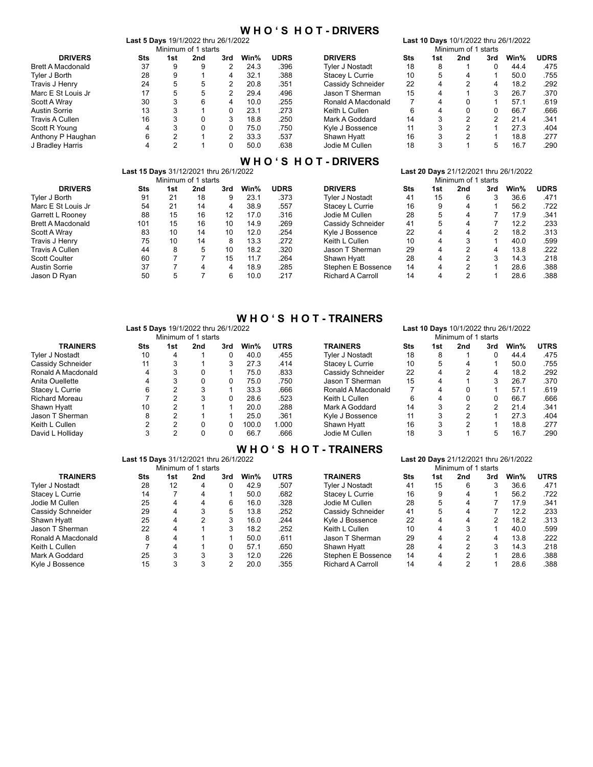# W H O ' S  H O T - DRIVERS

**Last 5 Days** 19/1/2022 thru 26/1/2022
Minimum of 1 starts

| DRIVERS | Sts | 1st | 2nd | 3rd | Win% | UDRS |
|---|---|---|---|---|---|---|
| Brett A Macdonald | 37 | 9 | 9 | 2 | 24.3 | .396 |
| Tyler J Borth | 28 | 9 | 1 | 4 | 32.1 | .388 |
| Travis J Henry | 24 | 5 | 5 | 2 | 20.8 | .351 |
| Marc E St Louis Jr | 17 | 5 | 5 | 2 | 29.4 | .496 |
| Scott A Wray | 30 | 3 | 6 | 4 | 10.0 | .255 |
| Austin Sorrie | 13 | 3 | 1 | 0 | 23.1 | .273 |
| Travis A Cullen | 16 | 3 | 0 | 3 | 18.8 | .250 |
| Scott R Young | 4 | 3 | 0 | 0 | 75.0 | .750 |
| Anthony P Haughan | 6 | 2 | 1 | 2 | 33.3 | .537 |
| J Bradley Harris | 4 | 2 | 1 | 0 | 50.0 | .638 |

**Last 10 Days** 10/1/2022 thru 26/1/2022
Minimum of 1 starts

| DRIVERS | Sts | 1st | 2nd | 3rd | Win% | UDRS |
|---|---|---|---|---|---|---|
| Tyler J Nostadt | 18 | 8 | 1 | 0 | 44.4 | .475 |
| Stacey L Currie | 10 | 5 | 4 | 1 | 50.0 | .755 |
| Cassidy Schneider | 22 | 4 | 2 | 4 | 18.2 | .292 |
| Jason T Sherman | 15 | 4 | 1 | 3 | 26.7 | .370 |
| Ronald A Macdonald | 7 | 4 | 0 | 1 | 57.1 | .619 |
| Keith L Cullen | 6 | 4 | 0 | 0 | 66.7 | .666 |
| Mark A Goddard | 14 | 3 | 2 | 2 | 21.4 | .341 |
| Kyle J Bossence | 11 | 3 | 2 | 1 | 27.3 | .404 |
| Shawn Hyatt | 16 | 3 | 2 | 1 | 18.8 | .277 |
| Jodie M Cullen | 18 | 3 | 1 | 5 | 16.7 | .290 |

# W H O ' S  H O T - DRIVERS

**Last 15 Days** 31/12/2021 thru 26/1/2022
Minimum of 1 starts

| DRIVERS | Sts | 1st | 2nd | 3rd | Win% | UDRS |
|---|---|---|---|---|---|---|
| Tyler J Borth | 91 | 21 | 18 | 9 | 23.1 | .373 |
| Marc E St Louis Jr | 54 | 21 | 14 | 4 | 38.9 | .557 |
| Garrett L Rooney | 88 | 15 | 16 | 12 | 17.0 | .316 |
| Brett A Macdonald | 101 | 15 | 16 | 10 | 14.9 | .269 |
| Scott A Wray | 83 | 10 | 14 | 10 | 12.0 | .254 |
| Travis J Henry | 75 | 10 | 14 | 8 | 13.3 | .272 |
| Travis A Cullen | 44 | 8 | 5 | 10 | 18.2 | .320 |
| Scott Coulter | 60 | 7 | 7 | 15 | 11.7 | .264 |
| Austin Sorrie | 37 | 7 | 4 | 4 | 18.9 | .285 |
| Jason D Ryan | 50 | 5 | 7 | 6 | 10.0 | .217 |

**Last 20 Days** 21/12/2021 thru 26/1/2022
Minimum of 1 starts

| DRIVERS | Sts | 1st | 2nd | 3rd | Win% | UDRS |
|---|---|---|---|---|---|---|
| Tyler J Nostadt | 41 | 15 | 6 | 3 | 36.6 | .471 |
| Stacey L Currie | 16 | 9 | 4 | 1 | 56.2 | .722 |
| Jodie M Cullen | 28 | 5 | 4 | 7 | 17.9 | .341 |
| Cassidy Schneider | 41 | 5 | 4 | 7 | 12.2 | .233 |
| Kyle J Bossence | 22 | 4 | 4 | 2 | 18.2 | .313 |
| Keith L Cullen | 10 | 4 | 3 | 1 | 40.0 | .599 |
| Jason T Sherman | 29 | 4 | 2 | 4 | 13.8 | .222 |
| Shawn Hyatt | 28 | 4 | 2 | 3 | 14.3 | .218 |
| Stephen E Bossence | 14 | 4 | 2 | 1 | 28.6 | .388 |
| Richard A Carroll | 14 | 4 | 2 | 1 | 28.6 | .388 |

# W H O ' S  H O T - TRAINERS

**Last 5 Days** 19/1/2022 thru 26/1/2022
Minimum of 1 starts

| TRAINERS | Sts | 1st | 2nd | 3rd | Win% | UTRS |
|---|---|---|---|---|---|---|
| Tyler J Nostadt | 10 | 4 | 1 | 0 | 40.0 | .455 |
| Cassidy Schneider | 11 | 3 | 1 | 3 | 27.3 | .414 |
| Ronald A Macdonald | 4 | 3 | 0 | 1 | 75.0 | .833 |
| Anita Ouellette | 4 | 3 | 0 | 0 | 75.0 | .750 |
| Stacey L Currie | 6 | 2 | 3 | 1 | 33.3 | .666 |
| Richard Moreau | 7 | 2 | 3 | 0 | 28.6 | .523 |
| Shawn Hyatt | 10 | 2 | 1 | 1 | 20.0 | .288 |
| Jason T Sherman | 8 | 2 | 1 | 1 | 25.0 | .361 |
| Keith L Cullen | 2 | 2 | 0 | 0 | 100.0 | 1.000 |
| David L Holliday | 3 | 2 | 0 | 0 | 66.7 | .666 |

**Last 10 Days** 10/1/2022 thru 26/1/2022
Minimum of 1 starts

| TRAINERS | Sts | 1st | 2nd | 3rd | Win% | UTRS |
|---|---|---|---|---|---|---|
| Tyler J Nostadt | 18 | 8 | 1 | 0 | 44.4 | .475 |
| Stacey L Currie | 10 | 5 | 4 | 1 | 50.0 | .755 |
| Cassidy Schneider | 22 | 4 | 2 | 4 | 18.2 | .292 |
| Jason T Sherman | 15 | 4 | 1 | 3 | 26.7 | .370 |
| Ronald A Macdonald | 7 | 4 | 0 | 1 | 57.1 | .619 |
| Keith L Cullen | 6 | 4 | 0 | 0 | 66.7 | .666 |
| Mark A Goddard | 14 | 3 | 2 | 2 | 21.4 | .341 |
| Kyle J Bossence | 11 | 3 | 2 | 1 | 27.3 | .404 |
| Shawn Hyatt | 16 | 3 | 2 | 1 | 18.8 | .277 |
| Jodie M Cullen | 18 | 3 | 1 | 5 | 16.7 | .290 |

# W H O ' S  H O T - TRAINERS

**Last 15 Days** 31/12/2021 thru 26/1/2022
Minimum of 1 starts

| TRAINERS | Sts | 1st | 2nd | 3rd | Win% | UTRS |
|---|---|---|---|---|---|---|
| Tyler J Nostadt | 28 | 12 | 4 | 0 | 42.9 | .507 |
| Stacey L Currie | 14 | 7 | 4 | 1 | 50.0 | .682 |
| Jodie M Cullen | 25 | 4 | 4 | 6 | 16.0 | .328 |
| Cassidy Schneider | 29 | 4 | 3 | 5 | 13.8 | .252 |
| Shawn Hyatt | 25 | 4 | 2 | 3 | 16.0 | .244 |
| Jason T Sherman | 22 | 4 | 1 | 3 | 18.2 | .252 |
| Ronald A Macdonald | 8 | 4 | 1 | 1 | 50.0 | .611 |
| Keith L Cullen | 7 | 4 | 1 | 0 | 57.1 | .650 |
| Mark A Goddard | 25 | 3 | 3 | 3 | 12.0 | .226 |
| Kyle J Bossence | 15 | 3 | 3 | 2 | 20.0 | .355 |

**Last 20 Days** 21/12/2021 thru 26/1/2022
Minimum of 1 starts

| TRAINERS | Sts | 1st | 2nd | 3rd | Win% | UTRS |
|---|---|---|---|---|---|---|
| Tyler J Nostadt | 41 | 15 | 6 | 3 | 36.6 | .471 |
| Stacey L Currie | 16 | 9 | 4 | 1 | 56.2 | .722 |
| Jodie M Cullen | 28 | 5 | 4 | 7 | 17.9 | .341 |
| Cassidy Schneider | 41 | 5 | 4 | 7 | 12.2 | .233 |
| Kyle J Bossence | 22 | 4 | 4 | 2 | 18.2 | .313 |
| Keith L Cullen | 10 | 4 | 3 | 1 | 40.0 | .599 |
| Jason T Sherman | 29 | 4 | 2 | 4 | 13.8 | .222 |
| Shawn Hyatt | 28 | 4 | 2 | 3 | 14.3 | .218 |
| Stephen E Bossence | 14 | 4 | 2 | 1 | 28.6 | .388 |
| Richard A Carroll | 14 | 4 | 2 | 1 | 28.6 | .388 |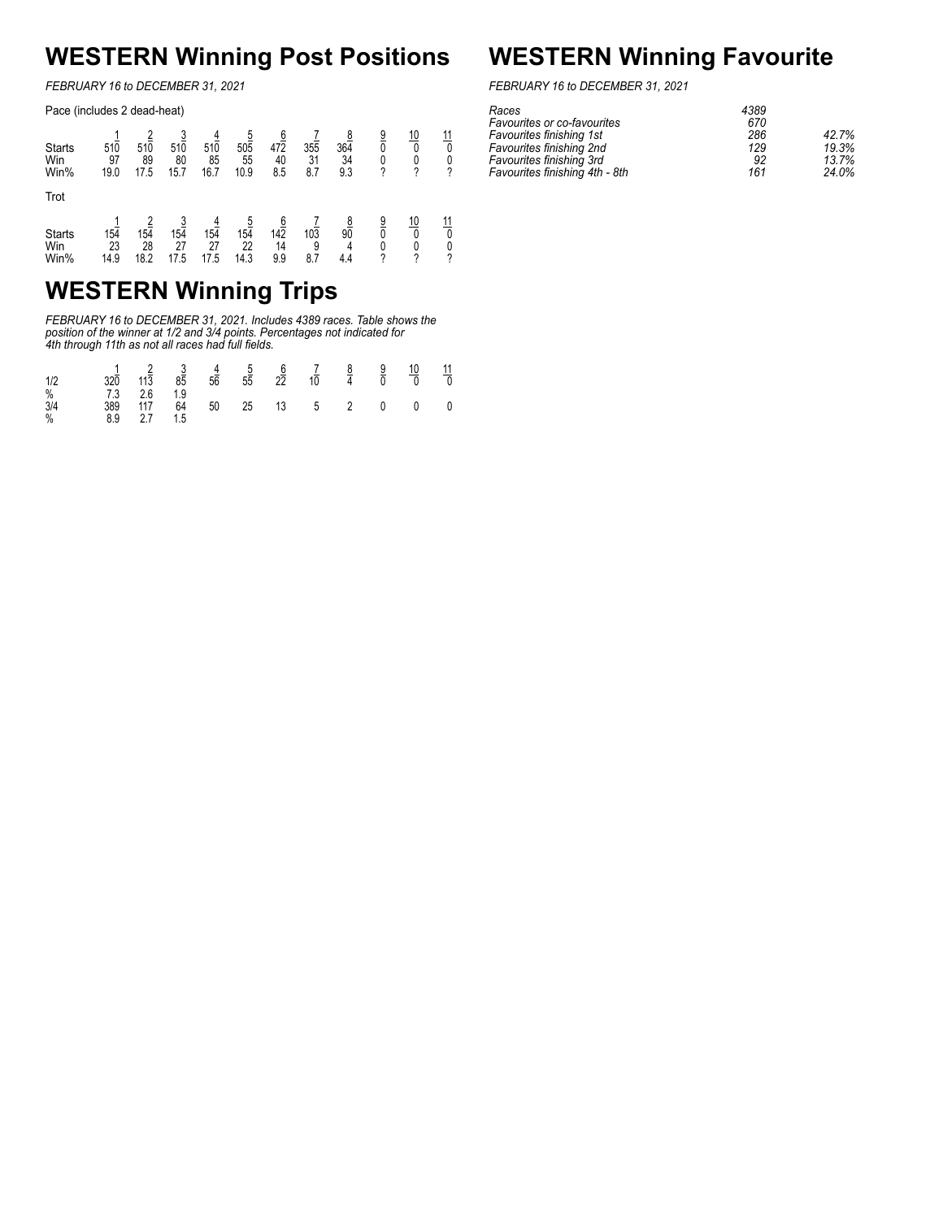# WESTERN Winning Post Positions

*FEBRUARY 16 to DECEMBER 31, 2021*

Pace (includes 2 dead-heat)

| | 1 | 2 | 3 | 4 | 5 | 6 | 7 | 8 | 9 | 10 | 11 |
|---|---|---|---|---|---|---|---|---|---|---|---|
| Starts | 510 | 510 | 510 | 510 | 505 | 472 | 355 | 364 | 0 | 0 | 0 |
| Win | 97 | 89 | 80 | 85 | 55 | 40 | 31 | 34 | 0 | 0 | 0 |
| Win% | 19.0 | 17.5 | 15.7 | 16.7 | 10.9 | 8.5 | 8.7 | 9.3 | ? | ? | ? |

Trot

| | 1 | 2 | 3 | 4 | 5 | 6 | 7 | 8 | 9 | 10 | 11 |
|---|---|---|---|---|---|---|---|---|---|---|---|
| Starts | 154 | 154 | 154 | 154 | 154 | 142 | 103 | 90 | 0 | 0 | 0 |
| Win | 23 | 28 | 27 | 27 | 22 | 14 | 9 | 4 | 0 | 0 | 0 |
| Win% | 14.9 | 18.2 | 17.5 | 17.5 | 14.3 | 9.9 | 8.7 | 4.4 | ? | ? | ? |

# WESTERN Winning Trips

*FEBRUARY 16 to DECEMBER 31, 2021. Includes 4389 races. Table shows the position of the winner at 1/2 and 3/4 points. Percentages not indicated for 4th through 11th as not all races had full fields.*

| | 1 | 2 | 3 | 4 | 5 | 6 | 7 | 8 | 9 | 10 | 11 |
|---|---|---|---|---|---|---|---|---|---|---|---|
| 1/2 | 320 | 113 | 85 | 56 | 55 | 22 | 10 | 4 | 0 | 0 | 0 |
| % | 7.3 | 2.6 | 1.9 | | | | | | | | |
| 3/4 | 389 | 117 | 64 | 50 | 25 | 13 | 5 | 2 | 0 | 0 | 0 |
| % | 8.9 | 2.7 | 1.5 | | | | | | | | |

# WESTERN Winning Favourite

*FEBRUARY 16 to DECEMBER 31, 2021*

| | | |
|---|---|---|
| *Races* | *4389* | |
| *Favourites or co-favourites* | *670* | |
| *Favourites finishing 1st* | *286* | *42.7%* |
| *Favourites finishing 2nd* | *129* | *19.3%* |
| *Favourites finishing 3rd* | *92* | *13.7%* |
| *Favourites finishing 4th - 8th* | *161* | *24.0%* |